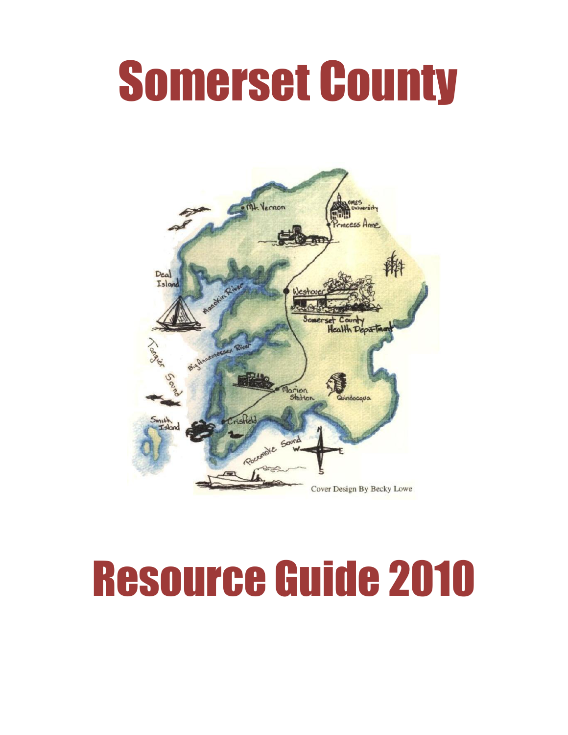# Somerset County

Cover Design By Becky Lowe

# Resource Guide 2010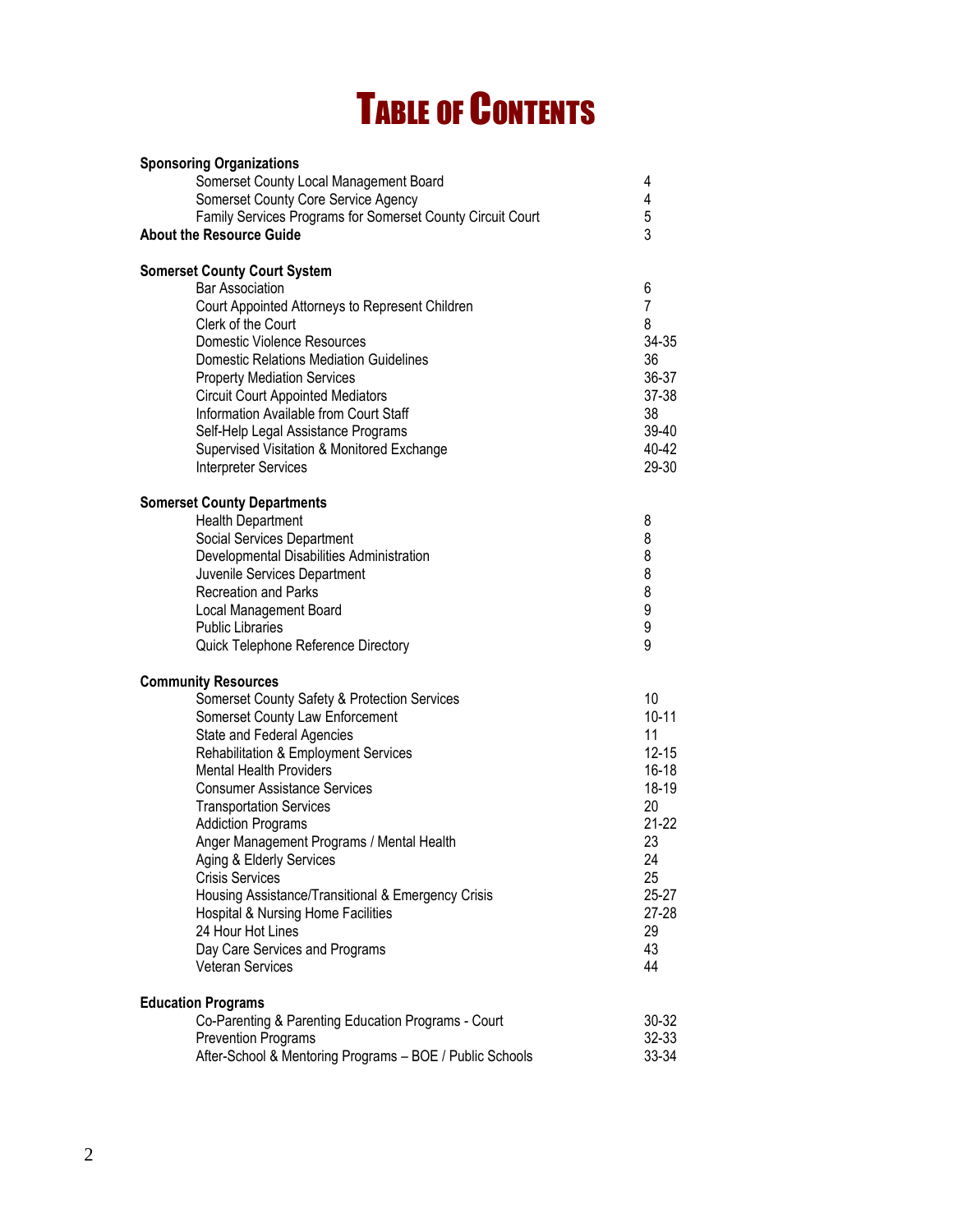# Table of Contents

| | |
|---|---|
| **Sponsoring Organizations** | |
| Somerset County Local Management Board | 4 |
| Somerset County Core Service Agency | 4 |
| Family Services Programs for Somerset County Circuit Court | 5 |
| **About the Resource Guide** | 3 |
| | |
| **Somerset County Court System** | |
| Bar Association | 6 |
| Court Appointed Attorneys to Represent Children | 7 |
| Clerk of the Court | 8 |
| Domestic Violence Resources | 34-35 |
| Domestic Relations Mediation Guidelines | 36 |
| Property Mediation Services | 36-37 |
| Circuit Court Appointed Mediators | 37-38 |
| Information Available from Court Staff | 38 |
| Self-Help Legal Assistance Programs | 39-40 |
| Supervised Visitation & Monitored Exchange | 40-42 |
| Interpreter Services | 29-30 |
| | |
| **Somerset County Departments** | |
| Health Department | 8 |
| Social Services Department | 8 |
| Developmental Disabilities Administration | 8 |
| Juvenile Services Department | 8 |
| Recreation and Parks | 8 |
| Local Management Board | 9 |
| Public Libraries | 9 |
| Quick Telephone Reference Directory | 9 |
| | |
| **Community Resources** | |
| Somerset County Safety & Protection Services | 10 |
| Somerset County Law Enforcement | 10-11 |
| State and Federal Agencies | 11 |
| Rehabilitation & Employment Services | 12-15 |
| Mental Health Providers | 16-18 |
| Consumer Assistance Services | 18-19 |
| Transportation Services | 20 |
| Addiction Programs | 21-22 |
| Anger Management Programs / Mental Health | 23 |
| Aging & Elderly Services | 24 |
| Crisis Services | 25 |
| Housing Assistance/Transitional & Emergency Crisis | 25-27 |
| Hospital & Nursing Home Facilities | 27-28 |
| 24 Hour Hot Lines | 29 |
| Day Care Services and Programs | 43 |
| Veteran Services | 44 |
| | |
| **Education Programs** | |
| Co-Parenting & Parenting Education Programs - Court | 30-32 |
| Prevention Programs | 32-33 |
| After-School & Mentoring Programs – BOE / Public Schools | 33-34 |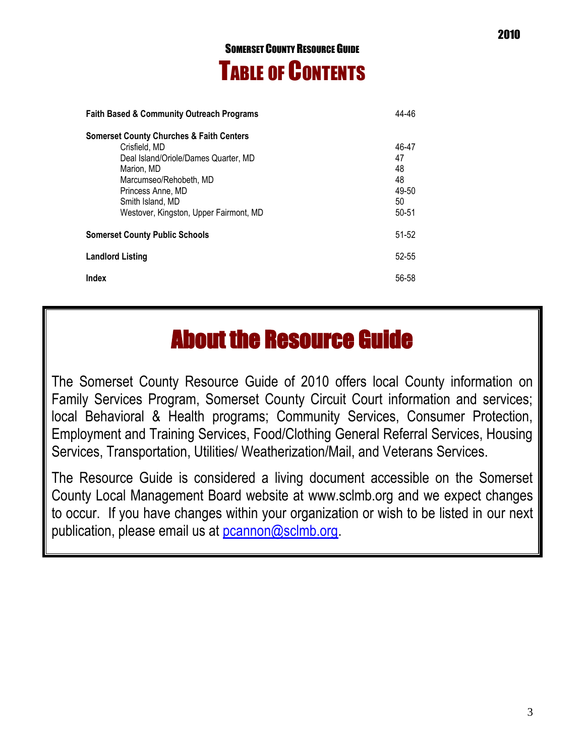## Somerset County Resource Guide

# Table of Contents

| | |
|---|---|
| **Faith Based & Community Outreach Programs** | 44-46 |
| **Somerset County Churches & Faith Centers** | |
| Crisfield, MD | 46-47 |
| Deal Island/Oriole/Dames Quarter, MD | 47 |
| Marion, MD | 48 |
| Marcumseo/Rehobeth, MD | 48 |
| Princess Anne, MD | 49-50 |
| Smith Island, MD | 50 |
| Westover, Kingston, Upper Fairmont, MD | 50-51 |
| **Somerset County Public Schools** | 51-52 |
| **Landlord Listing** | 52-55 |
| **Index** | 56-58 |

# About the Resource Guide

The Somerset County Resource Guide of 2010 offers local County information on Family Services Program, Somerset County Circuit Court information and services; local Behavioral & Health programs; Community Services, Consumer Protection, Employment and Training Services, Food/Clothing General Referral Services, Housing Services, Transportation, Utilities/ Weatherization/Mail, and Veterans Services.

The Resource Guide is considered a living document accessible on the Somerset County Local Management Board website at www.sclmb.org and we expect changes to occur. If you have changes within your organization or wish to be listed in our next publication, please email us at pcannon@sclmb.org.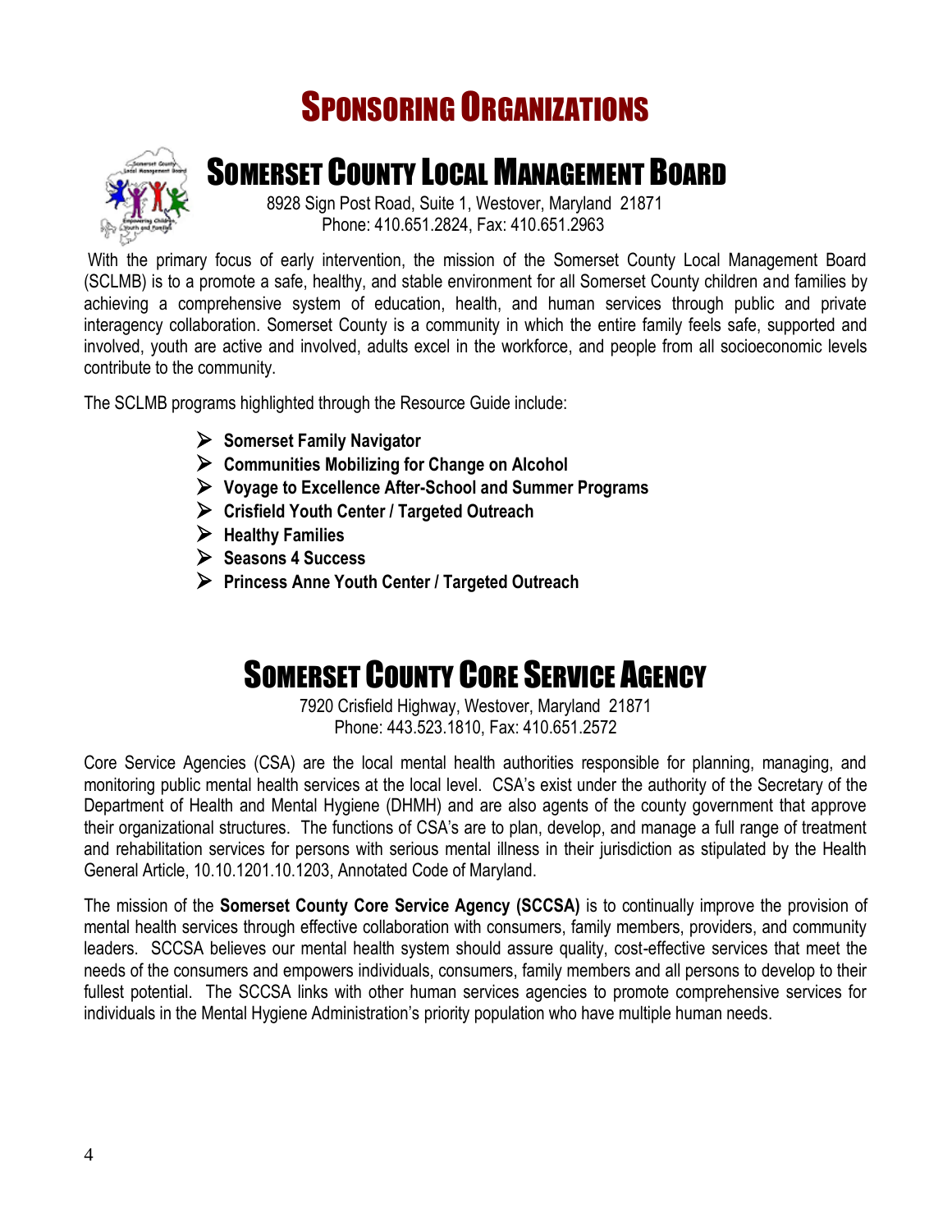# Sponsoring Organizations

## Somerset County Local Management Board

8928 Sign Post Road, Suite 1, Westover, Maryland 21871
Phone: 410.651.2824, Fax: 410.651.2963

With the primary focus of early intervention, the mission of the Somerset County Local Management Board (SCLMB) is to a promote a safe, healthy, and stable environment for all Somerset County children and families by achieving a comprehensive system of education, health, and human services through public and private interagency collaboration. Somerset County is a community in which the entire family feels safe, supported and involved, youth are active and involved, adults excel in the workforce, and people from all socioeconomic levels contribute to the community.

The SCLMB programs highlighted through the Resource Guide include:

- **Somerset Family Navigator**
- **Communities Mobilizing for Change on Alcohol**
- **Voyage to Excellence After-School and Summer Programs**
- **Crisfield Youth Center / Targeted Outreach**
- **Healthy Families**
- **Seasons 4 Success**
- **Princess Anne Youth Center / Targeted Outreach**

## Somerset County Core Service Agency

7920 Crisfield Highway, Westover, Maryland 21871
Phone: 443.523.1810, Fax: 410.651.2572

Core Service Agencies (CSA) are the local mental health authorities responsible for planning, managing, and monitoring public mental health services at the local level. CSA's exist under the authority of the Secretary of the Department of Health and Mental Hygiene (DHMH) and are also agents of the county government that approve their organizational structures. The functions of CSA's are to plan, develop, and manage a full range of treatment and rehabilitation services for persons with serious mental illness in their jurisdiction as stipulated by the Health General Article, 10.10.1201.10.1203, Annotated Code of Maryland.

The mission of the **Somerset County Core Service Agency (SCCSA)** is to continually improve the provision of mental health services through effective collaboration with consumers, family members, providers, and community leaders. SCCSA believes our mental health system should assure quality, cost-effective services that meet the needs of the consumers and empowers individuals, consumers, family members and all persons to develop to their fullest potential. The SCCSA links with other human services agencies to promote comprehensive services for individuals in the Mental Hygiene Administration's priority population who have multiple human needs.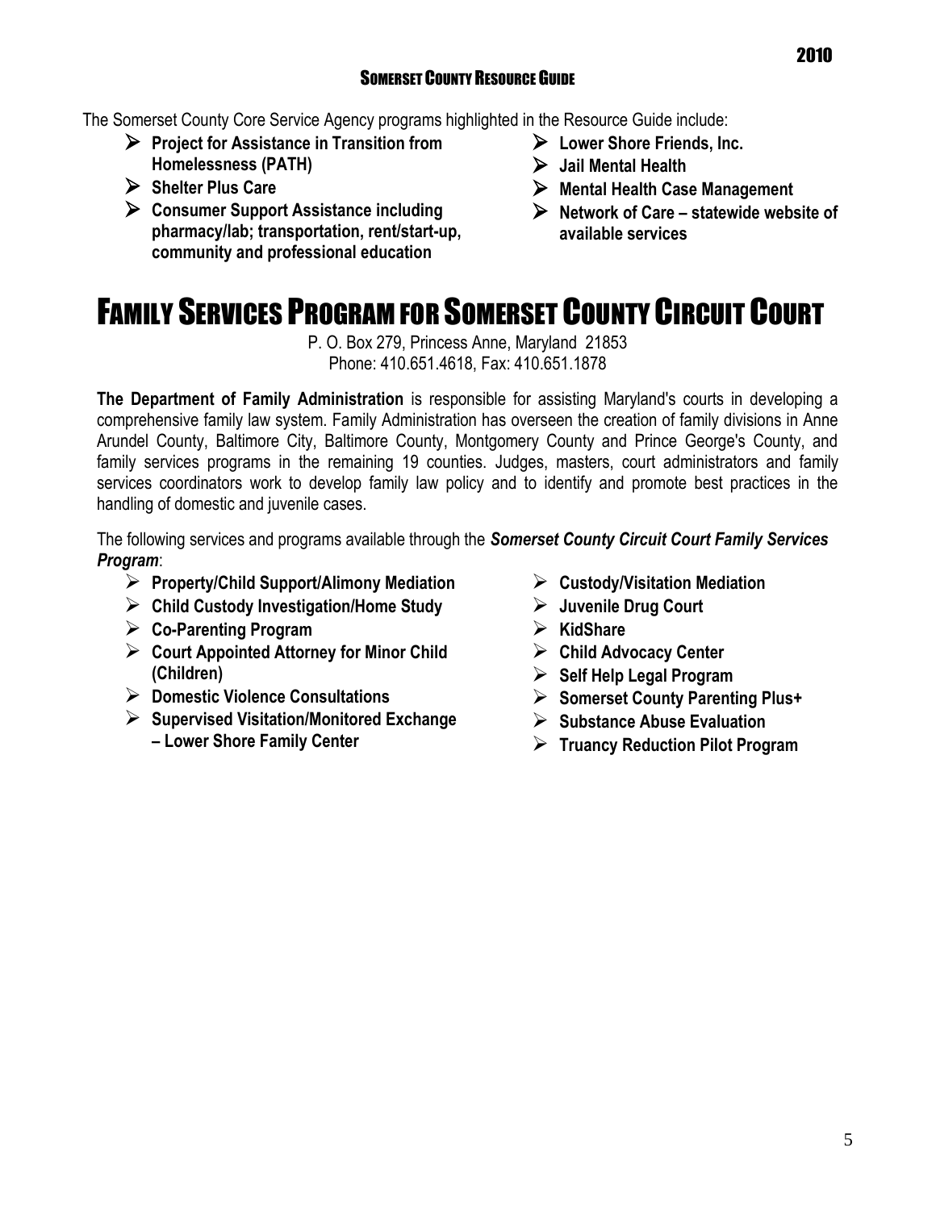The Somerset County Core Service Agency programs highlighted in the Resource Guide include:

- **Project for Assistance in Transition from Homelessness (PATH)**
- **Shelter Plus Care**
- **Consumer Support Assistance including pharmacy/lab; transportation, rent/start-up, community and professional education**
- **Lower Shore Friends, Inc.**
- **Jail Mental Health**
- **Mental Health Case Management**
- **Network of Care – statewide website of available services**

# FAMILY SERVICES PROGRAM FOR SOMERSET COUNTY CIRCUIT COURT

P. O. Box 279, Princess Anne, Maryland 21853
Phone: 410.651.4618, Fax: 410.651.1878

**The Department of Family Administration** is responsible for assisting Maryland's courts in developing a comprehensive family law system. Family Administration has overseen the creation of family divisions in Anne Arundel County, Baltimore City, Baltimore County, Montgomery County and Prince George's County, and family services programs in the remaining 19 counties. Judges, masters, court administrators and family services coordinators work to develop family law policy and to identify and promote best practices in the handling of domestic and juvenile cases.

The following services and programs available through the ***Somerset County Circuit Court Family Services Program***:

- **Property/Child Support/Alimony Mediation**
- **Child Custody Investigation/Home Study**
- **Co-Parenting Program**
- **Court Appointed Attorney for Minor Child (Children)**
- **Domestic Violence Consultations**
- **Supervised Visitation/Monitored Exchange – Lower Shore Family Center**
- **Custody/Visitation Mediation**
- **Juvenile Drug Court**
- **KidShare**
- **Child Advocacy Center**
- **Self Help Legal Program**
- **Somerset County Parenting Plus+**
- **Substance Abuse Evaluation**
- **Truancy Reduction Pilot Program**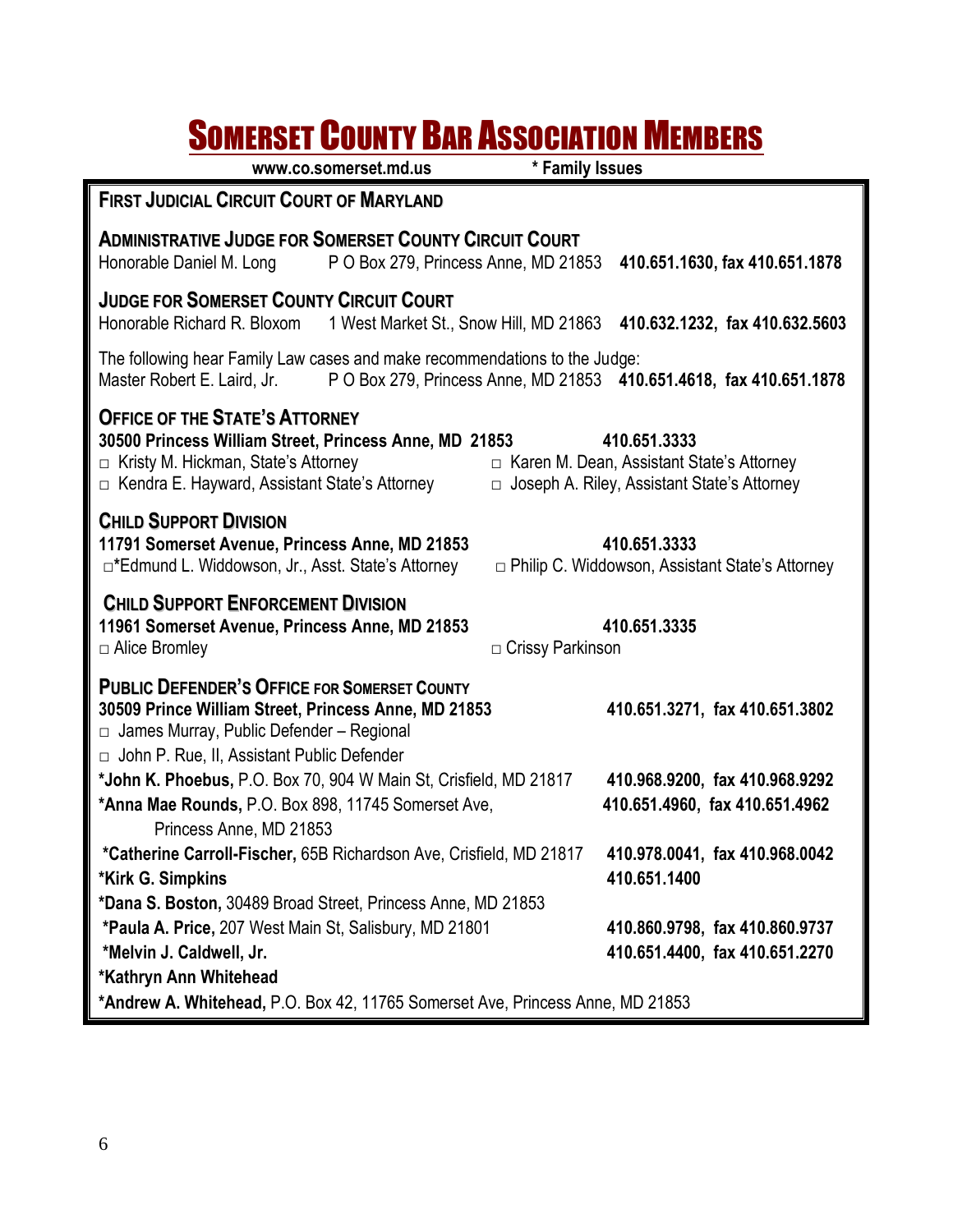# SOMERSET COUNTY BAR ASSOCIATION MEMBERS

www.co.somerset.md.us * Family Issues

## FIRST JUDICIAL CIRCUIT COURT OF MARYLAND

### ADMINISTRATIVE JUDGE FOR SOMERSET COUNTY CIRCUIT COURT

Honorable Daniel M. Long P O Box 279, Princess Anne, MD 21853 **410.651.1630, fax 410.651.1878**

### JUDGE FOR SOMERSET COUNTY CIRCUIT COURT

Honorable Richard R. Bloxom 1 West Market St., Snow Hill, MD 21863 **410.632.1232, fax 410.632.5603**

The following hear Family Law cases and make recommendations to the Judge:
Master Robert E. Laird, Jr. P O Box 279, Princess Anne, MD 21853 **410.651.4618, fax 410.651.1878**

### OFFICE OF THE STATE'S ATTORNEY

**30500 Princess William Street, Princess Anne, MD 21853 410.651.3333**

- □ Kristy M. Hickman, State's Attorney
- □ Karen M. Dean, Assistant State's Attorney
- □ Kendra E. Hayward, Assistant State's Attorney
- □ Joseph A. Riley, Assistant State's Attorney

### CHILD SUPPORT DIVISION

**11791 Somerset Avenue, Princess Anne, MD 21853 410.651.3333**

- □*Edmund L. Widdowson, Jr., Asst. State's Attorney
- □ Philip C. Widdowson, Assistant State's Attorney

### CHILD SUPPORT ENFORCEMENT DIVISION

**11961 Somerset Avenue, Princess Anne, MD 21853 410.651.3335**

- □ Alice Bromley
- □ Crissy Parkinson

### PUBLIC DEFENDER'S OFFICE FOR SOMERSET COUNTY

**30509 Prince William Street, Princess Anne, MD 21853 410.651.3271, fax 410.651.3802**

- □ James Murray, Public Defender – Regional
- □ John P. Rue, II, Assistant Public Defender

**\*John K. Phoebus,** P.O. Box 70, 904 W Main St, Crisfield, MD 21817 **410.968.9200, fax 410.968.9292**

**\*Anna Mae Rounds,** P.O. Box 898, 11745 Somerset Ave, Princess Anne, MD 21853 **410.651.4960, fax 410.651.4962**

**\*Catherine Carroll-Fischer,** 65B Richardson Ave, Crisfield, MD 21817 **410.978.0041, fax 410.968.0042**

**\*Kirk G. Simpkins** **410.651.1400**

**\*Dana S. Boston,** 30489 Broad Street, Princess Anne, MD 21853

**\*Paula A. Price,** 207 West Main St, Salisbury, MD 21801 **410.860.9798, fax 410.860.9737**

**\*Melvin J. Caldwell, Jr.** **410.651.4400, fax 410.651.2270**

**\*Kathryn Ann Whitehead**

**\*Andrew A. Whitehead,** P.O. Box 42, 11765 Somerset Ave, Princess Anne, MD 21853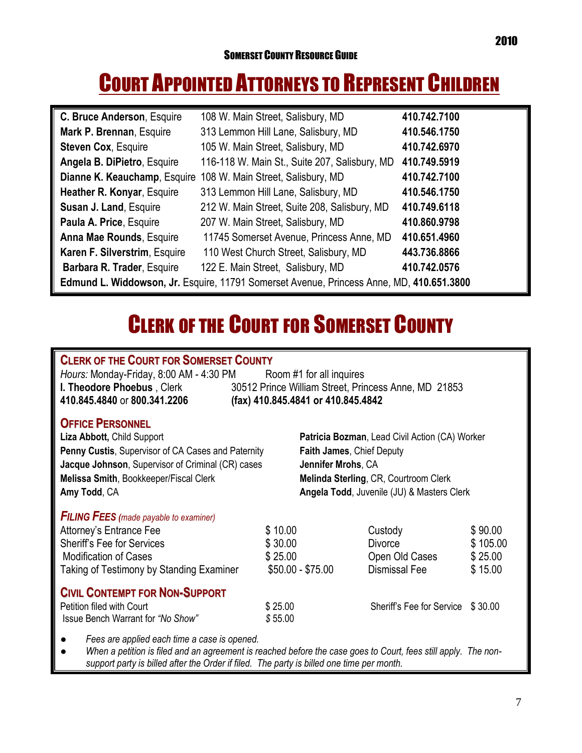# Court Appointed Attorneys to Represent Children

| | | |
|---|---|---|
| **C. Bruce Anderson**, Esquire | 108 W. Main Street, Salisbury, MD | **410.742.7100** |
| **Mark P. Brennan**, Esquire | 313 Lemmon Hill Lane, Salisbury, MD | **410.546.1750** |
| **Steven Cox**, Esquire | 105 W. Main Street, Salisbury, MD | **410.742.6970** |
| **Angela B. DiPietro**, Esquire | 116-118 W. Main St., Suite 207, Salisbury, MD | **410.749.5919** |
| **Dianne K. Keauchamp**, Esquire | 108 W. Main Street, Salisbury, MD | **410.742.7100** |
| **Heather R. Konyar**, Esquire | 313 Lemmon Hill Lane, Salisbury, MD | **410.546.1750** |
| **Susan J. Land**, Esquire | 212 W. Main Street, Suite 208, Salisbury, MD | **410.749.6118** |
| **Paula A. Price**, Esquire | 207 W. Main Street, Salisbury, MD | **410.860.9798** |
| **Anna Mae Rounds**, Esquire | 11745 Somerset Avenue, Princess Anne, MD | **410.651.4960** |
| **Karen F. Silverstrim**, Esquire | 110 West Church Street, Salisbury, MD | **443.736.8866** |
| **Barbara R. Trader**, Esquire | 122 E. Main Street, Salisbury, MD | **410.742.0576** |

**Edmund L. Widdowson, Jr.** Esquire, 11791 Somerset Avenue, Princess Anne, MD, **410.651.3800**

# Clerk of the Court for Somerset County

## Clerk of the Court for Somerset County

*Hours:* Monday-Friday, 8:00 AM - 4:30 PM    Room #1 for all inquires
**I. Theodore Phoebus** , Clerk    30512 Prince William Street, Princess Anne, MD 21853
**410.845.4840** or **800.341.2206**    **(fax) 410.845.4841 or 410.845.4842**

## Office Personnel

**Liza Abbott,** Child Support
**Penny Custis**, Supervisor of CA Cases and Paternity
**Jacque Johnson**, Supervisor of Criminal (CR) cases
**Melissa Smith**, Bookkeeper/Fiscal Clerk
**Amy Todd**, CA
**Patricia Bozman**, Lead Civil Action (CA) Worker
**Faith James**, Chief Deputy
**Jennifer Mrohs**, CA
**Melinda Sterling**, CR, Courtroom Clerk
**Angela Todd**, Juvenile (JU) & Masters Clerk

## *Filing Fees* *(made payable to examiner)*

| | | | |
|---|---|---|---|
| Attorney's Entrance Fee | $ 10.00 | Custody | $ 90.00 |
| Sheriff's Fee for Services | $ 30.00 | Divorce | $ 105.00 |
| Modification of Cases | $ 25.00 | Open Old Cases | $ 25.00 |
| Taking of Testimony by Standing Examiner | $50.00 - $75.00 | Dismissal Fee | $ 15.00 |

## Civil Contempt for Non-Support

| | | | |
|---|---|---|---|
| Petition filed with Court | $ 25.00 | Sheriff's Fee for Service | $ 30.00 |
| Issue Bench Warrant for *"No Show"* | $ 55.00 | | |

- *Fees are applied each time a case is opened.*
- *When a petition is filed and an agreement is reached before the case goes to Court, fees still apply. The non-support party is billed after the Order if filed. The party is billed one time per month.*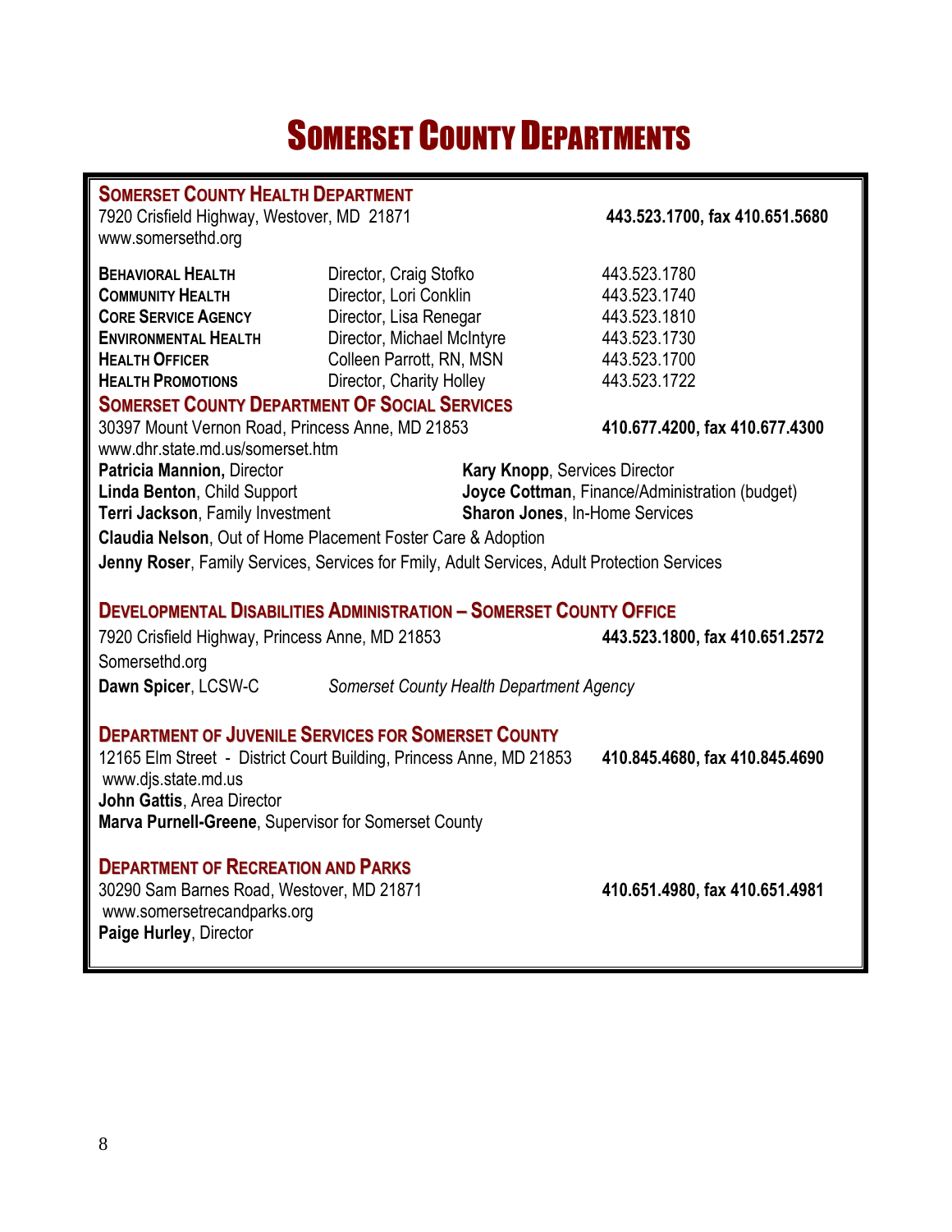# Somerset County Departments

## Somerset County Health Department

7920 Crisfield Highway, Westover, MD 21871 **443.523.1700, fax 410.651.5680**
www.somersethd.org

| | | |
|---|---|---|
| **Behavioral Health** | Director, Craig Stofko | 443.523.1780 |
| **Community Health** | Director, Lori Conklin | 443.523.1740 |
| **Core Service Agency** | Director, Lisa Renegar | 443.523.1810 |
| **Environmental Health** | Director, Michael McIntyre | 443.523.1730 |
| **Health Officer** | Colleen Parrott, RN, MSN | 443.523.1700 |
| **Health Promotions** | Director, Charity Holley | 443.523.1722 |

## Somerset County Department Of Social Services

30397 Mount Vernon Road, Princess Anne, MD 21853 **410.677.4200, fax 410.677.4300**
www.dhr.state.md.us/somerset.htm

**Patricia Mannion,** Director
**Linda Benton**, Child Support
**Terri Jackson**, Family Investment
**Kary Knopp**, Services Director
**Joyce Cottman**, Finance/Administration (budget)
**Sharon Jones**, In-Home Services
**Claudia Nelson**, Out of Home Placement Foster Care & Adoption
**Jenny Roser**, Family Services, Services for Fmily, Adult Services, Adult Protection Services

## Developmental Disabilities Administration – Somerset County Office

7920 Crisfield Highway, Princess Anne, MD 21853 **443.523.1800, fax 410.651.2572**
Somersethd.org
**Dawn Spicer**, LCSW-C *Somerset County Health Department Agency*

## Department of Juvenile Services for Somerset County

12165 Elm Street - District Court Building, Princess Anne, MD 21853 **410.845.4680, fax 410.845.4690**
www.djs.state.md.us
**John Gattis**, Area Director
**Marva Purnell-Greene**, Supervisor for Somerset County

## Department of Recreation and Parks

30290 Sam Barnes Road, Westover, MD 21871 **410.651.4980, fax 410.651.4981**
www.somersetrecandparks.org
**Paige Hurley**, Director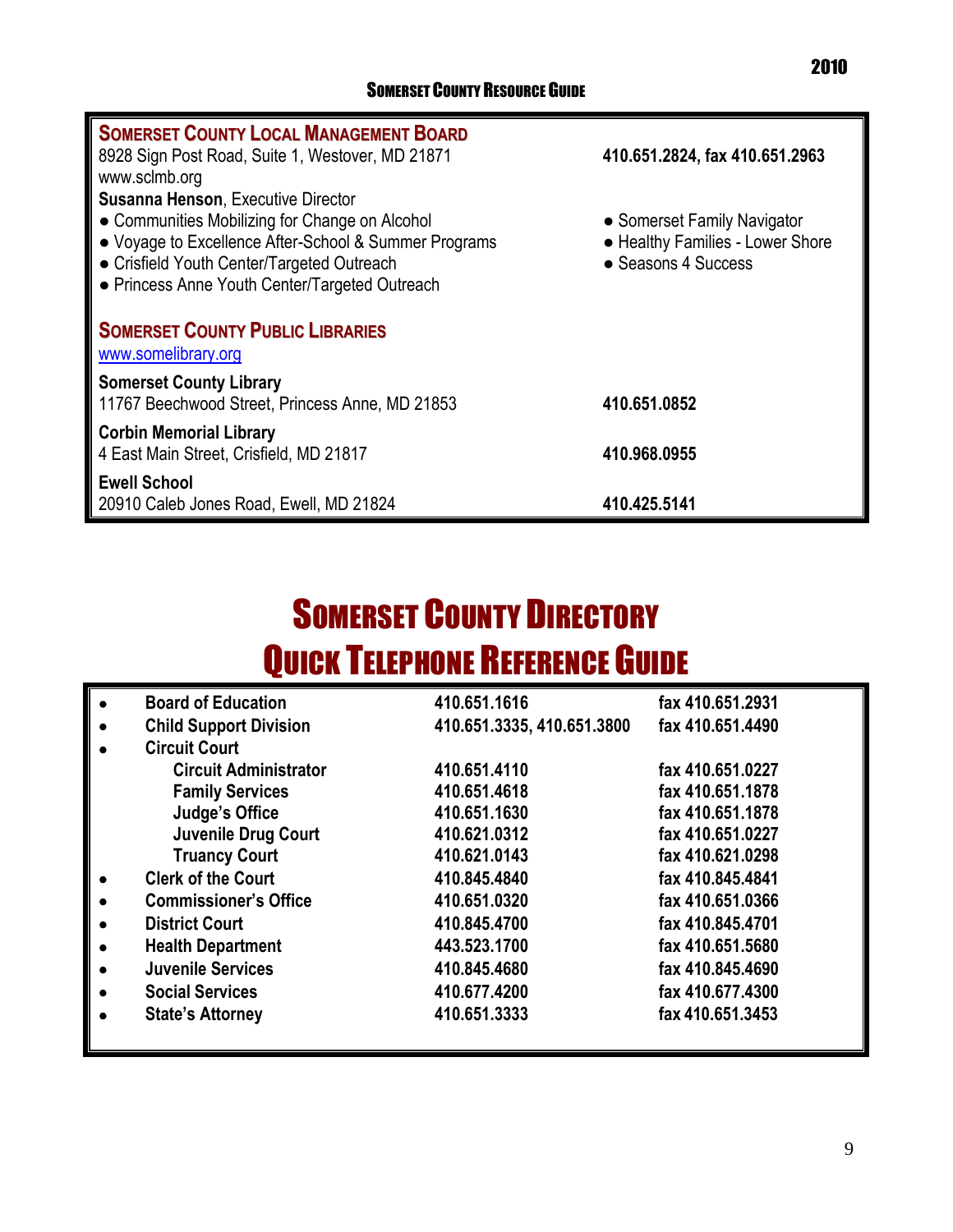## Somerset County Local Management Board

8928 Sign Post Road, Suite 1, Westover, MD 21871 — **410.651.2824, fax 410.651.2963**
www.sclmb.org
**Susanna Henson**, Executive Director

- Communities Mobilizing for Change on Alcohol
- Voyage to Excellence After-School & Summer Programs
- Crisfield Youth Center/Targeted Outreach
- Princess Anne Youth Center/Targeted Outreach
- Somerset Family Navigator
- Healthy Families - Lower Shore
- Seasons 4 Success

## Somerset County Public Libraries

www.somelibrary.org

**Somerset County Library**
11767 Beechwood Street, Princess Anne, MD 21853 — **410.651.0852**

**Corbin Memorial Library**
4 East Main Street, Crisfield, MD 21817 — **410.968.0955**

**Ewell School**
20910 Caleb Jones Road, Ewell, MD 21824 — **410.425.5141**

# Somerset County Directory
# Quick Telephone Reference Guide

| Office | Phone | Fax |
|---|---|---|
| **Board of Education** | 410.651.1616 | fax 410.651.2931 |
| **Child Support Division** | 410.651.3335, 410.651.3800 | fax 410.651.4490 |
| **Circuit Court** | | |
| Circuit Administrator | 410.651.4110 | fax 410.651.0227 |
| Family Services | 410.651.4618 | fax 410.651.1878 |
| Judge's Office | 410.651.1630 | fax 410.651.1878 |
| Juvenile Drug Court | 410.621.0312 | fax 410.651.0227 |
| Truancy Court | 410.621.0143 | fax 410.621.0298 |
| **Clerk of the Court** | 410.845.4840 | fax 410.845.4841 |
| **Commissioner's Office** | 410.651.0320 | fax 410.651.0366 |
| **District Court** | 410.845.4700 | fax 410.845.4701 |
| **Health Department** | 443.523.1700 | fax 410.651.5680 |
| **Juvenile Services** | 410.845.4680 | fax 410.845.4690 |
| **Social Services** | 410.677.4200 | fax 410.677.4300 |
| **State's Attorney** | 410.651.3333 | fax 410.651.3453 |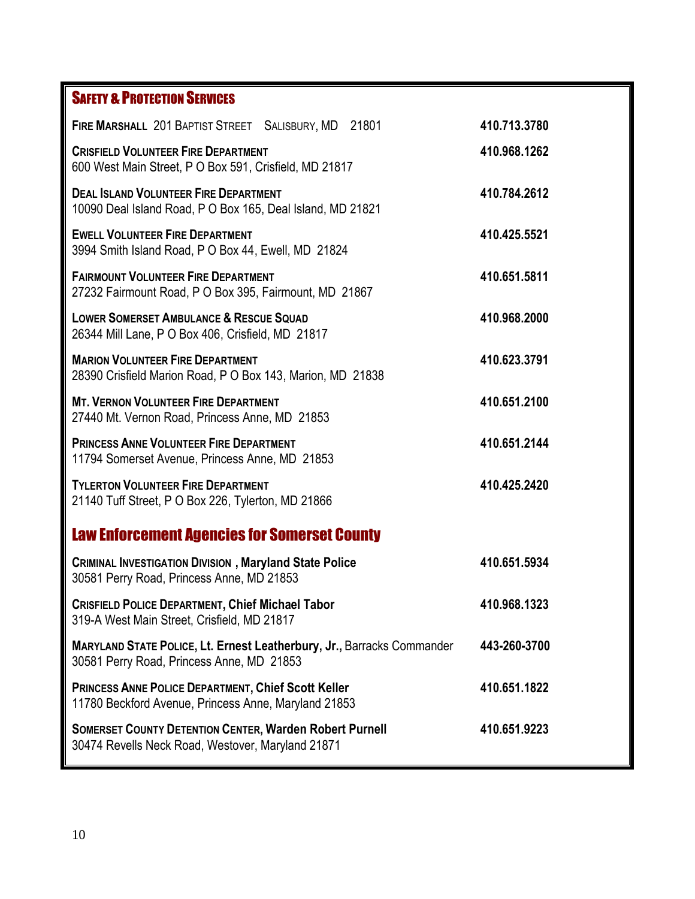## Safety & Protection Services

**Fire Marshall** 201 Baptist Street Salisbury, MD 21801 — **410.713.3780**

**Crisfield Volunteer Fire Department** — **410.968.1262**
600 West Main Street, P O Box 591, Crisfield, MD 21817

**Deal Island Volunteer Fire Department** — **410.784.2612**
10090 Deal Island Road, P O Box 165, Deal Island, MD 21821

**Ewell Volunteer Fire Department** — **410.425.5521**
3994 Smith Island Road, P O Box 44, Ewell, MD 21824

**Fairmount Volunteer Fire Department** — **410.651.5811**
27232 Fairmount Road, P O Box 395, Fairmount, MD 21867

**Lower Somerset Ambulance & Rescue Squad** — **410.968.2000**
26344 Mill Lane, P O Box 406, Crisfield, MD 21817

**Marion Volunteer Fire Department** — **410.623.3791**
28390 Crisfield Marion Road, P O Box 143, Marion, MD 21838

**Mt. Vernon Volunteer Fire Department** — **410.651.2100**
27440 Mt. Vernon Road, Princess Anne, MD 21853

**Princess Anne Volunteer Fire Department** — **410.651.2144**
11794 Somerset Avenue, Princess Anne, MD 21853

**Tylerton Volunteer Fire Department** — **410.425.2420**
21140 Tuff Street, P O Box 226, Tylerton, MD 21866

## Law Enforcement Agencies for Somerset County

**Criminal Investigation Division , Maryland State Police** — **410.651.5934**
30581 Perry Road, Princess Anne, MD 21853

**Crisfield Police Department, Chief Michael Tabor** — **410.968.1323**
319-A West Main Street, Crisfield, MD 21817

**Maryland State Police, Lt. Ernest Leatherbury, Jr.,** Barracks Commander — **443-260-3700**
30581 Perry Road, Princess Anne, MD 21853

**Princess Anne Police Department, Chief Scott Keller** — **410.651.1822**
11780 Beckford Avenue, Princess Anne, Maryland 21853

**Somerset County Detention Center, Warden Robert Purnell** — **410.651.9223**
30474 Revells Neck Road, Westover, Maryland 21871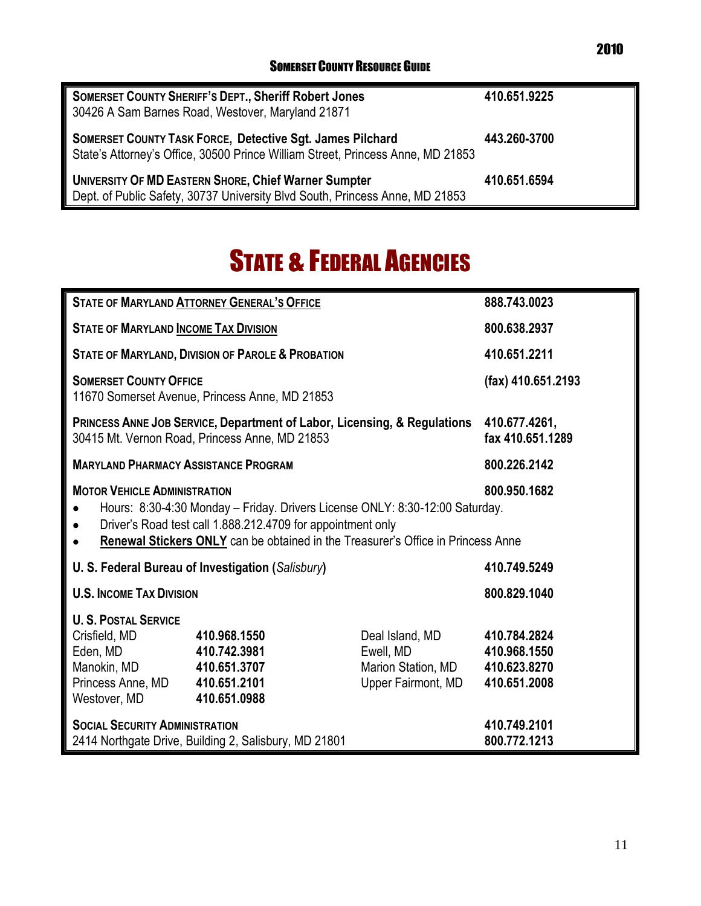| | |
|---|---|
| **SOMERSET COUNTY SHERIFF'S DEPT., Sheriff Robert Jones**<br>30426 A Sam Barnes Road, Westover, Maryland 21871 | **410.651.9225** |
| **SOMERSET COUNTY TASK FORCE, Detective Sgt. James Pilchard**<br>State's Attorney's Office, 30500 Prince William Street, Princess Anne, MD 21853 | **443.260-3700** |
| **UNIVERSITY OF MD EASTERN SHORE, Chief Warner Sumpter**<br>Dept. of Public Safety, 30737 University Blvd South, Princess Anne, MD 21853 | **410.651.6594** |

# STATE & FEDERAL AGENCIES

| | |
|---|---|
| **STATE OF MARYLAND ATTORNEY GENERAL'S OFFICE** | **888.743.0023** |
| **STATE OF MARYLAND INCOME TAX DIVISION** | **800.638.2937** |
| **STATE OF MARYLAND, DIVISION OF PAROLE & PROBATION** | **410.651.2211** |
| **SOMERSET COUNTY OFFICE**<br>11670 Somerset Avenue, Princess Anne, MD 21853 | **(fax) 410.651.2193** |
| **PRINCESS ANNE JOB SERVICE, Department of Labor, Licensing, & Regulations**<br>30415 Mt. Vernon Road, Princess Anne, MD 21853 | **410.677.4261,**<br>**fax 410.651.1289** |
| **MARYLAND PHARMACY ASSISTANCE PROGRAM** | **800.226.2142** |
| **MOTOR VEHICLE ADMINISTRATION**<br>• Hours: 8:30-4:30 Monday – Friday. Drivers License ONLY: 8:30-12:00 Saturday.<br>• Driver's Road test call 1.888.212.4709 for appointment only<br>• **Renewal Stickers ONLY** can be obtained in the Treasurer's Office in Princess Anne | **800.950.1682** |
| **U. S. Federal Bureau of Investigation (*Salisbury*)** | **410.749.5249** |
| **U.S. INCOME TAX DIVISION** | **800.829.1040** |

**U. S. POSTAL SERVICE**

| Location | Phone | Location | Phone |
|---|---|---|---|
| Crisfield, MD | **410.968.1550** | Deal Island, MD | **410.784.2824** |
| Eden, MD | **410.742.3981** | Ewell, MD | **410.968.1550** |
| Manokin, MD | **410.651.3707** | Marion Station, MD | **410.623.8270** |
| Princess Anne, MD | **410.651.2101** | Upper Fairmont, MD | **410.651.2008** |
| Westover, MD | **410.651.0988** | | |

| | |
|---|---|
| **SOCIAL SECURITY ADMINISTRATION**<br>2414 Northgate Drive, Building 2, Salisbury, MD 21801 | **410.749.2101**<br>**800.772.1213** |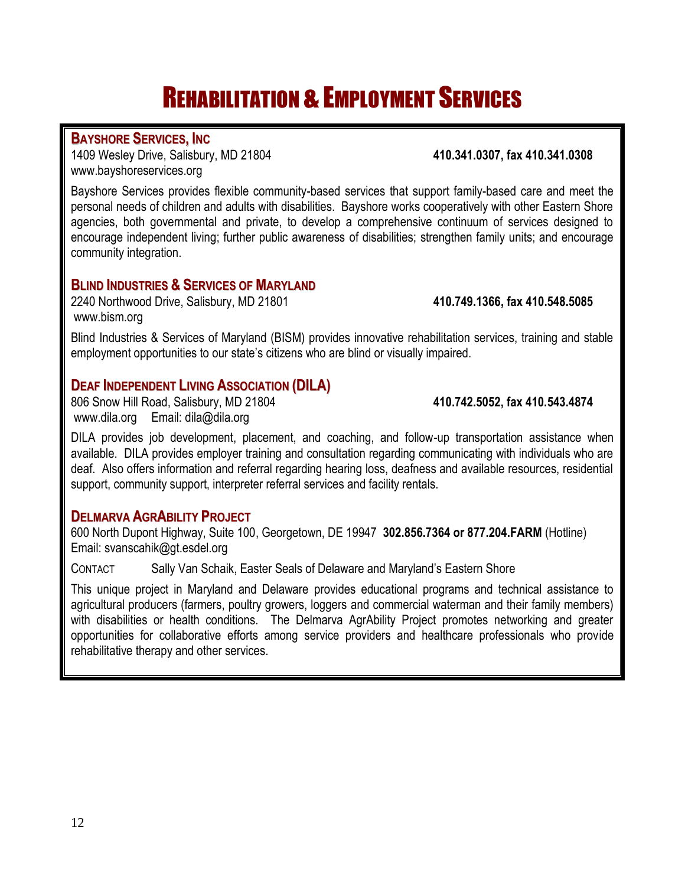# Rehabilitation & Employment Services

## Bayshore Services, Inc

1409 Wesley Drive, Salisbury, MD 21804 **410.341.0307, fax 410.341.0308**
www.bayshoreservices.org

Bayshore Services provides flexible community-based services that support family-based care and meet the personal needs of children and adults with disabilities. Bayshore works cooperatively with other Eastern Shore agencies, both governmental and private, to develop a comprehensive continuum of services designed to encourage independent living; further public awareness of disabilities; strengthen family units; and encourage community integration.

## Blind Industries & Services of Maryland

2240 Northwood Drive, Salisbury, MD 21801 **410.749.1366, fax 410.548.5085**
www.bism.org

Blind Industries & Services of Maryland (BISM) provides innovative rehabilitation services, training and stable employment opportunities to our state's citizens who are blind or visually impaired.

## Deaf Independent Living Association (DILA)

806 Snow Hill Road, Salisbury, MD 21804 **410.742.5052, fax 410.543.4874**
www.dila.org Email: dila@dila.org

DILA provides job development, placement, and coaching, and follow-up transportation assistance when available. DILA provides employer training and consultation regarding communicating with individuals who are deaf. Also offers information and referral regarding hearing loss, deafness and available resources, residential support, community support, interpreter referral services and facility rentals.

## Delmarva AgrAbility Project

600 North Dupont Highway, Suite 100, Georgetown, DE 19947 **302.856.7364 or 877.204.FARM** (Hotline)
Email: svanscahik@gt.esdel.org

Contact Sally Van Schaik, Easter Seals of Delaware and Maryland's Eastern Shore

This unique project in Maryland and Delaware provides educational programs and technical assistance to agricultural producers (farmers, poultry growers, loggers and commercial waterman and their family members) with disabilities or health conditions. The Delmarva AgrAbility Project promotes networking and greater opportunities for collaborative efforts among service providers and healthcare professionals who provide rehabilitative therapy and other services.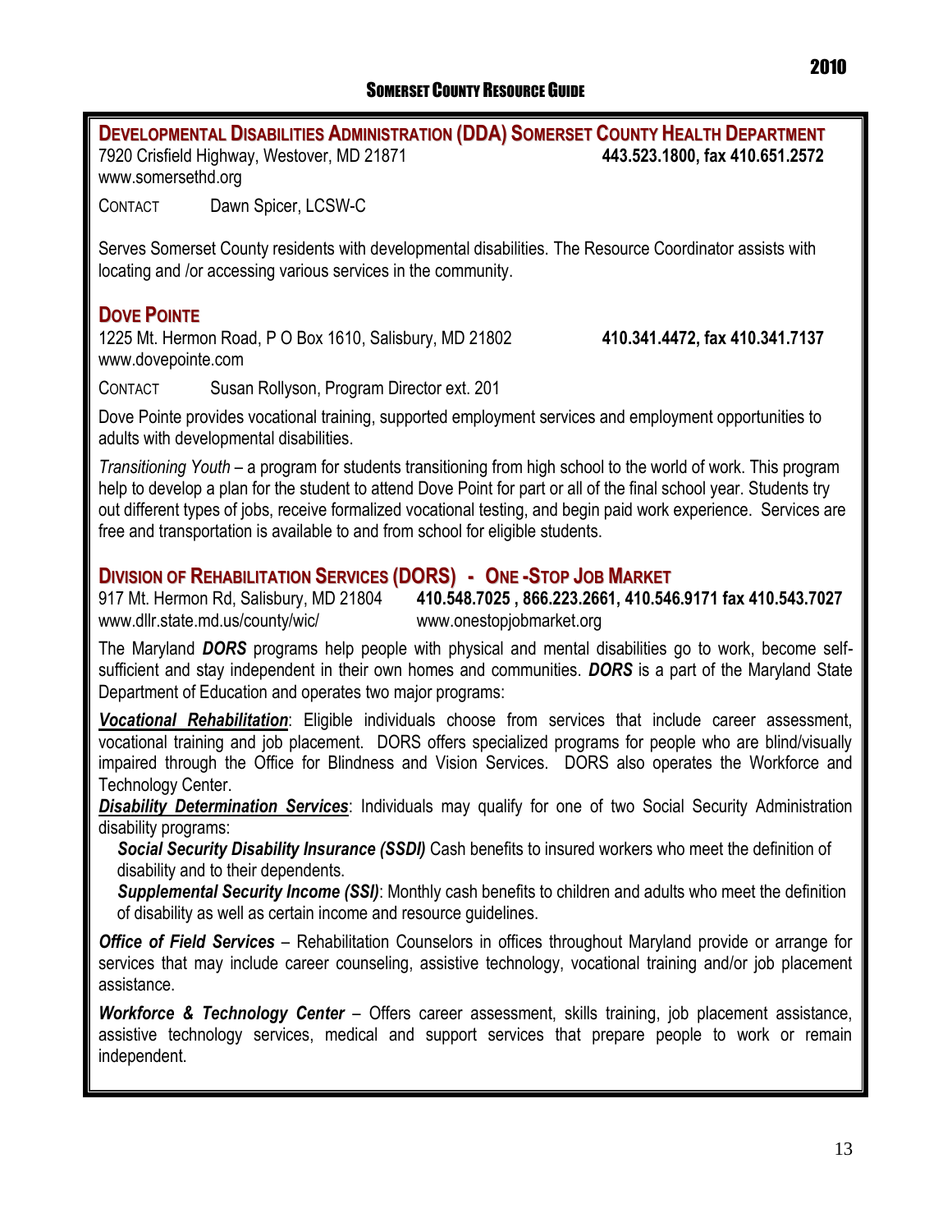## Developmental Disabilities Administration (DDA) Somerset County Health Department

7920 Crisfield Highway, Westover, MD 21871 **443.523.1800, fax 410.651.2572**
www.somersethd.org

CONTACT Dawn Spicer, LCSW-C

Serves Somerset County residents with developmental disabilities. The Resource Coordinator assists with locating and /or accessing various services in the community.

## Dove Pointe

1225 Mt. Hermon Road, P O Box 1610, Salisbury, MD 21802 **410.341.4472, fax 410.341.7137**
www.dovepointe.com

CONTACT Susan Rollyson, Program Director ext. 201

Dove Pointe provides vocational training, supported employment services and employment opportunities to adults with developmental disabilities.

*Transitioning Youth* – a program for students transitioning from high school to the world of work. This program help to develop a plan for the student to attend Dove Point for part or all of the final school year. Students try out different types of jobs, receive formalized vocational testing, and begin paid work experience. Services are free and transportation is available to and from school for eligible students.

## Division of Rehabilitation Services (DORS) - One -Stop Job Market

917 Mt. Hermon Rd, Salisbury, MD 21804 **410.548.7025 , 866.223.2661, 410.546.9171 fax 410.543.7027**
www.dllr.state.md.us/county/wic/ www.onestopjobmarket.org

The Maryland ***DORS*** programs help people with physical and mental disabilities go to work, become self-sufficient and stay independent in their own homes and communities. ***DORS*** is a part of the Maryland State Department of Education and operates two major programs:

***Vocational Rehabilitation***: Eligible individuals choose from services that include career assessment, vocational training and job placement. DORS offers specialized programs for people who are blind/visually impaired through the Office for Blindness and Vision Services. DORS also operates the Workforce and Technology Center.

***Disability Determination Services***: Individuals may qualify for one of two Social Security Administration disability programs:

- ***Social Security Disability Insurance (SSDI)*** Cash benefits to insured workers who meet the definition of disability and to their dependents.
- ***Supplemental Security Income (SSI)***: Monthly cash benefits to children and adults who meet the definition of disability as well as certain income and resource guidelines.

***Office of Field Services*** – Rehabilitation Counselors in offices throughout Maryland provide or arrange for services that may include career counseling, assistive technology, vocational training and/or job placement assistance.

***Workforce & Technology Center*** – Offers career assessment, skills training, job placement assistance, assistive technology services, medical and support services that prepare people to work or remain independent.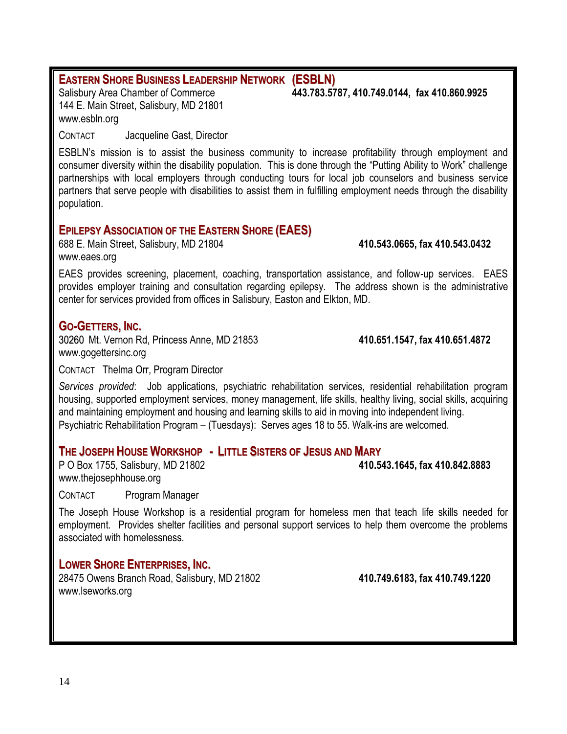## Eastern Shore Business Leadership Network (ESBLN)

Salisbury Area Chamber of Commerce **443.783.5787, 410.749.0144, fax 410.860.9925**
144 E. Main Street, Salisbury, MD 21801
www.esbln.org

CONTACT Jacqueline Gast, Director

ESBLN's mission is to assist the business community to increase profitability through employment and consumer diversity within the disability population. This is done through the "Putting Ability to Work" challenge partnerships with local employers through conducting tours for local job counselors and business service partners that serve people with disabilities to assist them in fulfilling employment needs through the disability population.

## Epilepsy Association of the Eastern Shore (EAES)

688 E. Main Street, Salisbury, MD 21804 **410.543.0665, fax 410.543.0432**
www.eaes.org

EAES provides screening, placement, coaching, transportation assistance, and follow-up services. EAES provides employer training and consultation regarding epilepsy. The address shown is the administrative center for services provided from offices in Salisbury, Easton and Elkton, MD.

## Go-Getters, Inc.

30260 Mt. Vernon Rd, Princess Anne, MD 21853 **410.651.1547, fax 410.651.4872**
www.gogettersinc.org

CONTACT Thelma Orr, Program Director

*Services provided*: Job applications, psychiatric rehabilitation services, residential rehabilitation program housing, supported employment services, money management, life skills, healthy living, social skills, acquiring and maintaining employment and housing and learning skills to aid in moving into independent living.
Psychiatric Rehabilitation Program – (Tuesdays): Serves ages 18 to 55. Walk-ins are welcomed.

## The Joseph House Workshop - Little Sisters of Jesus and Mary

P O Box 1755, Salisbury, MD 21802 **410.543.1645, fax 410.842.8883**
www.thejosephhouse.org

CONTACT Program Manager

The Joseph House Workshop is a residential program for homeless men that teach life skills needed for employment. Provides shelter facilities and personal support services to help them overcome the problems associated with homelessness.

## Lower Shore Enterprises, Inc.

28475 Owens Branch Road, Salisbury, MD 21802 **410.749.6183, fax 410.749.1220**
www.lseworks.org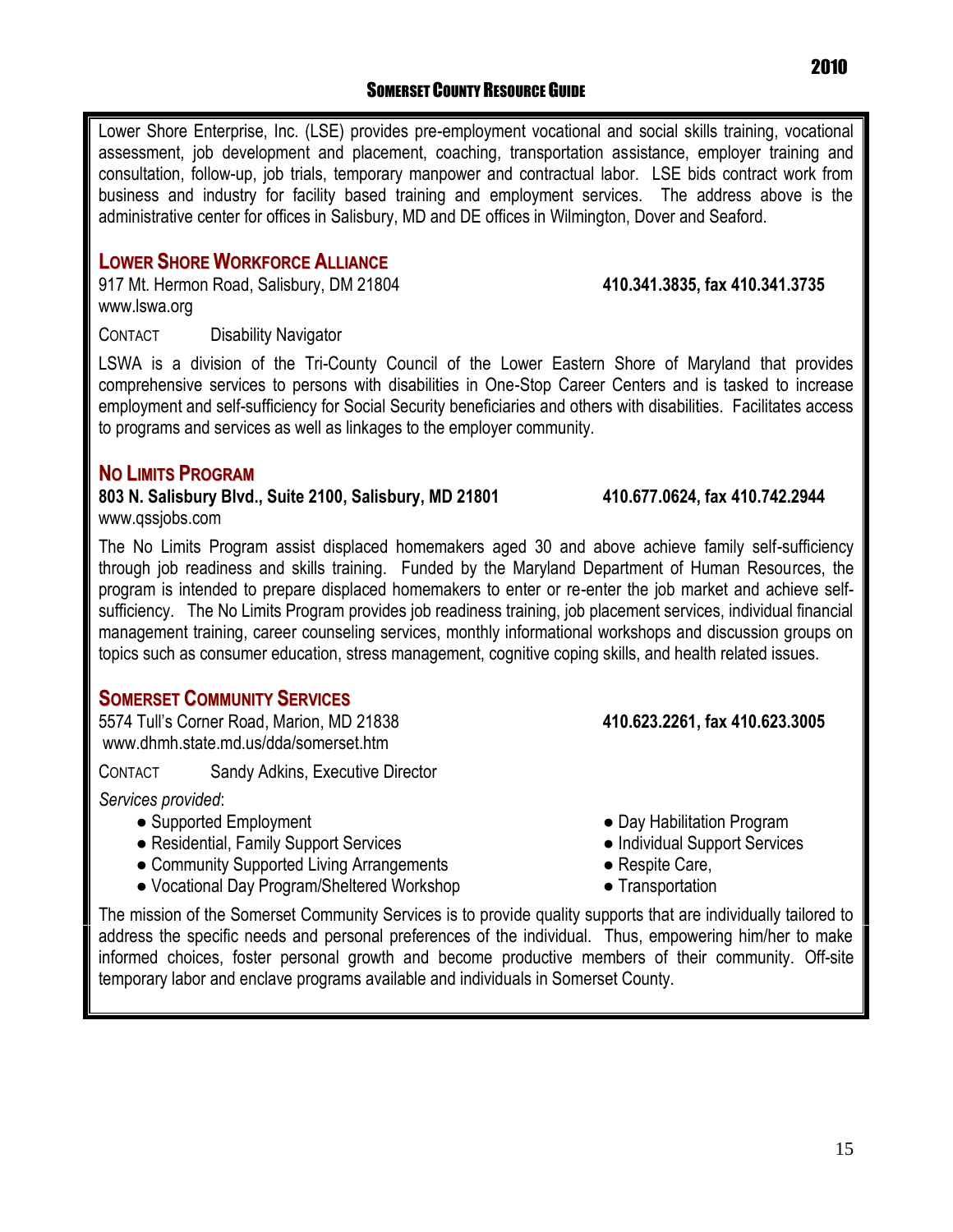Lower Shore Enterprise, Inc. (LSE) provides pre-employment vocational and social skills training, vocational assessment, job development and placement, coaching, transportation assistance, employer training and consultation, follow-up, job trials, temporary manpower and contractual labor. LSE bids contract work from business and industry for facility based training and employment services. The address above is the administrative center for offices in Salisbury, MD and DE offices in Wilmington, Dover and Seaford.

## Lower Shore Workforce Alliance

917 Mt. Hermon Road, Salisbury, DM 21804 **410.341.3835, fax 410.341.3735**
www.lswa.org

CONTACT Disability Navigator

LSWA is a division of the Tri-County Council of the Lower Eastern Shore of Maryland that provides comprehensive services to persons with disabilities in One-Stop Career Centers and is tasked to increase employment and self-sufficiency for Social Security beneficiaries and others with disabilities. Facilitates access to programs and services as well as linkages to the employer community.

## No Limits Program

**803 N. Salisbury Blvd., Suite 2100, Salisbury, MD 21801** **410.677.0624, fax 410.742.2944**
www.qssjobs.com

The No Limits Program assist displaced homemakers aged 30 and above achieve family self-sufficiency through job readiness and skills training. Funded by the Maryland Department of Human Resources, the program is intended to prepare displaced homemakers to enter or re-enter the job market and achieve self-sufficiency. The No Limits Program provides job readiness training, job placement services, individual financial management training, career counseling services, monthly informational workshops and discussion groups on topics such as consumer education, stress management, cognitive coping skills, and health related issues.

## Somerset Community Services

5574 Tull's Corner Road, Marion, MD 21838 **410.623.2261, fax 410.623.3005**
www.dhmh.state.md.us/dda/somerset.htm

CONTACT Sandy Adkins, Executive Director

*Services provided*:

- Supported Employment
- Residential, Family Support Services
- Community Supported Living Arrangements
- Vocational Day Program/Sheltered Workshop
- Day Habilitation Program
- Individual Support Services
- Respite Care,
- Transportation

The mission of the Somerset Community Services is to provide quality supports that are individually tailored to address the specific needs and personal preferences of the individual. Thus, empowering him/her to make informed choices, foster personal growth and become productive members of their community. Off-site temporary labor and enclave programs available and individuals in Somerset County.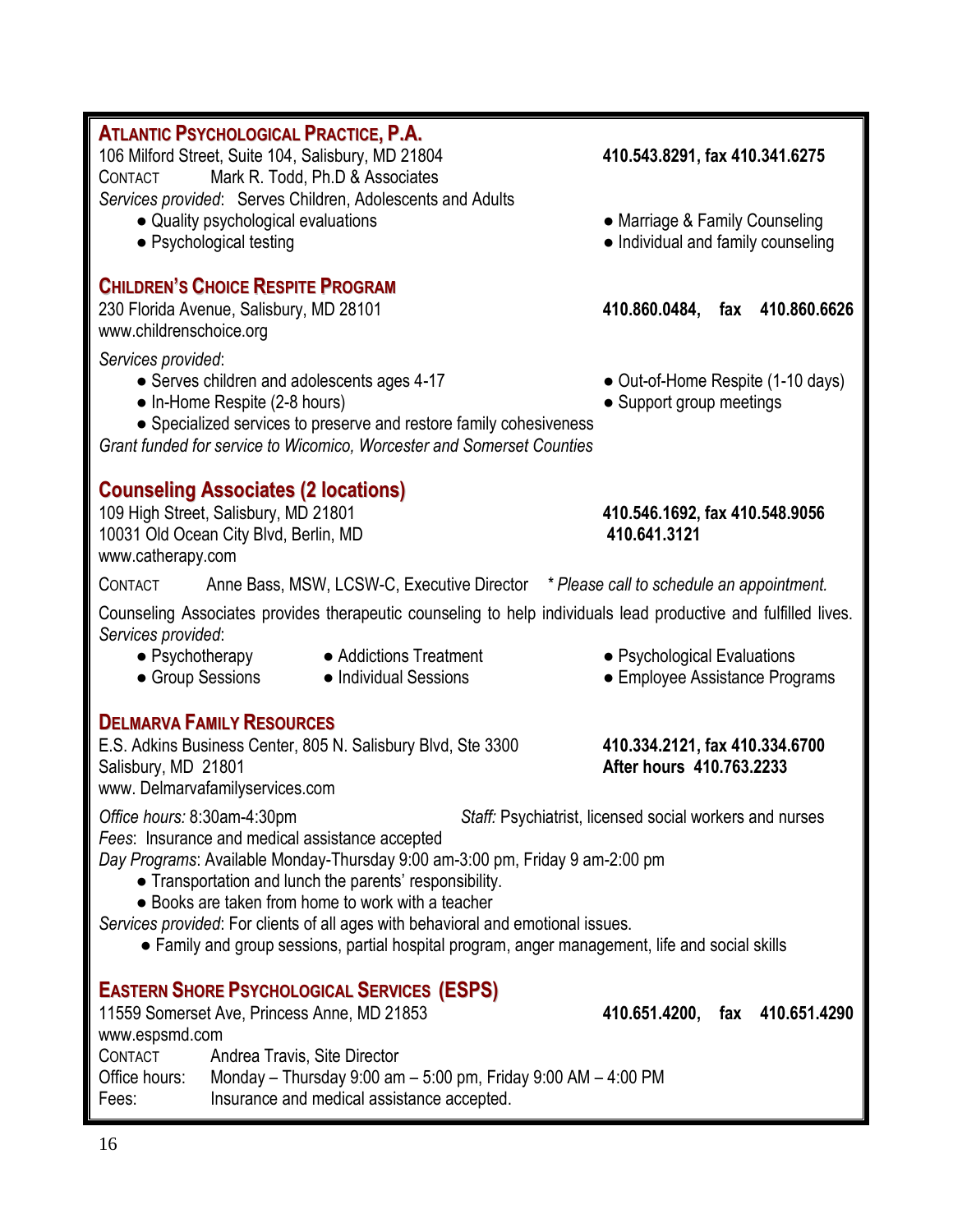## ATLANTIC PSYCHOLOGICAL PRACTICE, P.A.

106 Milford Street, Suite 104, Salisbury, MD 21804 **410.543.8291, fax 410.341.6275**

CONTACT Mark R. Todd, Ph.D & Associates

*Services provided*: Serves Children, Adolescents and Adults

- Quality psychological evaluations
- Psychological testing
- Marriage & Family Counseling
- Individual and family counseling

## CHILDREN'S CHOICE RESPITE PROGRAM

230 Florida Avenue, Salisbury, MD 28101 **410.860.0484, fax 410.860.6626**

www.childrenschoice.org

*Services provided*:

- Serves children and adolescents ages 4-17
- In-Home Respite (2-8 hours)
- Out-of-Home Respite (1-10 days)
- Support group meetings
- Specialized services to preserve and restore family cohesiveness

*Grant funded for service to Wicomico, Worcester and Somerset Counties*

## Counseling Associates (2 locations)

109 High Street, Salisbury, MD 21801 **410.546.1692, fax 410.548.9056**

10031 Old Ocean City Blvd, Berlin, MD **410.641.3121**

www.catherapy.com

CONTACT Anne Bass, MSW, LCSW-C, Executive Director *\* Please call to schedule an appointment.*

Counseling Associates provides therapeutic counseling to help individuals lead productive and fulfilled lives.

*Services provided*:

- Psychotherapy
- Group Sessions
- Addictions Treatment
- Individual Sessions
- Psychological Evaluations
- Employee Assistance Programs

## DELMARVA FAMILY RESOURCES

E.S. Adkins Business Center, 805 N. Salisbury Blvd, Ste 3300 **410.334.2121, fax 410.334.6700**

Salisbury, MD 21801 **After hours 410.763.2233**

www. Delmarvafamilyservices.com

*Office hours:* 8:30am-4:30pm *Staff:* Psychiatrist, licensed social workers and nurses

*Fees*: Insurance and medical assistance accepted

*Day Programs*: Available Monday-Thursday 9:00 am-3:00 pm, Friday 9 am-2:00 pm

- Transportation and lunch the parents' responsibility.
- Books are taken from home to work with a teacher

*Services provided*: For clients of all ages with behavioral and emotional issues.

- Family and group sessions, partial hospital program, anger management, life and social skills

## EASTERN SHORE PSYCHOLOGICAL SERVICES (ESPS)

11559 Somerset Ave, Princess Anne, MD 21853 **410.651.4200, fax 410.651.4290**

www.espsmd.com

CONTACT Andrea Travis, Site Director

Office hours: Monday – Thursday 9:00 am – 5:00 pm, Friday 9:00 AM – 4:00 PM

Fees: Insurance and medical assistance accepted.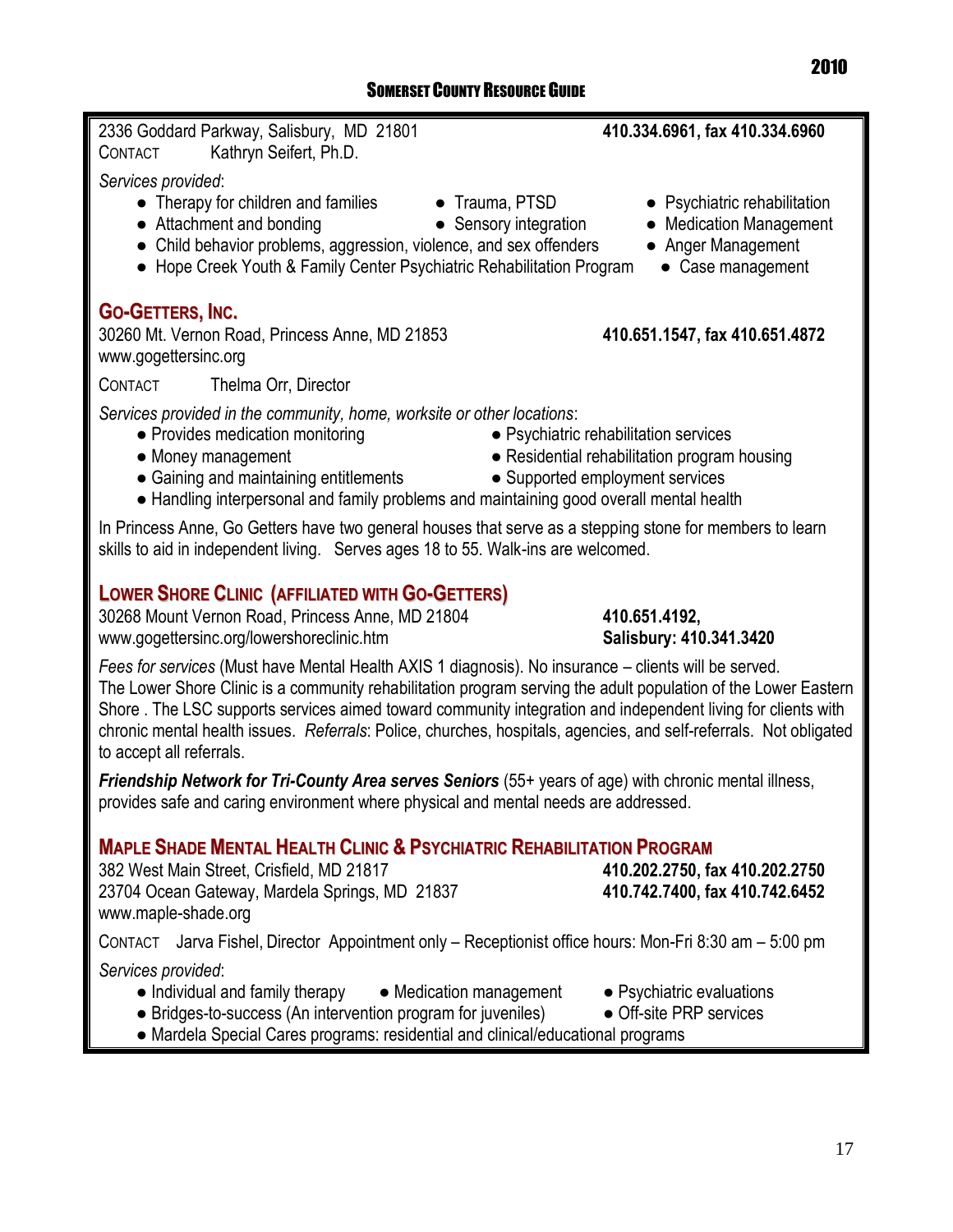2336 Goddard Parkway, Salisbury, MD 21801 **410.334.6961, fax 410.334.6960**
CONTACT Kathryn Seifert, Ph.D.

*Services provided*:

- Therapy for children and families
- Trauma, PTSD
- Psychiatric rehabilitation
- Attachment and bonding
- Sensory integration
- Medication Management
- Child behavior problems, aggression, violence, and sex offenders
- Anger Management
- Hope Creek Youth & Family Center Psychiatric Rehabilitation Program
- Case management

## GO-GETTERS, INC.

30260 Mt. Vernon Road, Princess Anne, MD 21853 **410.651.1547, fax 410.651.4872**
www.gogettersinc.org

CONTACT Thelma Orr, Director

*Services provided in the community, home, worksite or other locations*:

- Provides medication monitoring
- Psychiatric rehabilitation services
- Money management
- Residential rehabilitation program housing
- Gaining and maintaining entitlements
- Supported employment services
- Handling interpersonal and family problems and maintaining good overall mental health

In Princess Anne, Go Getters have two general houses that serve as a stepping stone for members to learn skills to aid in independent living. Serves ages 18 to 55. Walk-ins are welcomed.

## LOWER SHORE CLINIC (AFFILIATED WITH GO-GETTERS)

30268 Mount Vernon Road, Princess Anne, MD 21804 **410.651.4192,**
www.gogettersinc.org/lowershoreclinic.htm **Salisbury: 410.341.3420**

*Fees for services* (Must have Mental Health AXIS 1 diagnosis). No insurance – clients will be served. The Lower Shore Clinic is a community rehabilitation program serving the adult population of the Lower Eastern Shore . The LSC supports services aimed toward community integration and independent living for clients with chronic mental health issues. *Referrals*: Police, churches, hospitals, agencies, and self-referrals. Not obligated to accept all referrals.

***Friendship Network for Tri-County Area serves Seniors*** (55+ years of age) with chronic mental illness, provides safe and caring environment where physical and mental needs are addressed.

## MAPLE SHADE MENTAL HEALTH CLINIC & PSYCHIATRIC REHABILITATION PROGRAM

382 West Main Street, Crisfield, MD 21817 **410.202.2750, fax 410.202.2750**
23704 Ocean Gateway, Mardela Springs, MD 21837 **410.742.7400, fax 410.742.6452**
www.maple-shade.org

CONTACT Jarva Fishel, Director Appointment only – Receptionist office hours: Mon-Fri 8:30 am – 5:00 pm

*Services provided*:

- Individual and family therapy
- Medication management
- Psychiatric evaluations
- Bridges-to-success (An intervention program for juveniles)
- Off-site PRP services
- Mardela Special Cares programs: residential and clinical/educational programs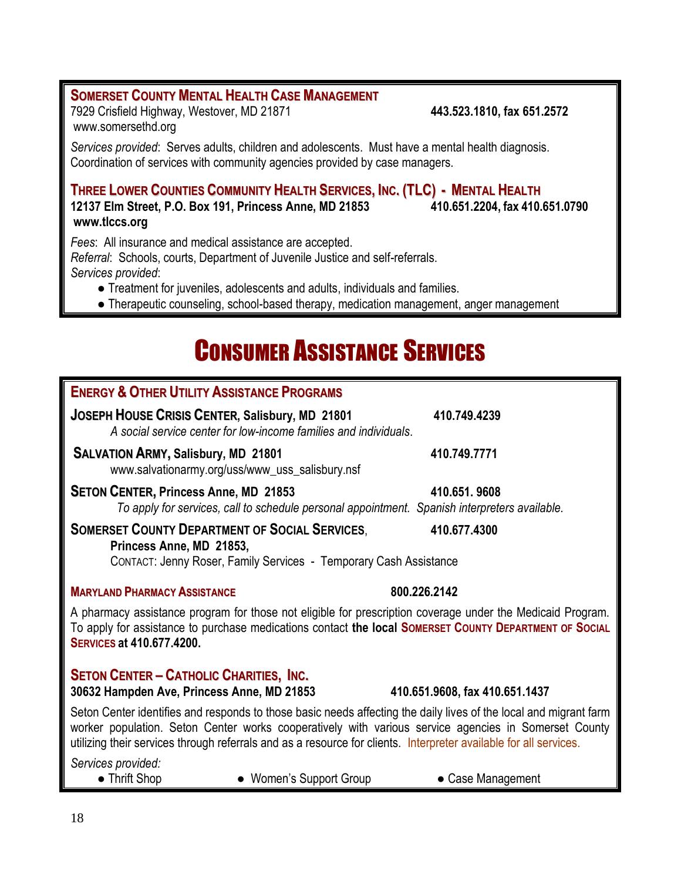### SOMERSET COUNTY MENTAL HEALTH CASE MANAGEMENT

7929 Crisfield Highway, Westover, MD 21871 **443.523.1810, fax 651.2572**
www.somersethd.org

*Services provided*: Serves adults, children and adolescents. Must have a mental health diagnosis. Coordination of services with community agencies provided by case managers.

### THREE LOWER COUNTIES COMMUNITY HEALTH SERVICES, INC. (TLC) - MENTAL HEALTH

**12137 Elm Street, P.O. Box 191, Princess Anne, MD 21853** **410.651.2204, fax 410.651.0790**
**www.tlccs.org**

*Fees*: All insurance and medical assistance are accepted.
*Referral*: Schools, courts, Department of Juvenile Justice and self-referrals.
*Services provided*:

- Treatment for juveniles, adolescents and adults, individuals and families.
- Therapeutic counseling, school-based therapy, medication management, anger management

# CONSUMER ASSISTANCE SERVICES

### ENERGY & OTHER UTILITY ASSISTANCE PROGRAMS

**JOSEPH HOUSE CRISIS CENTER, Salisbury, MD 21801** **410.749.4239**
*A social service center for low-income families and individuals.*

**SALVATION ARMY, Salisbury, MD 21801** **410.749.7771**
www.salvationarmy.org/uss/www_uss_salisbury.nsf

**SETON CENTER, Princess Anne, MD 21853** **410.651. 9608**
*To apply for services, call to schedule personal appointment. Spanish interpreters available.*

**SOMERSET COUNTY DEPARTMENT OF SOCIAL SERVICES**, **410.677.4300**
**Princess Anne, MD 21853,**
CONTACT: Jenny Roser, Family Services - Temporary Cash Assistance

### MARYLAND PHARMACY ASSISTANCE **800.226.2142**

A pharmacy assistance program for those not eligible for prescription coverage under the Medicaid Program. To apply for assistance to purchase medications contact **the local SOMERSET COUNTY DEPARTMENT OF SOCIAL SERVICES at 410.677.4200.**

### SETON CENTER – CATHOLIC CHARITIES, INC.

**30632 Hampden Ave, Princess Anne, MD 21853** **410.651.9608, fax 410.651.1437**

Seton Center identifies and responds to those basic needs affecting the daily lives of the local and migrant farm worker population. Seton Center works cooperatively with various service agencies in Somerset County utilizing their services through referrals and as a resource for clients. Interpreter available for all services.

*Services provided:*

- Thrift Shop
- Women's Support Group
- Case Management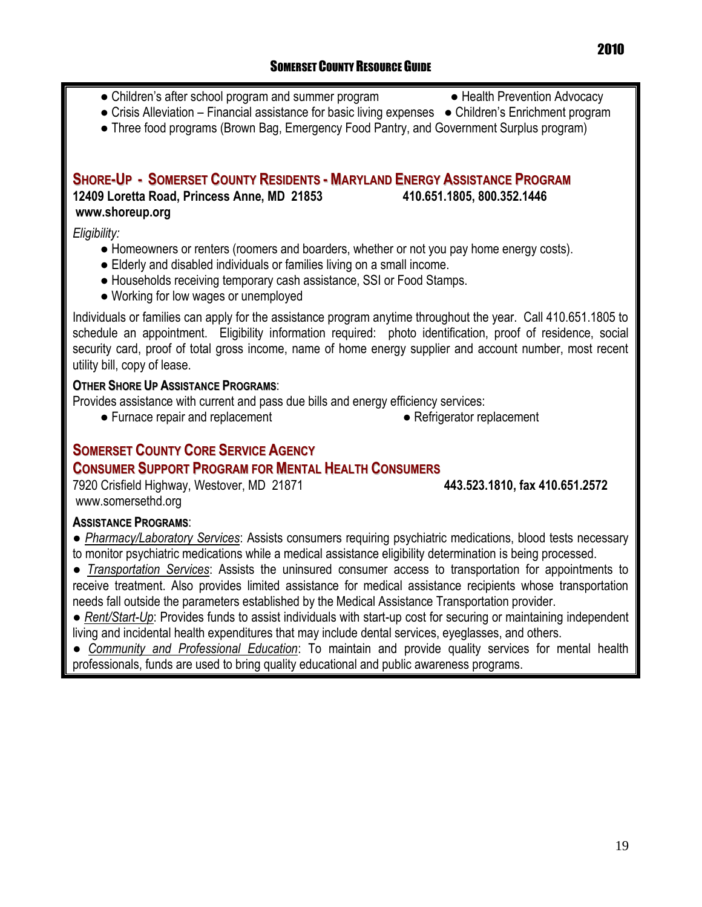- Children's after school program and summer program
- Health Prevention Advocacy
- Crisis Alleviation – Financial assistance for basic living expenses
- Children's Enrichment program
- Three food programs (Brown Bag, Emergency Food Pantry, and Government Surplus program)

## SHORE-UP - SOMERSET COUNTY RESIDENTS - MARYLAND ENERGY ASSISTANCE PROGRAM

**12409 Loretta Road, Princess Anne, MD 21853** **410.651.1805, 800.352.1446**
**www.shoreup.org**

*Eligibility:*

- Homeowners or renters (roomers and boarders, whether or not you pay home energy costs).
- Elderly and disabled individuals or families living on a small income.
- Households receiving temporary cash assistance, SSI or Food Stamps.
- Working for low wages or unemployed

Individuals or families can apply for the assistance program anytime throughout the year. Call 410.651.1805 to schedule an appointment. Eligibility information required: photo identification, proof of residence, social security card, proof of total gross income, name of home energy supplier and account number, most recent utility bill, copy of lease.

**OTHER SHORE UP ASSISTANCE PROGRAMS**:

Provides assistance with current and pass due bills and energy efficiency services:

- Furnace repair and replacement
- Refrigerator replacement

## SOMERSET COUNTY CORE SERVICE AGENCY
## CONSUMER SUPPORT PROGRAM FOR MENTAL HEALTH CONSUMERS

7920 Crisfield Highway, Westover, MD 21871 **443.523.1810, fax 410.651.2572**
www.somersethd.org

**ASSISTANCE PROGRAMS**:

- *Pharmacy/Laboratory Services*: Assists consumers requiring psychiatric medications, blood tests necessary to monitor psychiatric medications while a medical assistance eligibility determination is being processed.
- *Transportation Services*: Assists the uninsured consumer access to transportation for appointments to receive treatment. Also provides limited assistance for medical assistance recipients whose transportation needs fall outside the parameters established by the Medical Assistance Transportation provider.
- *Rent/Start-Up*: Provides funds to assist individuals with start-up cost for securing or maintaining independent living and incidental health expenditures that may include dental services, eyeglasses, and others.
- *Community and Professional Education*: To maintain and provide quality services for mental health professionals, funds are used to bring quality educational and public awareness programs.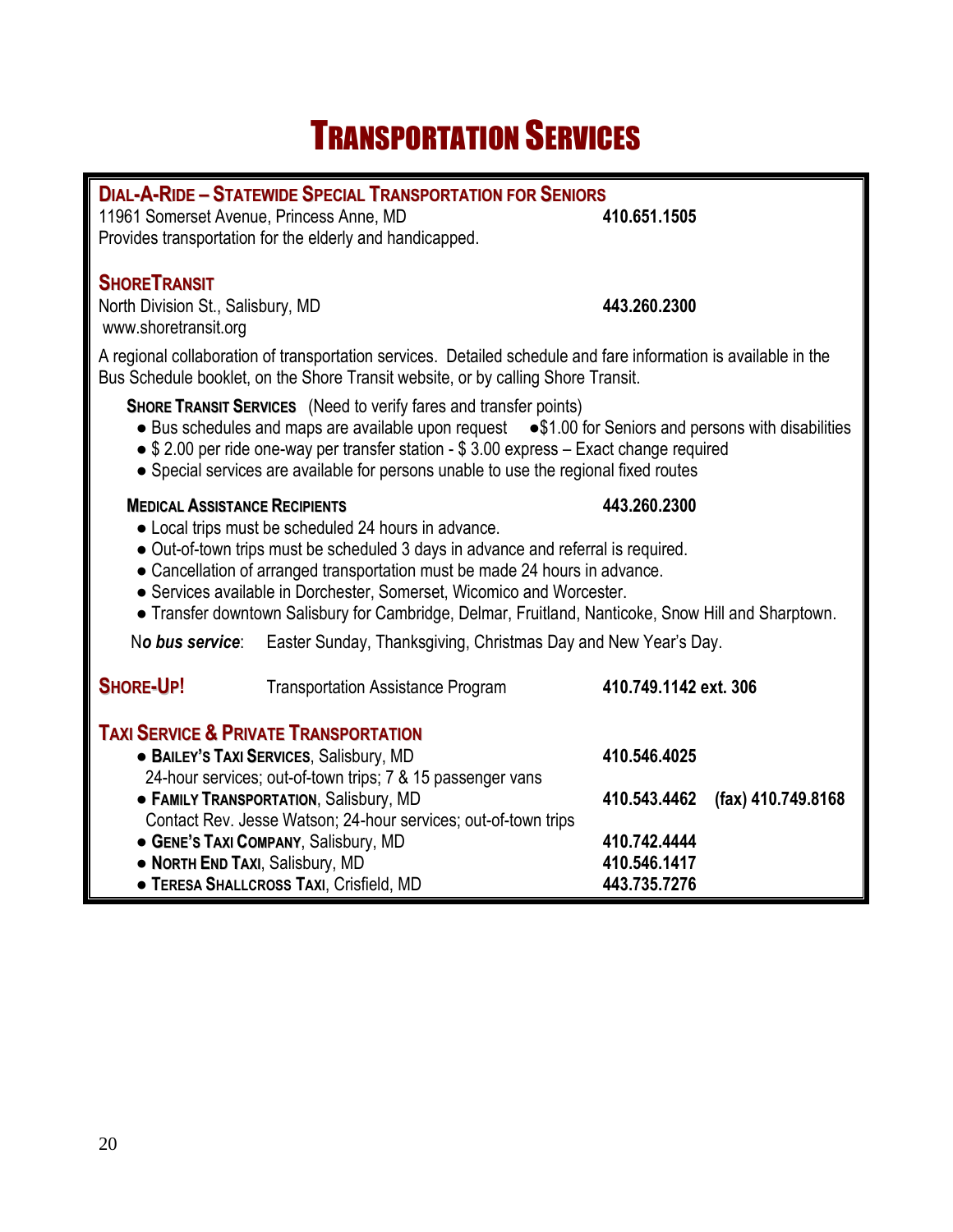# Transportation Services

## Dial-A-Ride – Statewide Special Transportation for Seniors

11961 Somerset Avenue, Princess Anne, MD **410.651.1505**
Provides transportation for the elderly and handicapped.

## ShoreTransit

North Division St., Salisbury, MD **443.260.2300**
www.shoretransit.org

A regional collaboration of transportation services. Detailed schedule and fare information is available in the Bus Schedule booklet, on the Shore Transit website, or by calling Shore Transit.

### Shore Transit Services (Need to verify fares and transfer points)

- Bus schedules and maps are available upon request
- $1.00 for Seniors and persons with disabilities
- $ 2.00 per ride one-way per transfer station - $ 3.00 express – Exact change required
- Special services are available for persons unable to use the regional fixed routes

### Medical Assistance Recipients **443.260.2300**

- Local trips must be scheduled 24 hours in advance.
- Out-of-town trips must be scheduled 3 days in advance and referral is required.
- Cancellation of arranged transportation must be made 24 hours in advance.
- Services available in Dorchester, Somerset, Wicomico and Worcester.
- Transfer downtown Salisbury for Cambridge, Delmar, Fruitland, Nanticoke, Snow Hill and Sharptown.

N*o bus service*: Easter Sunday, Thanksgiving, Christmas Day and New Year's Day.

## Shore-Up!

Transportation Assistance Program **410.749.1142 ext. 306**

## Taxi Service & Private Transportation

- **Bailey's Taxi Services**, Salisbury, MD **410.546.4025**
  24-hour services; out-of-town trips; 7 & 15 passenger vans
- **Family Transportation**, Salisbury, MD **410.543.4462** **(fax) 410.749.8168**
  Contact Rev. Jesse Watson; 24-hour services; out-of-town trips
- **Gene's Taxi Company**, Salisbury, MD **410.742.4444**
- **North End Taxi**, Salisbury, MD **410.546.1417**
- **Teresa Shallcross Taxi**, Crisfield, MD **443.735.7276**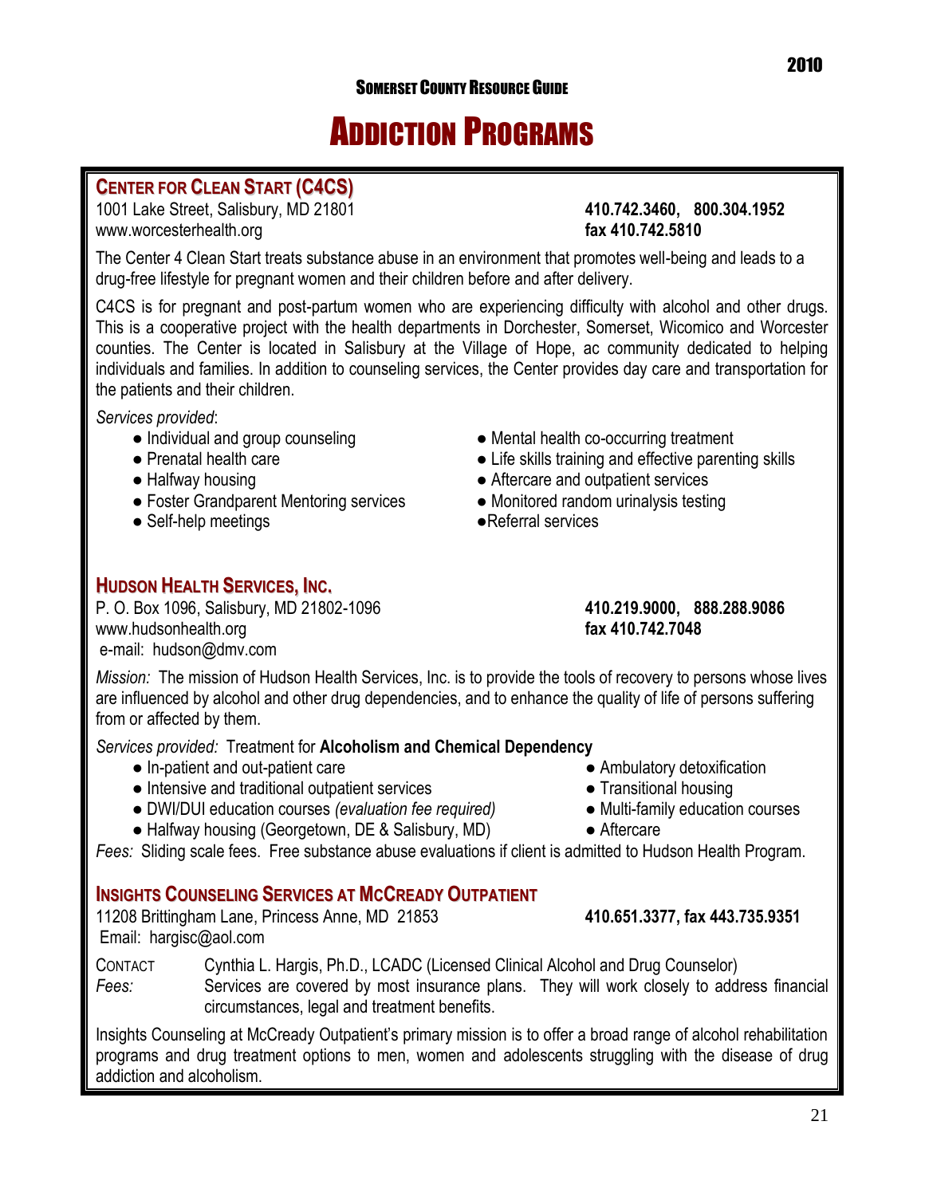# Addiction Programs

## Center for Clean Start (C4CS)

1001 Lake Street, Salisbury, MD 21801
www.worcesterhealth.org

**410.742.3460, 800.304.1952**
**fax 410.742.5810**

The Center 4 Clean Start treats substance abuse in an environment that promotes well-being and leads to a drug-free lifestyle for pregnant women and their children before and after delivery.

C4CS is for pregnant and post-partum women who are experiencing difficulty with alcohol and other drugs. This is a cooperative project with the health departments in Dorchester, Somerset, Wicomico and Worcester counties. The Center is located in Salisbury at the Village of Hope, ac community dedicated to helping individuals and families. In addition to counseling services, the Center provides day care and transportation for the patients and their children.

*Services provided*:

- Individual and group counseling
- Prenatal health care
- Halfway housing
- Foster Grandparent Mentoring services
- Self-help meetings
- Mental health co-occurring treatment
- Life skills training and effective parenting skills
- Aftercare and outpatient services
- Monitored random urinalysis testing
- Referral services

## Hudson Health Services, Inc.

P. O. Box 1096, Salisbury, MD 21802-1096
www.hudsonhealth.org
e-mail: hudson@dmv.com

**410.219.9000, 888.288.9086**
**fax 410.742.7048**

*Mission:* The mission of Hudson Health Services, Inc. is to provide the tools of recovery to persons whose lives are influenced by alcohol and other drug dependencies, and to enhance the quality of life of persons suffering from or affected by them.

*Services provided:* Treatment for **Alcoholism and Chemical Dependency**

- In-patient and out-patient care
- Intensive and traditional outpatient services
- DWI/DUI education courses *(evaluation fee required)*
- Halfway housing (Georgetown, DE & Salisbury, MD)
- Ambulatory detoxification
- Transitional housing
- Multi-family education courses
- Aftercare

*Fees:* Sliding scale fees. Free substance abuse evaluations if client is admitted to Hudson Health Program.

## Insights Counseling Services at McCready Outpatient

11208 Brittingham Lane, Princess Anne, MD 21853
Email: hargisc@aol.com

**410.651.3377, fax 443.735.9351**

Contact: Cynthia L. Hargis, Ph.D., LCADC (Licensed Clinical Alcohol and Drug Counselor)

*Fees:* Services are covered by most insurance plans. They will work closely to address financial circumstances, legal and treatment benefits.

Insights Counseling at McCready Outpatient's primary mission is to offer a broad range of alcohol rehabilitation programs and drug treatment options to men, women and adolescents struggling with the disease of drug addiction and alcoholism.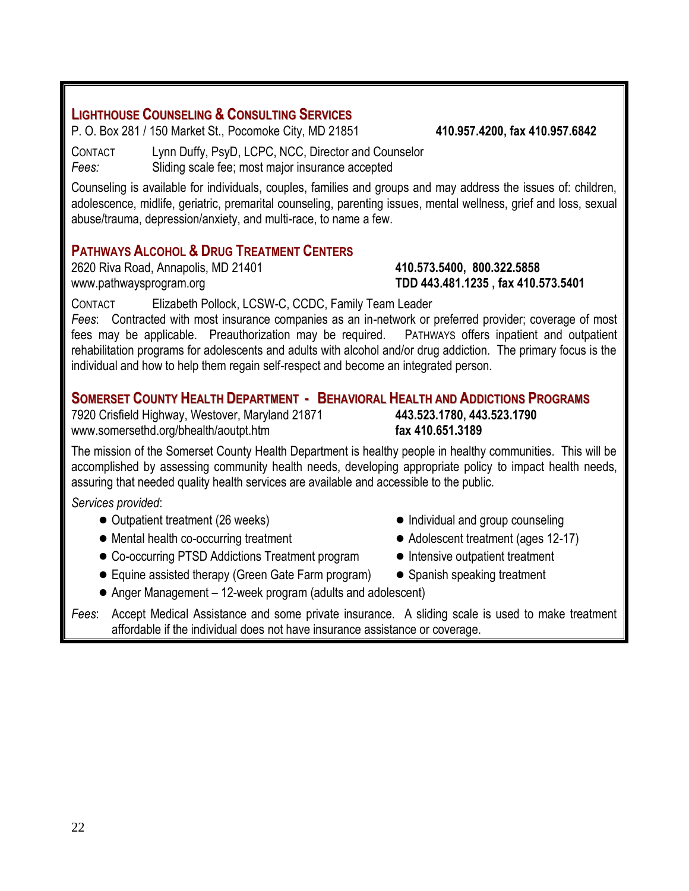## LIGHTHOUSE COUNSELING & CONSULTING SERVICES

P. O. Box 281 / 150 Market St., Pocomoke City, MD 21851 **410.957.4200, fax 410.957.6842**

CONTACT Lynn Duffy, PsyD, LCPC, NCC, Director and Counselor
*Fees:* Sliding scale fee; most major insurance accepted

Counseling is available for individuals, couples, families and groups and may address the issues of: children, adolescence, midlife, geriatric, premarital counseling, parenting issues, mental wellness, grief and loss, sexual abuse/trauma, depression/anxiety, and multi-race, to name a few.

## PATHWAYS ALCOHOL & DRUG TREATMENT CENTERS

2620 Riva Road, Annapolis, MD 21401 **410.573.5400, 800.322.5858**
www.pathwaysprogram.org **TDD 443.481.1235 , fax 410.573.5401**

CONTACT Elizabeth Pollock, LCSW-C, CCDC, Family Team Leader
*Fees*: Contracted with most insurance companies as an in-network or preferred provider; coverage of most fees may be applicable. Preauthorization may be required. PATHWAYS offers inpatient and outpatient rehabilitation programs for adolescents and adults with alcohol and/or drug addiction. The primary focus is the individual and how to help them regain self-respect and become an integrated person.

## SOMERSET COUNTY HEALTH DEPARTMENT - BEHAVIORAL HEALTH AND ADDICTIONS PROGRAMS

7920 Crisfield Highway, Westover, Maryland 21871 **443.523.1780, 443.523.1790**
www.somersethd.org/bhealth/aoutpt.htm **fax 410.651.3189**

The mission of the Somerset County Health Department is healthy people in healthy communities. This will be accomplished by assessing community health needs, developing appropriate policy to impact health needs, assuring that needed quality health services are available and accessible to the public.

*Services provided*:

- Outpatient treatment (26 weeks)
- Individual and group counseling
- Mental health co-occurring treatment
- Adolescent treatment (ages 12-17)
- Co-occurring PTSD Addictions Treatment program
- Intensive outpatient treatment
- Equine assisted therapy (Green Gate Farm program)
- Spanish speaking treatment
- Anger Management – 12-week program (adults and adolescent)

*Fees*: Accept Medical Assistance and some private insurance. A sliding scale is used to make treatment affordable if the individual does not have insurance assistance or coverage.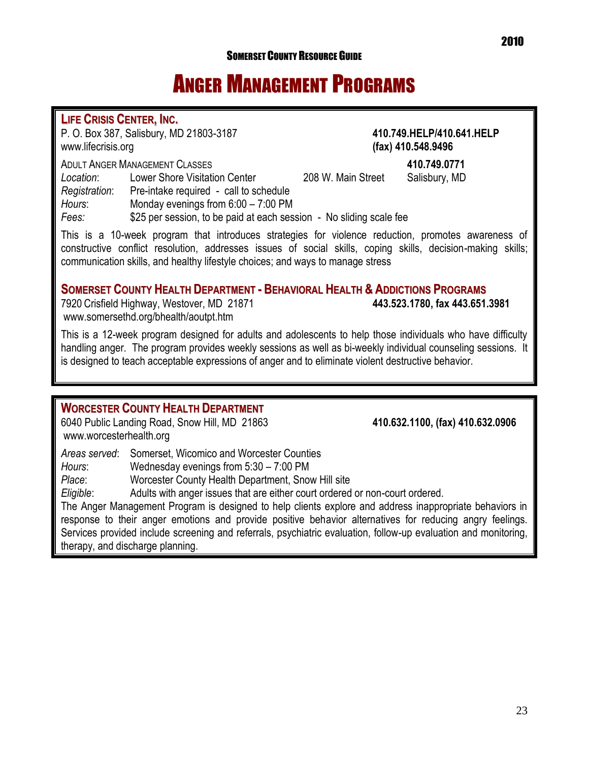# Anger Management Programs

## Life Crisis Center, Inc.

P. O. Box 387, Salisbury, MD 21803-3187 **410.749.HELP/410.641.HELP**
www.lifecrisis.org **(fax) 410.548.9496**

Adult Anger Management Classes **410.749.0771**

*Location*: Lower Shore Visitation Center 208 W. Main Street Salisbury, MD
*Registration*: Pre-intake required - call to schedule
*Hours*: Monday evenings from 6:00 – 7:00 PM
*Fees:* $25 per session, to be paid at each session - No sliding scale fee

This is a 10-week program that introduces strategies for violence reduction, promotes awareness of constructive conflict resolution, addresses issues of social skills, coping skills, decision-making skills; communication skills, and healthy lifestyle choices; and ways to manage stress

## Somerset County Health Department - Behavioral Health & Addictions Programs

7920 Crisfield Highway, Westover, MD 21871 **443.523.1780, fax 443.651.3981**
www.somersethd.org/bhealth/aoutpt.htm

This is a 12-week program designed for adults and adolescents to help those individuals who have difficulty handling anger. The program provides weekly sessions as well as bi-weekly individual counseling sessions. It is designed to teach acceptable expressions of anger and to eliminate violent destructive behavior.

## Worcester County Health Department

6040 Public Landing Road, Snow Hill, MD 21863 **410.632.1100, (fax) 410.632.0906**
www.worcesterhealth.org

*Areas served*: Somerset, Wicomico and Worcester Counties
*Hours*: Wednesday evenings from 5:30 – 7:00 PM
*Place*: Worcester County Health Department, Snow Hill site
*Eligible*: Adults with anger issues that are either court ordered or non-court ordered.

The Anger Management Program is designed to help clients explore and address inappropriate behaviors in response to their anger emotions and provide positive behavior alternatives for reducing angry feelings. Services provided include screening and referrals, psychiatric evaluation, follow-up evaluation and monitoring, therapy, and discharge planning.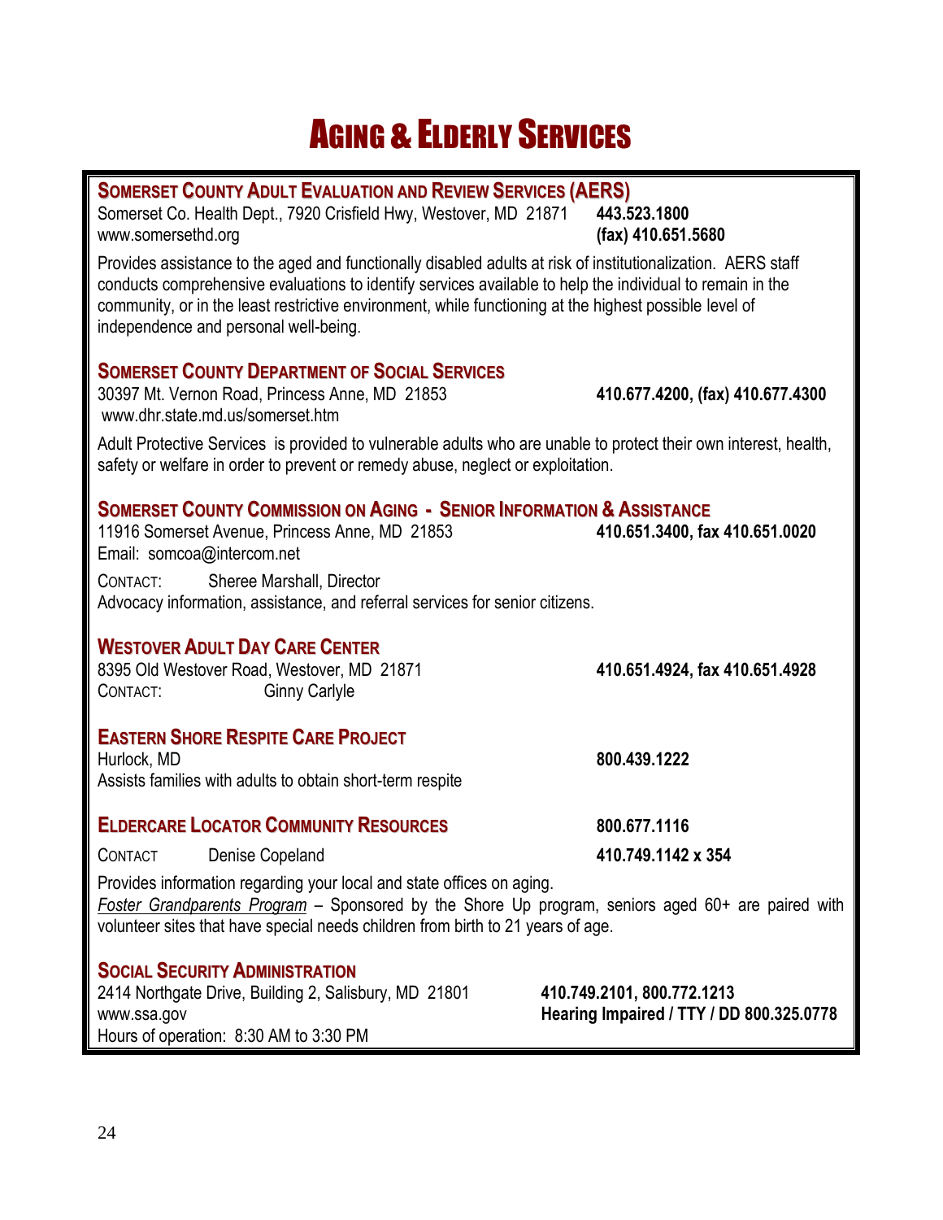# Aging & Elderly Services

### Somerset County Adult Evaluation and Review Services (AERS)

Somerset Co. Health Dept., 7920 Crisfield Hwy, Westover, MD 21871 **443.523.1800**
www.somersethd.org **(fax) 410.651.5680**

Provides assistance to the aged and functionally disabled adults at risk of institutionalization. AERS staff conducts comprehensive evaluations to identify services available to help the individual to remain in the community, or in the least restrictive environment, while functioning at the highest possible level of independence and personal well-being.

### Somerset County Department of Social Services

30397 Mt. Vernon Road, Princess Anne, MD 21853 **410.677.4200, (fax) 410.677.4300**
www.dhr.state.md.us/somerset.htm

Adult Protective Services is provided to vulnerable adults who are unable to protect their own interest, health, safety or welfare in order to prevent or remedy abuse, neglect or exploitation.

### Somerset County Commission on Aging - Senior Information & Assistance

11916 Somerset Avenue, Princess Anne, MD 21853 **410.651.3400, fax 410.651.0020**
Email: somcoa@intercom.net

Contact: Sheree Marshall, Director
Advocacy information, assistance, and referral services for senior citizens.

### Westover Adult Day Care Center

8395 Old Westover Road, Westover, MD 21871 **410.651.4924, fax 410.651.4928**
Contact: Ginny Carlyle

### Eastern Shore Respite Care Project

Hurlock, MD **800.439.1222**
Assists families with adults to obtain short-term respite

### Eldercare Locator Community Resources **800.677.1116**

Contact Denise Copeland **410.749.1142 x 354**

Provides information regarding your local and state offices on aging.
*Foster Grandparents Program* – Sponsored by the Shore Up program, seniors aged 60+ are paired with volunteer sites that have special needs children from birth to 21 years of age.

### Social Security Administration

2414 Northgate Drive, Building 2, Salisbury, MD 21801 **410.749.2101, 800.772.1213**
www.ssa.gov **Hearing Impaired / TTY / DD 800.325.0778**
Hours of operation: 8:30 AM to 3:30 PM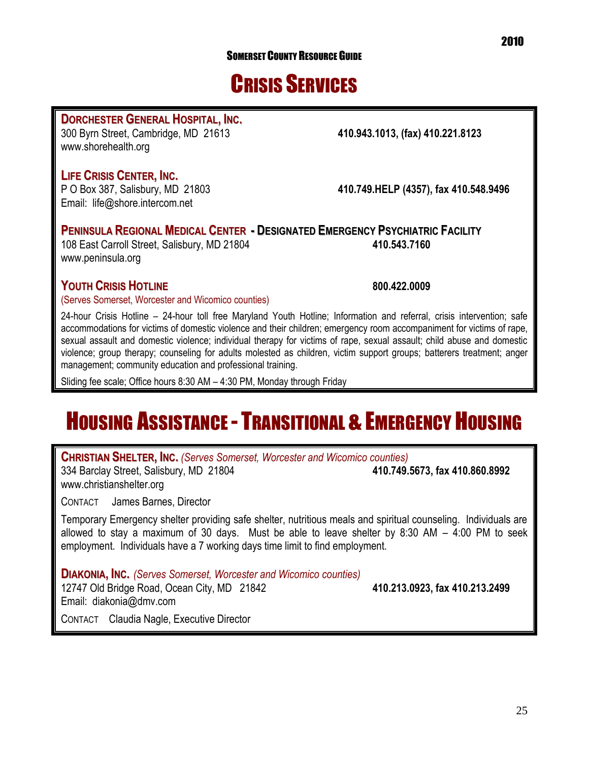# Crisis Services

### Dorchester General Hospital, Inc.

300 Byrn Street, Cambridge, MD 21613 **410.943.1013, (fax) 410.221.8123**
www.shorehealth.org

### Life Crisis Center, Inc.

P O Box 387, Salisbury, MD 21803 **410.749.HELP (4357), fax 410.548.9496**
Email: life@shore.intercom.net

### Peninsula Regional Medical Center - Designated Emergency Psychiatric Facility

108 East Carroll Street, Salisbury, MD 21804 **410.543.7160**
www.peninsula.org

### Youth Crisis Hotline **800.422.0009**

(Serves Somerset, Worcester and Wicomico counties)

24-hour Crisis Hotline – 24-hour toll free Maryland Youth Hotline; Information and referral, crisis intervention; safe accommodations for victims of domestic violence and their children; emergency room accompaniment for victims of rape, sexual assault and domestic violence; individual therapy for victims of rape, sexual assault; child abuse and domestic violence; group therapy; counseling for adults molested as children, victim support groups; batterers treatment; anger management; community education and professional training.

Sliding fee scale; Office hours 8:30 AM – 4:30 PM, Monday through Friday

# Housing Assistance - Transitional & Emergency Housing

### Christian Shelter, Inc. *(Serves Somerset, Worcester and Wicomico counties)*

334 Barclay Street, Salisbury, MD 21804 **410.749.5673, fax 410.860.8992**
www.christianshelter.org

CONTACT James Barnes, Director

Temporary Emergency shelter providing safe shelter, nutritious meals and spiritual counseling. Individuals are allowed to stay a maximum of 30 days. Must be able to leave shelter by 8:30 AM – 4:00 PM to seek employment. Individuals have a 7 working days time limit to find employment.

### Diakonia, Inc. *(Serves Somerset, Worcester and Wicomico counties)*

12747 Old Bridge Road, Ocean City, MD 21842 **410.213.0923, fax 410.213.2499**
Email: diakonia@dmv.com

CONTACT Claudia Nagle, Executive Director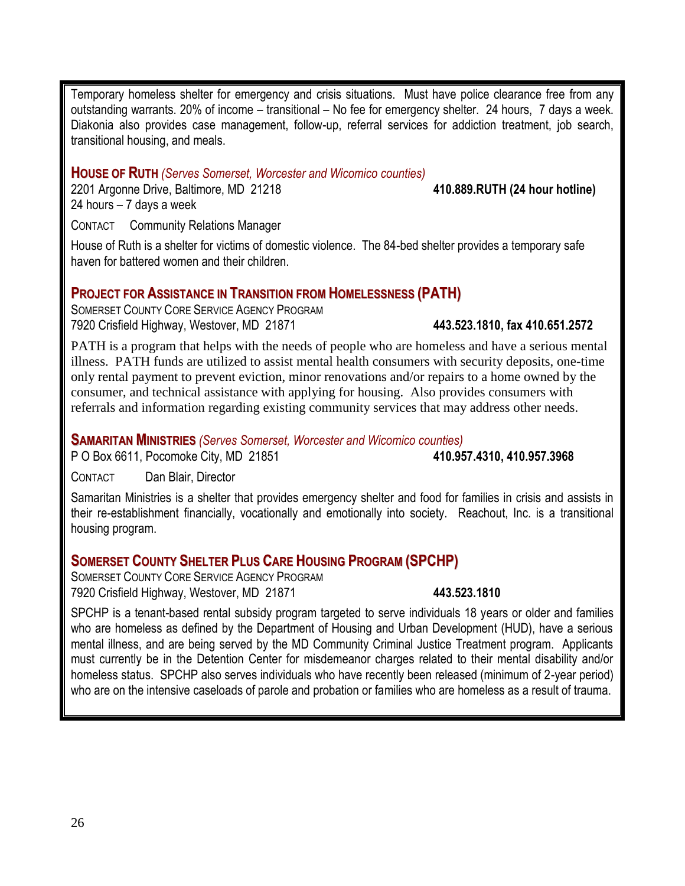Temporary homeless shelter for emergency and crisis situations. Must have police clearance free from any outstanding warrants. 20% of income – transitional – No fee for emergency shelter. 24 hours, 7 days a week. Diakonia also provides case management, follow-up, referral services for addiction treatment, job search, transitional housing, and meals.

### HOUSE OF RUTH *(Serves Somerset, Worcester and Wicomico counties)*

2201 Argonne Drive, Baltimore, MD 21218 **410.889.RUTH (24 hour hotline)**
24 hours – 7 days a week

CONTACT Community Relations Manager

House of Ruth is a shelter for victims of domestic violence. The 84-bed shelter provides a temporary safe haven for battered women and their children.

### PROJECT FOR ASSISTANCE IN TRANSITION FROM HOMELESSNESS (PATH)

SOMERSET COUNTY CORE SERVICE AGENCY PROGRAM
7920 Crisfield Highway, Westover, MD 21871 **443.523.1810, fax 410.651.2572**

PATH is a program that helps with the needs of people who are homeless and have a serious mental illness. PATH funds are utilized to assist mental health consumers with security deposits, one-time only rental payment to prevent eviction, minor renovations and/or repairs to a home owned by the consumer, and technical assistance with applying for housing. Also provides consumers with referrals and information regarding existing community services that may address other needs.

### SAMARITAN MINISTRIES *(Serves Somerset, Worcester and Wicomico counties)*

P O Box 6611, Pocomoke City, MD 21851 **410.957.4310, 410.957.3968**

CONTACT Dan Blair, Director

Samaritan Ministries is a shelter that provides emergency shelter and food for families in crisis and assists in their re-establishment financially, vocationally and emotionally into society. Reachout, Inc. is a transitional housing program.

### SOMERSET COUNTY SHELTER PLUS CARE HOUSING PROGRAM (SPCHP)

SOMERSET COUNTY CORE SERVICE AGENCY PROGRAM
7920 Crisfield Highway, Westover, MD 21871 **443.523.1810**

SPCHP is a tenant-based rental subsidy program targeted to serve individuals 18 years or older and families who are homeless as defined by the Department of Housing and Urban Development (HUD), have a serious mental illness, and are being served by the MD Community Criminal Justice Treatment program. Applicants must currently be in the Detention Center for misdemeanor charges related to their mental disability and/or homeless status. SPCHP also serves individuals who have recently been released (minimum of 2-year period) who are on the intensive caseloads of parole and probation or families who are homeless as a result of trauma.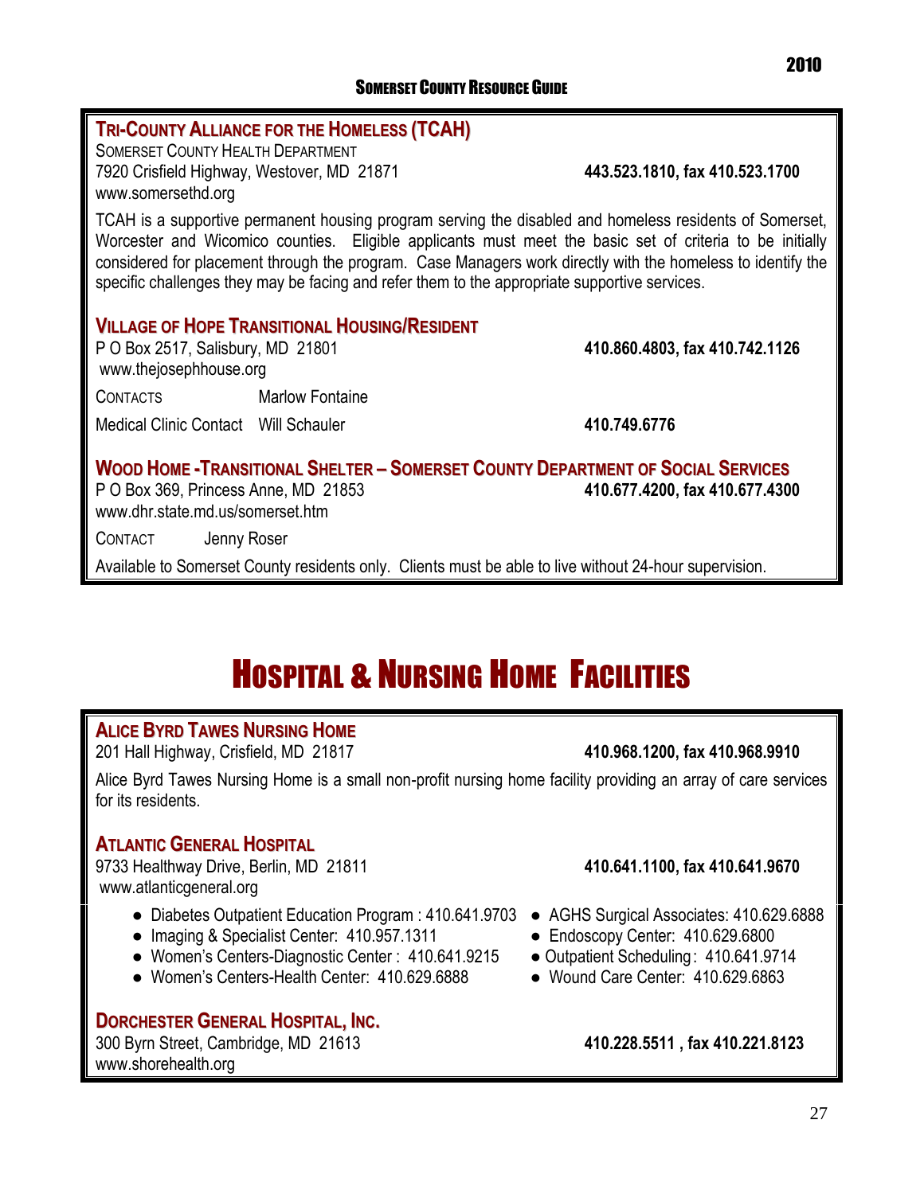### Tri-County Alliance for the Homeless (TCAH)

Somerset County Health Department
7920 Crisfield Highway, Westover, MD 21871 **443.523.1810, fax 410.523.1700**
www.somersethd.org

TCAH is a supportive permanent housing program serving the disabled and homeless residents of Somerset, Worcester and Wicomico counties. Eligible applicants must meet the basic set of criteria to be initially considered for placement through the program. Case Managers work directly with the homeless to identify the specific challenges they may be facing and refer them to the appropriate supportive services.

### Village of Hope Transitional Housing/Resident

P O Box 2517, Salisbury, MD 21801 **410.860.4803, fax 410.742.1126**
www.thejosephhouse.org

Contacts Marlow Fontaine

Medical Clinic Contact Will Schauler **410.749.6776**

### Wood Home -Transitional Shelter – Somerset County Department of Social Services

P O Box 369, Princess Anne, MD 21853 **410.677.4200, fax 410.677.4300**
www.dhr.state.md.us/somerset.htm

Contact Jenny Roser

Available to Somerset County residents only. Clients must be able to live without 24-hour supervision.

# Hospital & Nursing Home Facilities

### Alice Byrd Tawes Nursing Home

201 Hall Highway, Crisfield, MD 21817 **410.968.1200, fax 410.968.9910**

Alice Byrd Tawes Nursing Home is a small non-profit nursing home facility providing an array of care services for its residents.

### Atlantic General Hospital

9733 Healthway Drive, Berlin, MD 21811 **410.641.1100, fax 410.641.9670**
www.atlanticgeneral.org

- Diabetes Outpatient Education Program : 410.641.9703
- Imaging & Specialist Center: 410.957.1311
- Women's Centers-Diagnostic Center : 410.641.9215
- Women's Centers-Health Center: 410.629.6888
- AGHS Surgical Associates: 410.629.6888
- Endoscopy Center: 410.629.6800
- Outpatient Scheduling: 410.641.9714
- Wound Care Center: 410.629.6863

### Dorchester General Hospital, Inc.

300 Byrn Street, Cambridge, MD 21613 **410.228.5511 , fax 410.221.8123**
www.shorehealth.org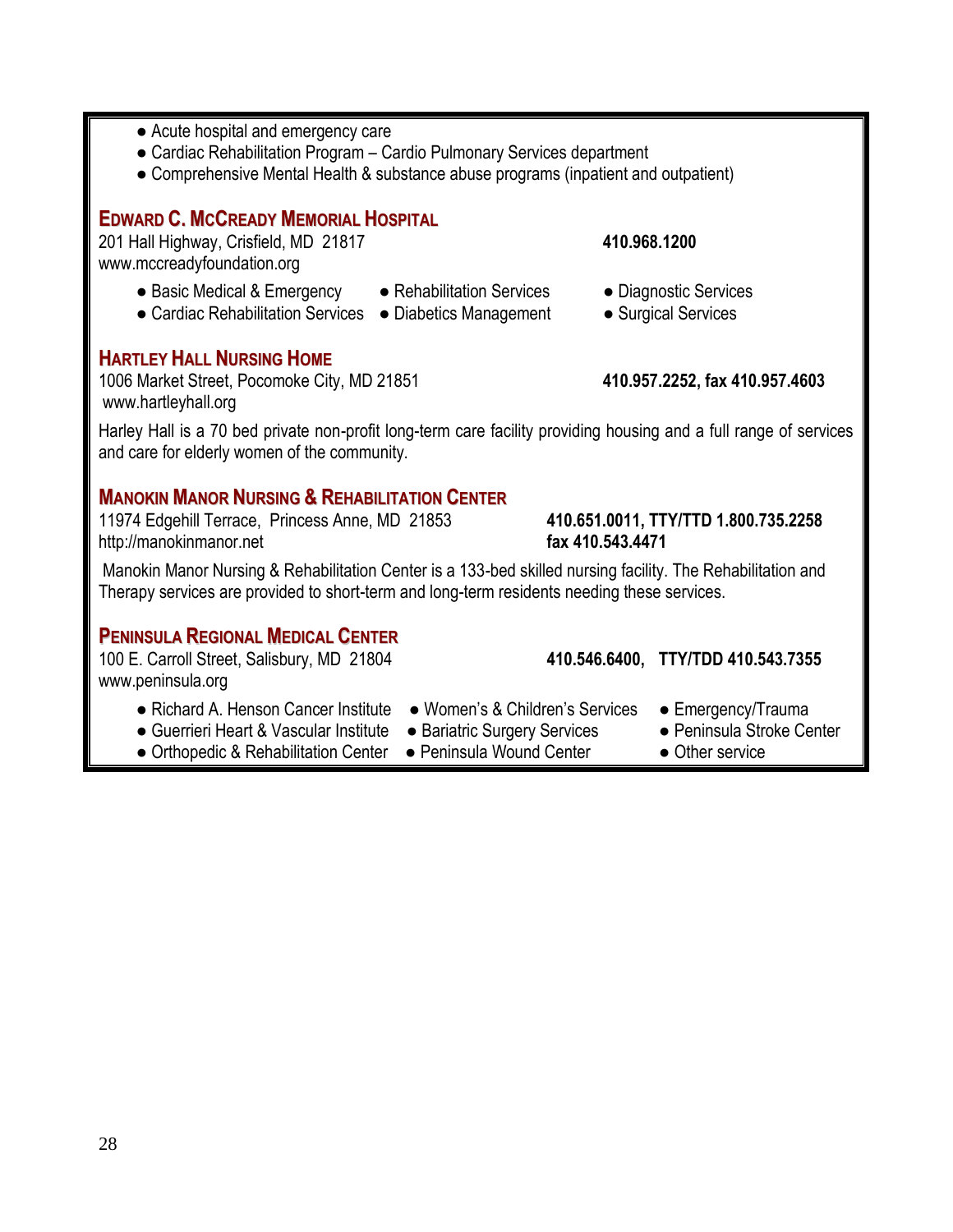- Acute hospital and emergency care
- Cardiac Rehabilitation Program – Cardio Pulmonary Services department
- Comprehensive Mental Health & substance abuse programs (inpatient and outpatient)

### Edward C. McCready Memorial Hospital

201 Hall Highway, Crisfield, MD 21817 **410.968.1200**
www.mccreadyfoundation.org

- Basic Medical & Emergency
- Rehabilitation Services
- Diagnostic Services
- Cardiac Rehabilitation Services
- Diabetics Management
- Surgical Services

### Hartley Hall Nursing Home

1006 Market Street, Pocomoke City, MD 21851 **410.957.2252, fax 410.957.4603**
www.hartleyhall.org

Harley Hall is a 70 bed private non-profit long-term care facility providing housing and a full range of services and care for elderly women of the community.

### Manokin Manor Nursing & Rehabilitation Center

11974 Edgehill Terrace, Princess Anne, MD 21853 **410.651.0011, TTY/TTD 1.800.735.2258**
http://manokinmanor.net **fax 410.543.4471**

Manokin Manor Nursing & Rehabilitation Center is a 133-bed skilled nursing facility. The Rehabilitation and Therapy services are provided to short-term and long-term residents needing these services.

### Peninsula Regional Medical Center

100 E. Carroll Street, Salisbury, MD 21804 **410.546.6400, TTY/TDD 410.543.7355**
www.peninsula.org

- Richard A. Henson Cancer Institute
- Women's & Children's Services
- Emergency/Trauma
- Guerrieri Heart & Vascular Institute
- Bariatric Surgery Services
- Peninsula Stroke Center
- Orthopedic & Rehabilitation Center
- Peninsula Wound Center
- Other service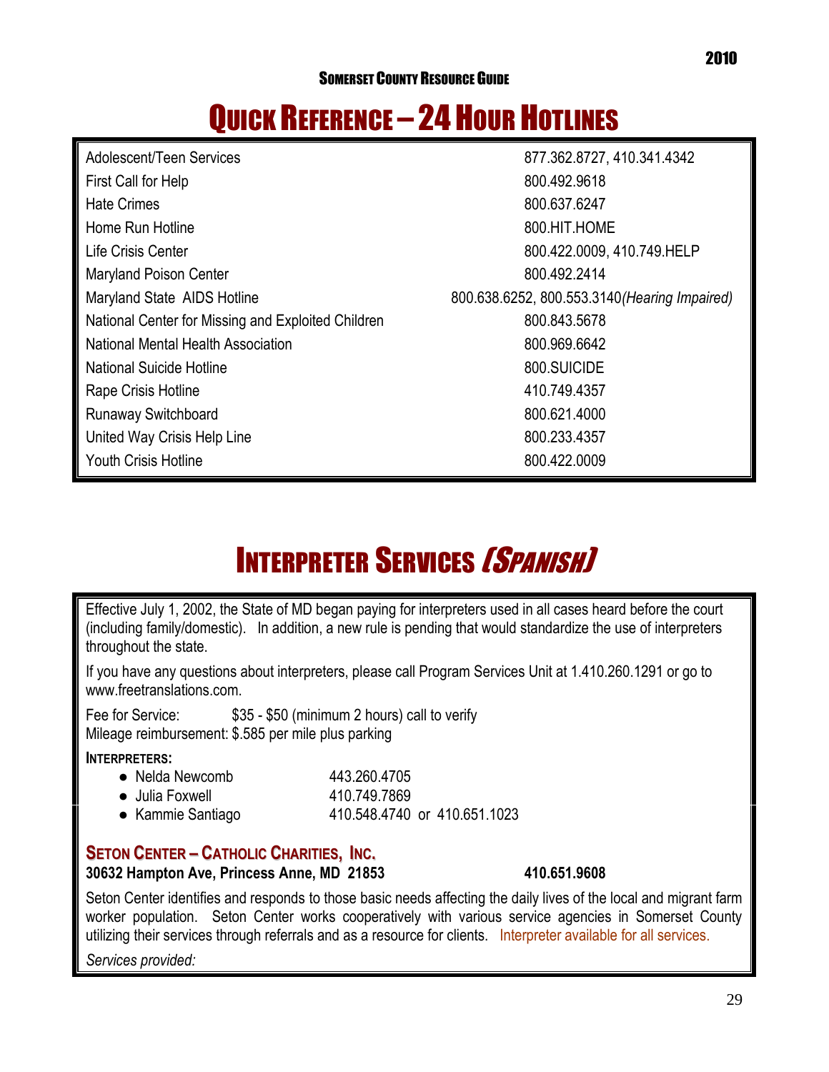# Quick Reference – 24 Hour Hotlines

| | |
|---|---|
| Adolescent/Teen Services | 877.362.8727, 410.341.4342 |
| First Call for Help | 800.492.9618 |
| Hate Crimes | 800.637.6247 |
| Home Run Hotline | 800.HIT.HOME |
| Life Crisis Center | 800.422.0009, 410.749.HELP |
| Maryland Poison Center | 800.492.2414 |
| Maryland State AIDS Hotline | 800.638.6252, 800.553.3140*(Hearing Impaired)* |
| National Center for Missing and Exploited Children | 800.843.5678 |
| National Mental Health Association | 800.969.6642 |
| National Suicide Hotline | 800.SUICIDE |
| Rape Crisis Hotline | 410.749.4357 |
| Runaway Switchboard | 800.621.4000 |
| United Way Crisis Help Line | 800.233.4357 |
| Youth Crisis Hotline | 800.422.0009 |

# Interpreter Services *(Spanish)*

Effective July 1, 2002, the State of MD began paying for interpreters used in all cases heard before the court (including family/domestic). In addition, a new rule is pending that would standardize the use of interpreters throughout the state.

If you have any questions about interpreters, please call Program Services Unit at 1.410.260.1291 or go to www.freetranslations.com.

Fee for Service: $35 - $50 (minimum 2 hours) call to verify
Mileage reimbursement: $.585 per mile plus parking

**Interpreters:**

- Nelda Newcomb 443.260.4705
- Julia Foxwell 410.749.7869
- Kammie Santiago 410.548.4740 or 410.651.1023

### Seton Center – Catholic Charities, Inc.

**30632 Hampton Ave, Princess Anne, MD 21853 410.651.9608**

Seton Center identifies and responds to those basic needs affecting the daily lives of the local and migrant farm worker population. Seton Center works cooperatively with various service agencies in Somerset County utilizing their services through referrals and as a resource for clients. Interpreter available for all services.

*Services provided:*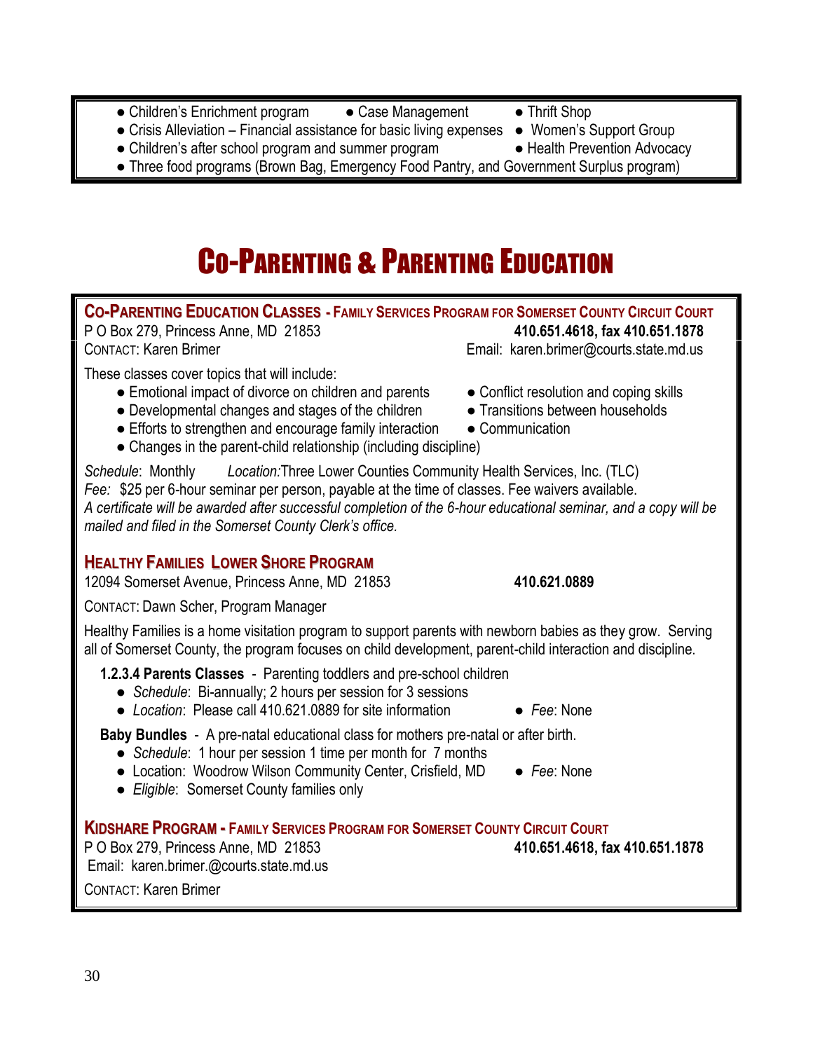- Children's Enrichment program
- Case Management
- Thrift Shop
- Crisis Alleviation – Financial assistance for basic living expenses
- Women's Support Group
- Children's after school program and summer program
- Health Prevention Advocacy
- Three food programs (Brown Bag, Emergency Food Pantry, and Government Surplus program)

# Co-Parenting & Parenting Education

## Co-Parenting Education Classes - Family Services Program for Somerset County Circuit Court

P O Box 279, Princess Anne, MD 21853 **410.651.4618, fax 410.651.1878**

Contact: Karen Brimer Email: karen.brimer@courts.state.md.us

These classes cover topics that will include:

- Emotional impact of divorce on children and parents
- Conflict resolution and coping skills
- Developmental changes and stages of the children
- Transitions between households
- Efforts to strengthen and encourage family interaction
- Communication
- Changes in the parent-child relationship (including discipline)

*Schedule*: Monthly *Location:* Three Lower Counties Community Health Services, Inc. (TLC)

*Fee:* $25 per 6-hour seminar per person, payable at the time of classes. Fee waivers available.

*A certificate will be awarded after successful completion of the 6-hour educational seminar, and a copy will be mailed and filed in the Somerset County Clerk's office.*

## Healthy Families Lower Shore Program

12094 Somerset Avenue, Princess Anne, MD 21853 **410.621.0889**

Contact: Dawn Scher, Program Manager

Healthy Families is a home visitation program to support parents with newborn babies as they grow. Serving all of Somerset County, the program focuses on child development, parent-child interaction and discipline.

**1.2.3.4 Parents Classes** - Parenting toddlers and pre-school children

- *Schedule*: Bi-annually; 2 hours per session for 3 sessions
- *Location*: Please call 410.621.0889 for site information
- *Fee*: None

**Baby Bundles** - A pre-natal educational class for mothers pre-natal or after birth.

- *Schedule*: 1 hour per session 1 time per month for 7 months
- Location: Woodrow Wilson Community Center, Crisfield, MD
- *Fee*: None
- *Eligible*: Somerset County families only

## Kidshare Program - Family Services Program for Somerset County Circuit Court

P O Box 279, Princess Anne, MD 21853 **410.651.4618, fax 410.651.1878**

Email: karen.brimer.@courts.state.md.us

Contact: Karen Brimer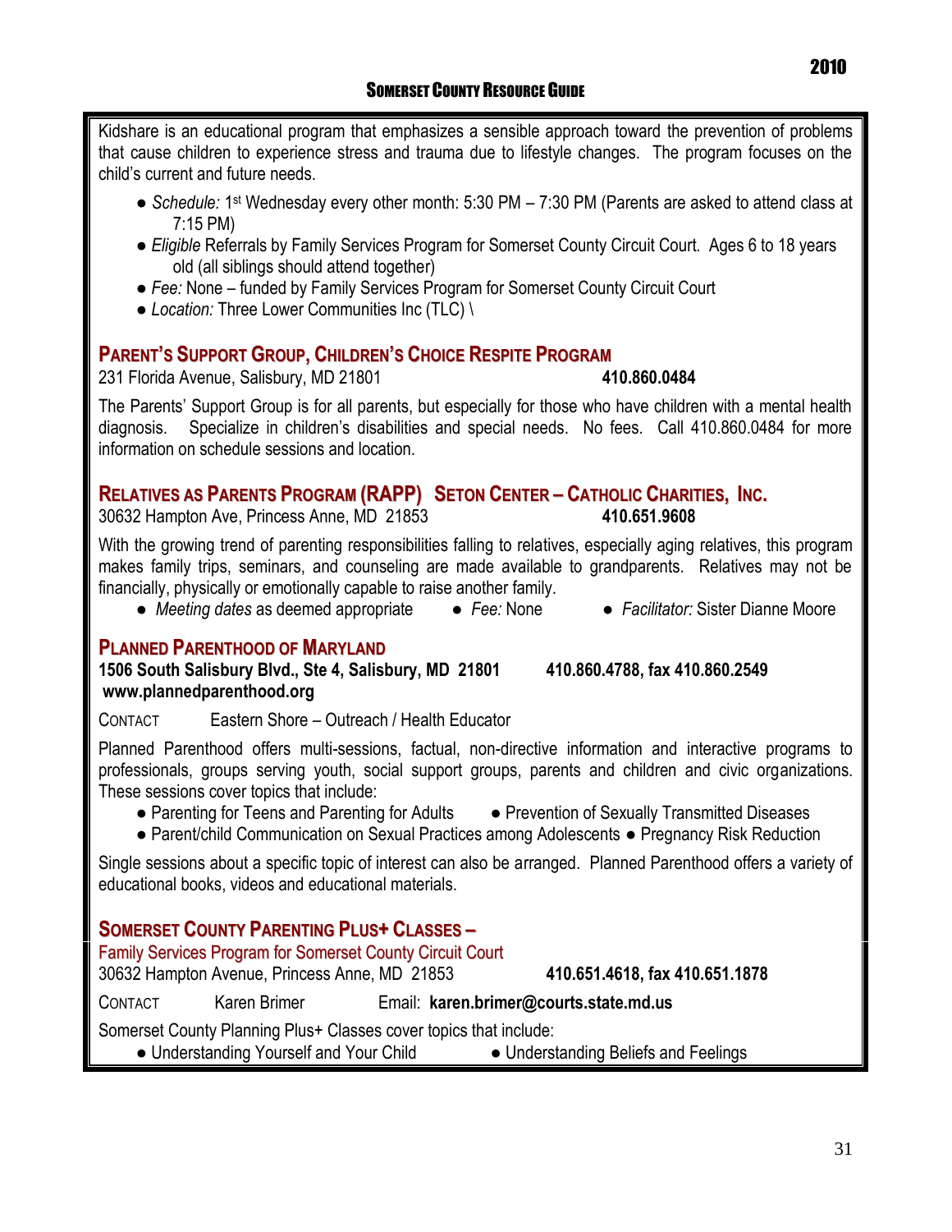Kidshare is an educational program that emphasizes a sensible approach toward the prevention of problems that cause children to experience stress and trauma due to lifestyle changes. The program focuses on the child's current and future needs.

- *Schedule:* 1st Wednesday every other month: 5:30 PM – 7:30 PM (Parents are asked to attend class at 7:15 PM)
- *Eligible* Referrals by Family Services Program for Somerset County Circuit Court. Ages 6 to 18 years old (all siblings should attend together)
- *Fee:* None – funded by Family Services Program for Somerset County Circuit Court
- *Location:* Three Lower Communities Inc (TLC) \

## Parent's Support Group, Children's Choice Respite Program

231 Florida Avenue, Salisbury, MD 21801 **410.860.0484**

The Parents' Support Group is for all parents, but especially for those who have children with a mental health diagnosis. Specialize in children's disabilities and special needs. No fees. Call 410.860.0484 for more information on schedule sessions and location.

## Relatives as Parents Program (RAPP) Seton Center – Catholic Charities, Inc.

30632 Hampton Ave, Princess Anne, MD 21853 **410.651.9608**

With the growing trend of parenting responsibilities falling to relatives, especially aging relatives, this program makes family trips, seminars, and counseling are made available to grandparents. Relatives may not be financially, physically or emotionally capable to raise another family.

- *Meeting dates* as deemed appropriate
- *Fee:* None
- *Facilitator:* Sister Dianne Moore

## Planned Parenthood of Maryland

**1506 South Salisbury Blvd., Ste 4, Salisbury, MD 21801 410.860.4788, fax 410.860.2549**
**www.plannedparenthood.org**

CONTACT Eastern Shore – Outreach / Health Educator

Planned Parenthood offers multi-sessions, factual, non-directive information and interactive programs to professionals, groups serving youth, social support groups, parents and children and civic organizations. These sessions cover topics that include:

- Parenting for Teens and Parenting for Adults
- Prevention of Sexually Transmitted Diseases
- Parent/child Communication on Sexual Practices among Adolescents
- Pregnancy Risk Reduction

Single sessions about a specific topic of interest can also be arranged. Planned Parenthood offers a variety of educational books, videos and educational materials.

## Somerset County Parenting Plus+ Classes –

Family Services Program for Somerset County Circuit Court

30632 Hampton Avenue, Princess Anne, MD 21853 **410.651.4618, fax 410.651.1878**

CONTACT Karen Brimer Email: **karen.brimer@courts.state.md.us**

Somerset County Planning Plus+ Classes cover topics that include:

- Understanding Yourself and Your Child
- Understanding Beliefs and Feelings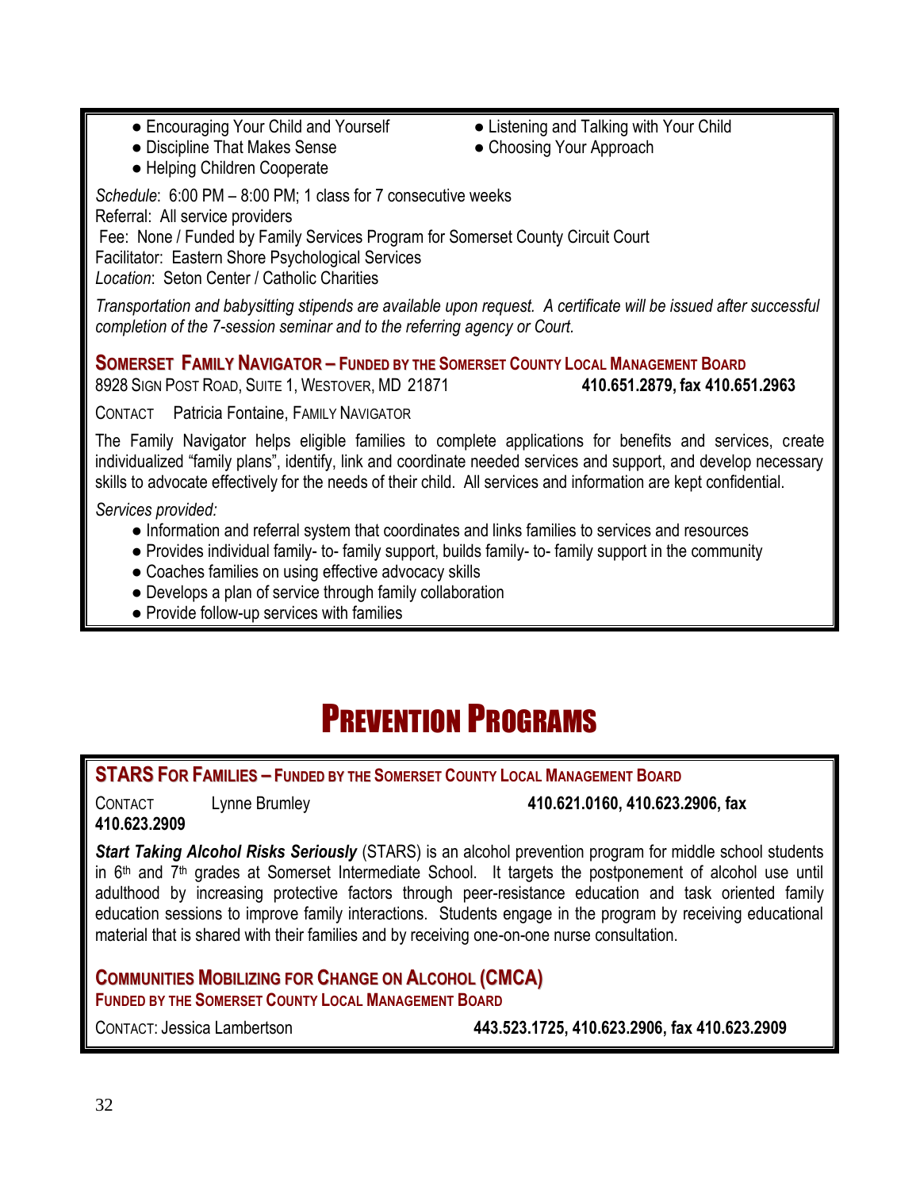- Encouraging Your Child and Yourself
- Discipline That Makes Sense
- Helping Children Cooperate
- Listening and Talking with Your Child
- Choosing Your Approach

*Schedule*: 6:00 PM – 8:00 PM; 1 class for 7 consecutive weeks
Referral: All service providers
Fee: None / Funded by Family Services Program for Somerset County Circuit Court
Facilitator: Eastern Shore Psychological Services
*Location*: Seton Center / Catholic Charities

*Transportation and babysitting stipends are available upon request. A certificate will be issued after successful completion of the 7-session seminar and to the referring agency or Court.*

### Somerset Family Navigator – Funded by the Somerset County Local Management Board

8928 Sign Post Road, Suite 1, Westover, MD 21871 **410.651.2879, fax 410.651.2963**

Contact Patricia Fontaine, Family Navigator

The Family Navigator helps eligible families to complete applications for benefits and services, create individualized "family plans", identify, link and coordinate needed services and support, and develop necessary skills to advocate effectively for the needs of their child. All services and information are kept confidential.

*Services provided:*

- Information and referral system that coordinates and links families to services and resources
- Provides individual family- to- family support, builds family- to- family support in the community
- Coaches families on using effective advocacy skills
- Develops a plan of service through family collaboration
- Provide follow-up services with families

# Prevention Programs

### STARS For Families – Funded by the Somerset County Local Management Board

Contact Lynne Brumley **410.621.0160, 410.623.2906, fax 410.623.2909**

***Start Taking Alcohol Risks Seriously*** (STARS) is an alcohol prevention program for middle school students in 6th and 7th grades at Somerset Intermediate School. It targets the postponement of alcohol use until adulthood by increasing protective factors through peer-resistance education and task oriented family education sessions to improve family interactions. Students engage in the program by receiving educational material that is shared with their families and by receiving one-on-one nurse consultation.

### Communities Mobilizing for Change on Alcohol (CMCA)

**Funded by the Somerset County Local Management Board**

Contact: Jessica Lambertson **443.523.1725, 410.623.2906, fax 410.623.2909**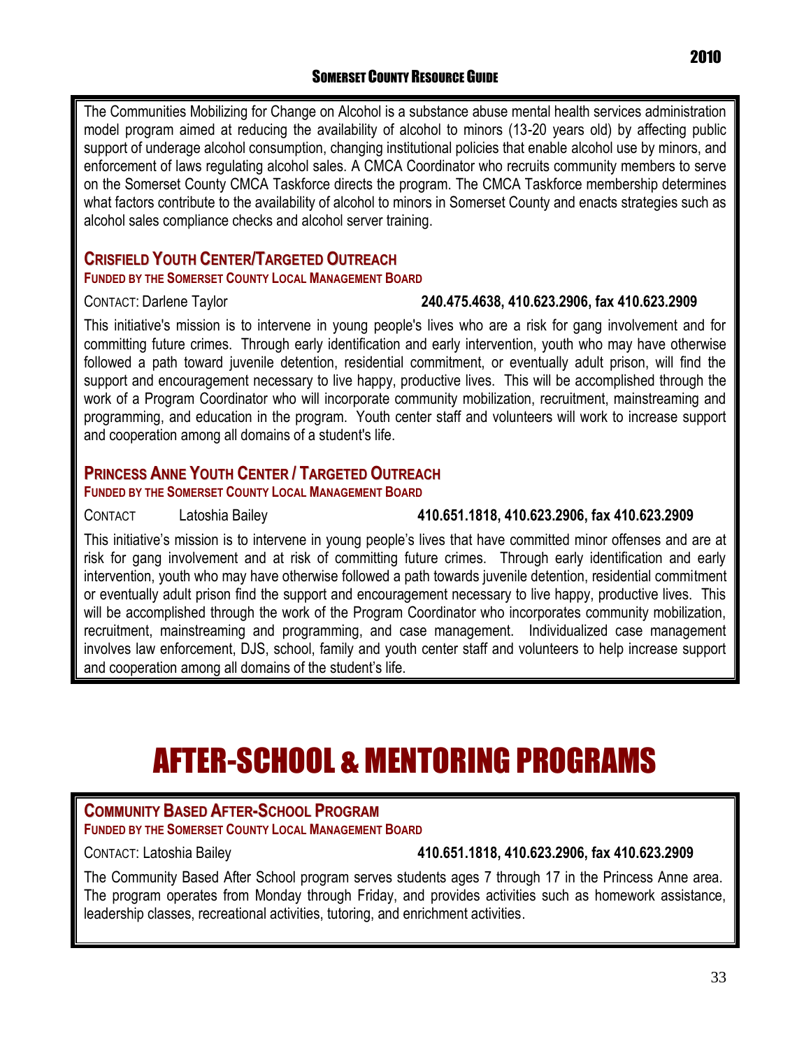The Communities Mobilizing for Change on Alcohol is a substance abuse mental health services administration model program aimed at reducing the availability of alcohol to minors (13-20 years old) by affecting public support of underage alcohol consumption, changing institutional policies that enable alcohol use by minors, and enforcement of laws regulating alcohol sales. A CMCA Coordinator who recruits community members to serve on the Somerset County CMCA Taskforce directs the program. The CMCA Taskforce membership determines what factors contribute to the availability of alcohol to minors in Somerset County and enacts strategies such as alcohol sales compliance checks and alcohol server training.

### Crisfield Youth Center/Targeted Outreach

**Funded by the Somerset County Local Management Board**

CONTACT: Darlene Taylor **240.475.4638, 410.623.2906, fax 410.623.2909**

This initiative's mission is to intervene in young people's lives who are a risk for gang involvement and for committing future crimes. Through early identification and early intervention, youth who may have otherwise followed a path toward juvenile detention, residential commitment, or eventually adult prison, will find the support and encouragement necessary to live happy, productive lives. This will be accomplished through the work of a Program Coordinator who will incorporate community mobilization, recruitment, mainstreaming and programming, and education in the program. Youth center staff and volunteers will work to increase support and cooperation among all domains of a student's life.

### Princess Anne Youth Center / Targeted Outreach

**Funded by the Somerset County Local Management Board**

CONTACT Latoshia Bailey **410.651.1818, 410.623.2906, fax 410.623.2909**

This initiative's mission is to intervene in young people's lives that have committed minor offenses and are at risk for gang involvement and at risk of committing future crimes. Through early identification and early intervention, youth who may have otherwise followed a path towards juvenile detention, residential commitment or eventually adult prison find the support and encouragement necessary to live happy, productive lives. This will be accomplished through the work of the Program Coordinator who incorporates community mobilization, recruitment, mainstreaming and programming, and case management. Individualized case management involves law enforcement, DJS, school, family and youth center staff and volunteers to help increase support and cooperation among all domains of the student's life.

# AFTER-SCHOOL & MENTORING PROGRAMS

### Community Based After-School Program

**Funded by the Somerset County Local Management Board**

CONTACT: Latoshia Bailey **410.651.1818, 410.623.2906, fax 410.623.2909**

The Community Based After School program serves students ages 7 through 17 in the Princess Anne area. The program operates from Monday through Friday, and provides activities such as homework assistance, leadership classes, recreational activities, tutoring, and enrichment activities.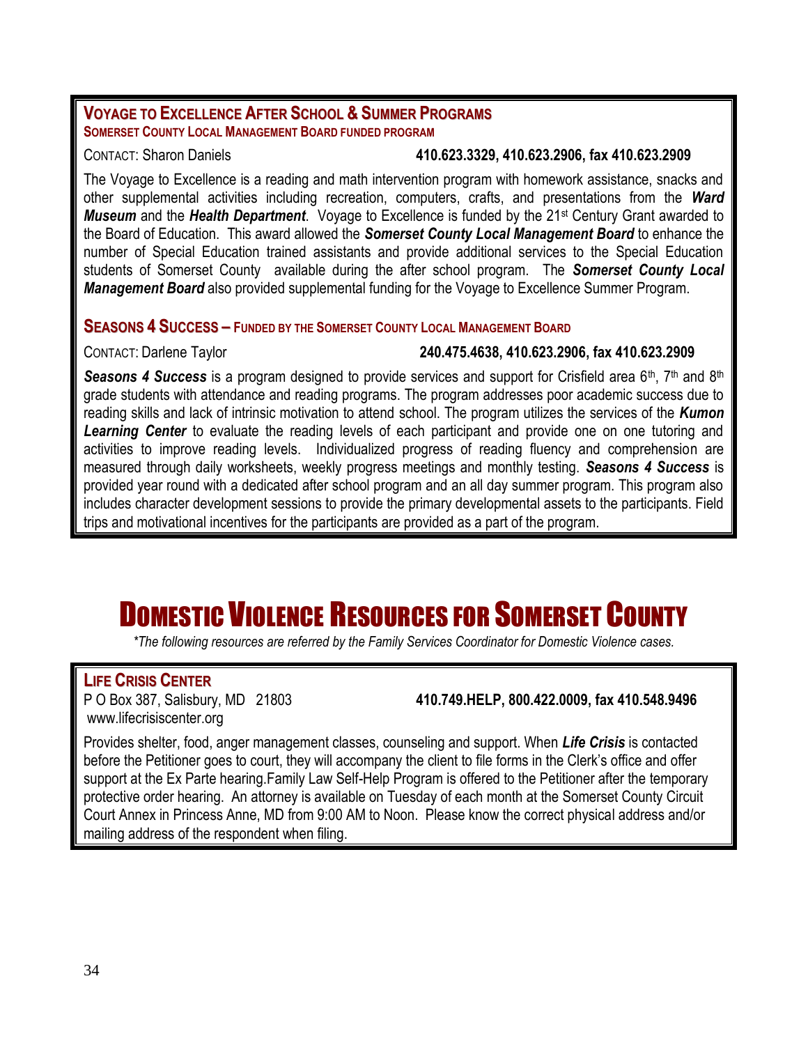### Voyage to Excellence After School & Summer Programs

**Somerset County Local Management Board funded program**

Contact: Sharon Daniels **410.623.3329, 410.623.2906, fax 410.623.2909**

The Voyage to Excellence is a reading and math intervention program with homework assistance, snacks and other supplemental activities including recreation, computers, crafts, and presentations from the ***Ward Museum*** and the ***Health Department***. Voyage to Excellence is funded by the 21st Century Grant awarded to the Board of Education. This award allowed the ***Somerset County Local Management Board*** to enhance the number of Special Education trained assistants and provide additional services to the Special Education students of Somerset County available during the after school program. The ***Somerset County Local Management Board*** also provided supplemental funding for the Voyage to Excellence Summer Program.

### Seasons 4 Success – Funded by the Somerset County Local Management Board

Contact: Darlene Taylor **240.475.4638, 410.623.2906, fax 410.623.2909**

***Seasons 4 Success*** is a program designed to provide services and support for Crisfield area 6th, 7th and 8th grade students with attendance and reading programs. The program addresses poor academic success due to reading skills and lack of intrinsic motivation to attend school. The program utilizes the services of the ***Kumon Learning Center*** to evaluate the reading levels of each participant and provide one on one tutoring and activities to improve reading levels. Individualized progress of reading fluency and comprehension are measured through daily worksheets, weekly progress meetings and monthly testing. ***Seasons 4 Success*** is provided year round with a dedicated after school program and an all day summer program. This program also includes character development sessions to provide the primary developmental assets to the participants. Field trips and motivational incentives for the participants are provided as a part of the program.

# Domestic Violence Resources for Somerset County

*\*The following resources are referred by the Family Services Coordinator for Domestic Violence cases.*

### Life Crisis Center

P O Box 387, Salisbury, MD 21803 **410.749.HELP, 800.422.0009, fax 410.548.9496**
www.lifecrisiscenter.org

Provides shelter, food, anger management classes, counseling and support. When ***Life Crisis*** is contacted before the Petitioner goes to court, they will accompany the client to file forms in the Clerk's office and offer support at the Ex Parte hearing.Family Law Self-Help Program is offered to the Petitioner after the temporary protective order hearing. An attorney is available on Tuesday of each month at the Somerset County Circuit Court Annex in Princess Anne, MD from 9:00 AM to Noon. Please know the correct physical address and/or mailing address of the respondent when filing.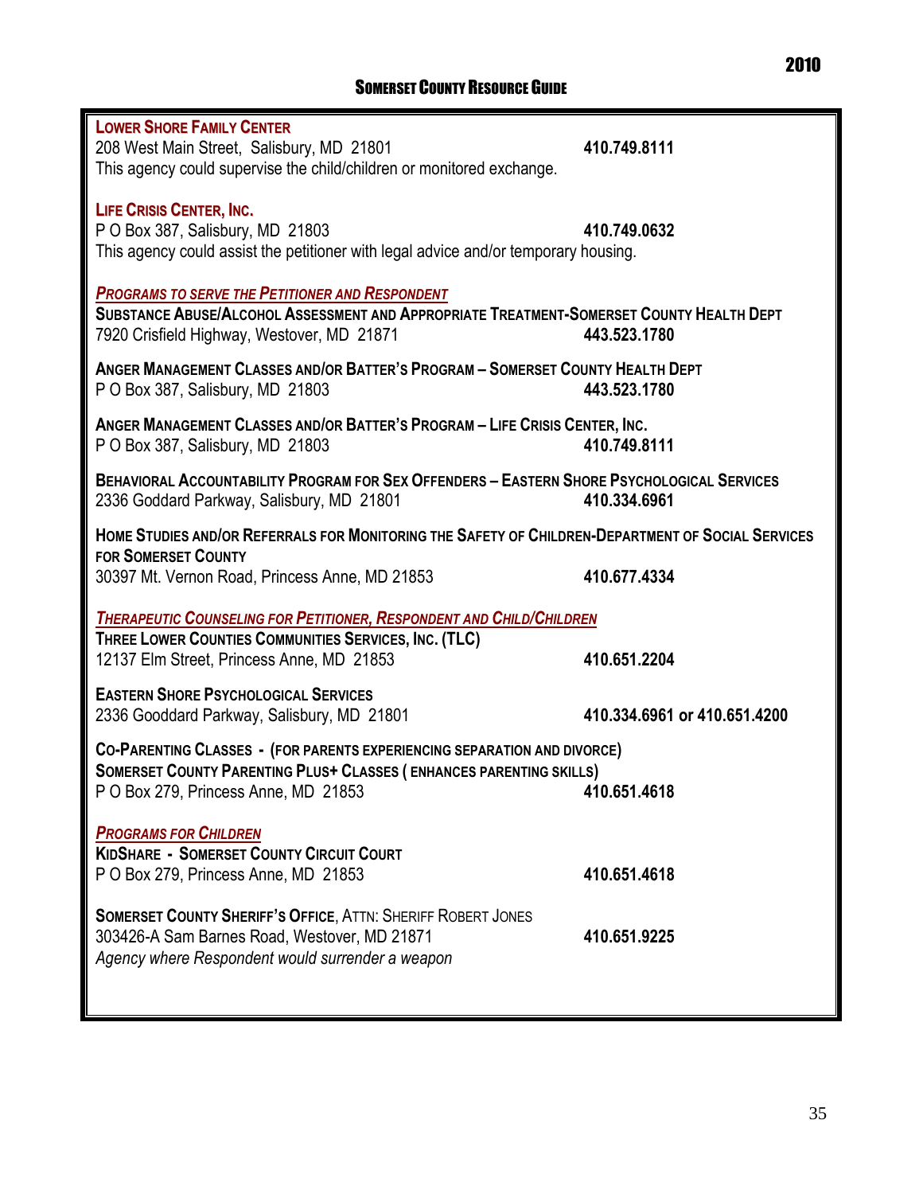**LOWER SHORE FAMILY CENTER**
208 West Main Street, Salisbury, MD 21801 **410.749.8111**
This agency could supervise the child/children or monitored exchange.

**LIFE CRISIS CENTER, INC.**
P O Box 387, Salisbury, MD 21803 **410.749.0632**
This agency could assist the petitioner with legal advice and/or temporary housing.

***PROGRAMS TO SERVE THE PETITIONER AND RESPONDENT***

**SUBSTANCE ABUSE/ALCOHOL ASSESSMENT AND APPROPRIATE TREATMENT-SOMERSET COUNTY HEALTH DEPT**
7920 Crisfield Highway, Westover, MD 21871 **443.523.1780**

**ANGER MANAGEMENT CLASSES AND/OR BATTER'S PROGRAM – SOMERSET COUNTY HEALTH DEPT**
P O Box 387, Salisbury, MD 21803 **443.523.1780**

**ANGER MANAGEMENT CLASSES AND/OR BATTER'S PROGRAM – LIFE CRISIS CENTER, INC.**
P O Box 387, Salisbury, MD 21803 **410.749.8111**

**BEHAVIORAL ACCOUNTABILITY PROGRAM FOR SEX OFFENDERS – EASTERN SHORE PSYCHOLOGICAL SERVICES**
2336 Goddard Parkway, Salisbury, MD 21801 **410.334.6961**

**HOME STUDIES AND/OR REFERRALS FOR MONITORING THE SAFETY OF CHILDREN-DEPARTMENT OF SOCIAL SERVICES FOR SOMERSET COUNTY**
30397 Mt. Vernon Road, Princess Anne, MD 21853 **410.677.4334**

***THERAPEUTIC COUNSELING FOR PETITIONER, RESPONDENT AND CHILD/CHILDREN***

**THREE LOWER COUNTIES COMMUNITIES SERVICES, INC. (TLC)**
12137 Elm Street, Princess Anne, MD 21853 **410.651.2204**

**EASTERN SHORE PSYCHOLOGICAL SERVICES**
2336 Gooddard Parkway, Salisbury, MD 21801 **410.334.6961 or 410.651.4200**

**CO-PARENTING CLASSES - (FOR PARENTS EXPERIENCING SEPARATION AND DIVORCE)**
**SOMERSET COUNTY PARENTING PLUS+ CLASSES ( ENHANCES PARENTING SKILLS)**
P O Box 279, Princess Anne, MD 21853 **410.651.4618**

***PROGRAMS FOR CHILDREN***

**KIDSHARE - SOMERSET COUNTY CIRCUIT COURT**
P O Box 279, Princess Anne, MD 21853 **410.651.4618**

**SOMERSET COUNTY SHERIFF'S OFFICE**, ATTN: SHERIFF ROBERT JONES
303426-A Sam Barnes Road, Westover, MD 21871 **410.651.9225**
*Agency where Respondent would surrender a weapon*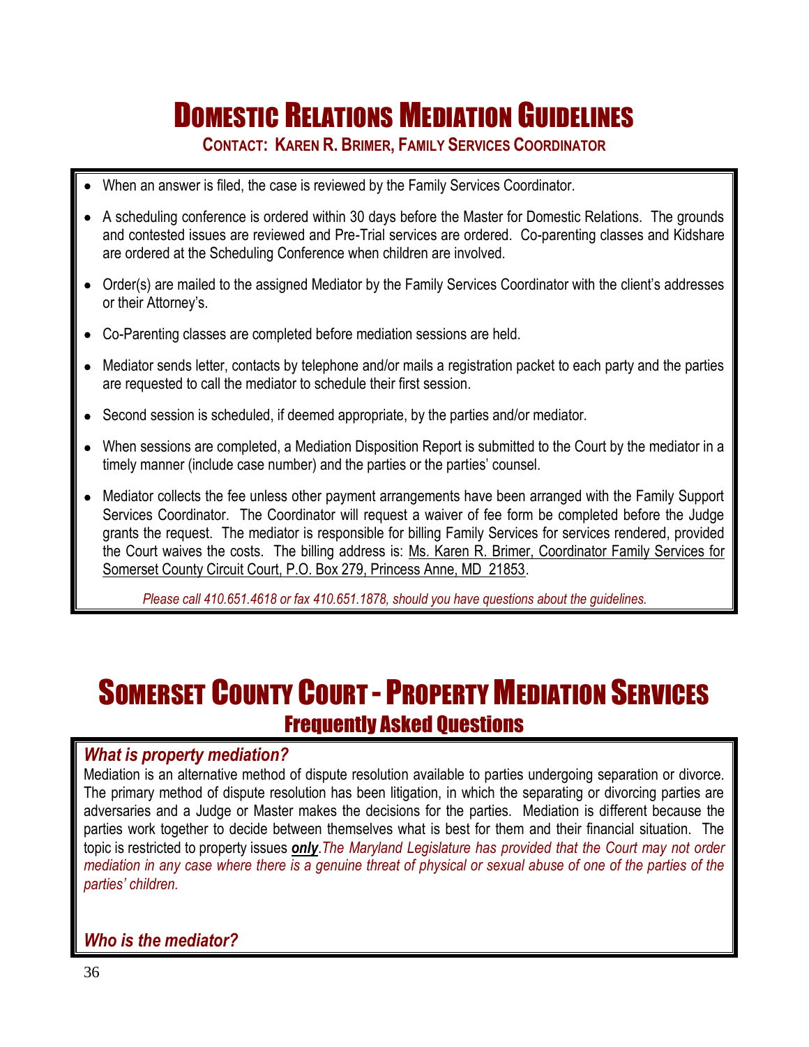# Domestic Relations Mediation Guidelines

**Contact: Karen R. Brimer, Family Services Coordinator**

- When an answer is filed, the case is reviewed by the Family Services Coordinator.
- A scheduling conference is ordered within 30 days before the Master for Domestic Relations. The grounds and contested issues are reviewed and Pre-Trial services are ordered. Co-parenting classes and Kidshare are ordered at the Scheduling Conference when children are involved.
- Order(s) are mailed to the assigned Mediator by the Family Services Coordinator with the client's addresses or their Attorney's.
- Co-Parenting classes are completed before mediation sessions are held.
- Mediator sends letter, contacts by telephone and/or mails a registration packet to each party and the parties are requested to call the mediator to schedule their first session.
- Second session is scheduled, if deemed appropriate, by the parties and/or mediator.
- When sessions are completed, a Mediation Disposition Report is submitted to the Court by the mediator in a timely manner (include case number) and the parties or the parties' counsel.
- Mediator collects the fee unless other payment arrangements have been arranged with the Family Support Services Coordinator. The Coordinator will request a waiver of fee form be completed before the Judge grants the request. The mediator is responsible for billing Family Services for services rendered, provided the Court waives the costs. The billing address is: Ms. Karen R. Brimer, Coordinator Family Services for Somerset County Circuit Court, P.O. Box 279, Princess Anne, MD 21853.

*Please call 410.651.4618 or fax 410.651.1878, should you have questions about the guidelines.*

# Somerset County Court - Property Mediation Services

## Frequently Asked Questions

### *What is property mediation?*

Mediation is an alternative method of dispute resolution available to parties undergoing separation or divorce. The primary method of dispute resolution has been litigation, in which the separating or divorcing parties are adversaries and a Judge or Master makes the decisions for the parties. Mediation is different because the parties work together to decide between themselves what is best for them and their financial situation. The topic is restricted to property issues ***only***. *The Maryland Legislature has provided that the Court may not order mediation in any case where there is a genuine threat of physical or sexual abuse of one of the parties of the parties' children.*

### *Who is the mediator?*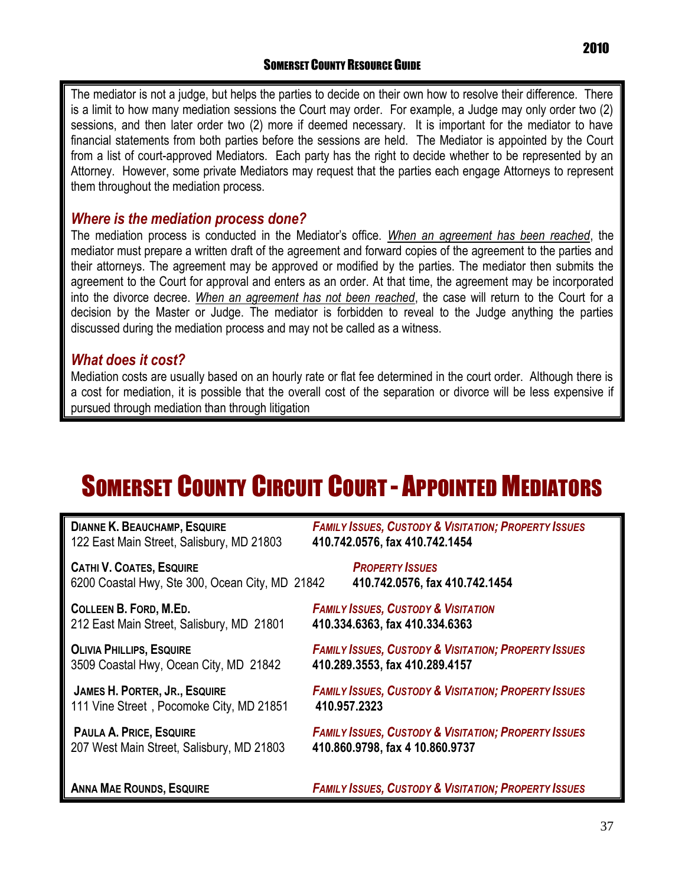The mediator is not a judge, but helps the parties to decide on their own how to resolve their difference. There is a limit to how many mediation sessions the Court may order. For example, a Judge may only order two (2) sessions, and then later order two (2) more if deemed necessary. It is important for the mediator to have financial statements from both parties before the sessions are held. The Mediator is appointed by the Court from a list of court-approved Mediators. Each party has the right to decide whether to be represented by an Attorney. However, some private Mediators may request that the parties each engage Attorneys to represent them throughout the mediation process.

### *Where is the mediation process done?*

The mediation process is conducted in the Mediator's office. *When an agreement has been reached*, the mediator must prepare a written draft of the agreement and forward copies of the agreement to the parties and their attorneys. The agreement may be approved or modified by the parties. The mediator then submits the agreement to the Court for approval and enters as an order. At that time, the agreement may be incorporated into the divorce decree. *When an agreement has not been reached*, the case will return to the Court for a decision by the Master or Judge. The mediator is forbidden to reveal to the Judge anything the parties discussed during the mediation process and may not be called as a witness.

### *What does it cost?*

Mediation costs are usually based on an hourly rate or flat fee determined in the court order. Although there is a cost for mediation, it is possible that the overall cost of the separation or divorce will be less expensive if pursued through mediation than through litigation

# Somerset County Circuit Court - Appointed Mediators

**Dianne K. Beauchamp, Esquire** — ***Family Issues, Custody & Visitation; Property Issues***
122 East Main Street, Salisbury, MD 21803 — **410.742.0576, fax 410.742.1454**

**Cathi V. Coates, Esquire** — ***Property Issues***
6200 Coastal Hwy, Ste 300, Ocean City, MD 21842 — **410.742.0576, fax 410.742.1454**

**Colleen B. Ford, M.Ed.** — ***Family Issues, Custody & Visitation***
212 East Main Street, Salisbury, MD 21801 — **410.334.6363, fax 410.334.6363**

**Olivia Phillips, Esquire** — ***Family Issues, Custody & Visitation; Property Issues***
3509 Coastal Hwy, Ocean City, MD 21842 — **410.289.3553, fax 410.289.4157**

**James H. Porter, Jr., Esquire** — ***Family Issues, Custody & Visitation; Property Issues***
111 Vine Street , Pocomoke City, MD 21851 — **410.957.2323**

**Paula A. Price, Esquire** — ***Family Issues, Custody & Visitation; Property Issues***
207 West Main Street, Salisbury, MD 21803 — **410.860.9798, fax 4 10.860.9737**

**Anna Mae Rounds, Esquire** — ***Family Issues, Custody & Visitation; Property Issues***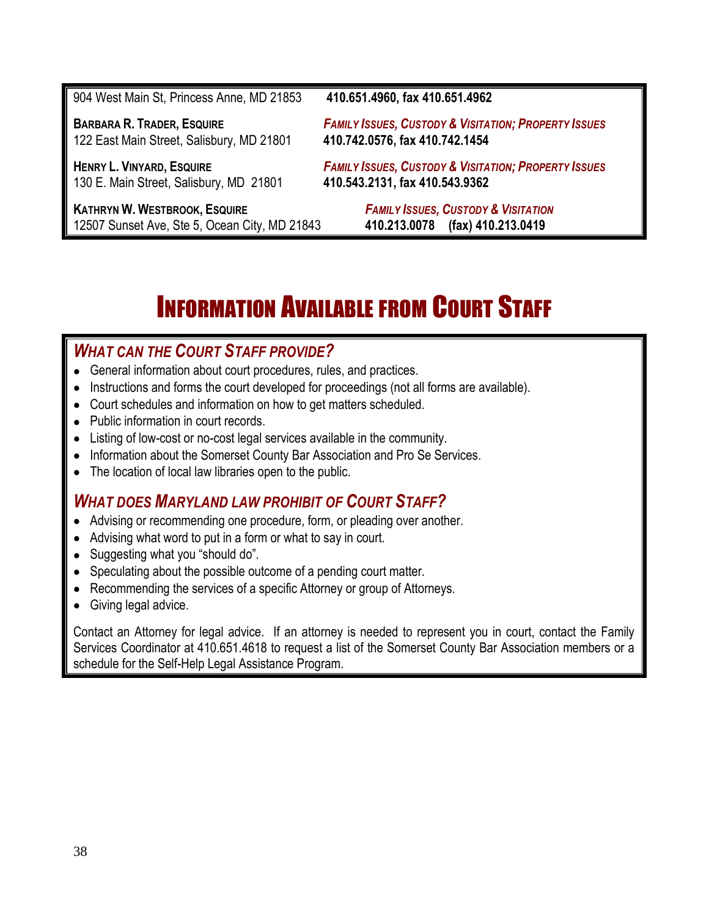904 West Main St, Princess Anne, MD 21853 — **410.651.4960, fax 410.651.4962**

**BARBARA R. TRADER, ESQUIRE**
122 East Main Street, Salisbury, MD 21801
***FAMILY ISSUES, CUSTODY & VISITATION; PROPERTY ISSUES***
**410.742.0576, fax 410.742.1454**

**HENRY L. VINYARD, ESQUIRE**
130 E. Main Street, Salisbury, MD 21801
***FAMILY ISSUES, CUSTODY & VISITATION; PROPERTY ISSUES***
**410.543.2131, fax 410.543.9362**

**KATHRYN W. WESTBROOK, ESQUIRE**
12507 Sunset Ave, Ste 5, Ocean City, MD 21843
***FAMILY ISSUES, CUSTODY & VISITATION***
**410.213.0078 (fax) 410.213.0419**

# INFORMATION AVAILABLE FROM COURT STAFF

## *WHAT CAN THE COURT STAFF PROVIDE?*

- General information about court procedures, rules, and practices.
- Instructions and forms the court developed for proceedings (not all forms are available).
- Court schedules and information on how to get matters scheduled.
- Public information in court records.
- Listing of low-cost or no-cost legal services available in the community.
- Information about the Somerset County Bar Association and Pro Se Services.
- The location of local law libraries open to the public.

## *WHAT DOES MARYLAND LAW PROHIBIT OF COURT STAFF?*

- Advising or recommending one procedure, form, or pleading over another.
- Advising what word to put in a form or what to say in court.
- Suggesting what you "should do".
- Speculating about the possible outcome of a pending court matter.
- Recommending the services of a specific Attorney or group of Attorneys.
- Giving legal advice.

Contact an Attorney for legal advice. If an attorney is needed to represent you in court, contact the Family Services Coordinator at 410.651.4618 to request a list of the Somerset County Bar Association members or a schedule for the Self-Help Legal Assistance Program.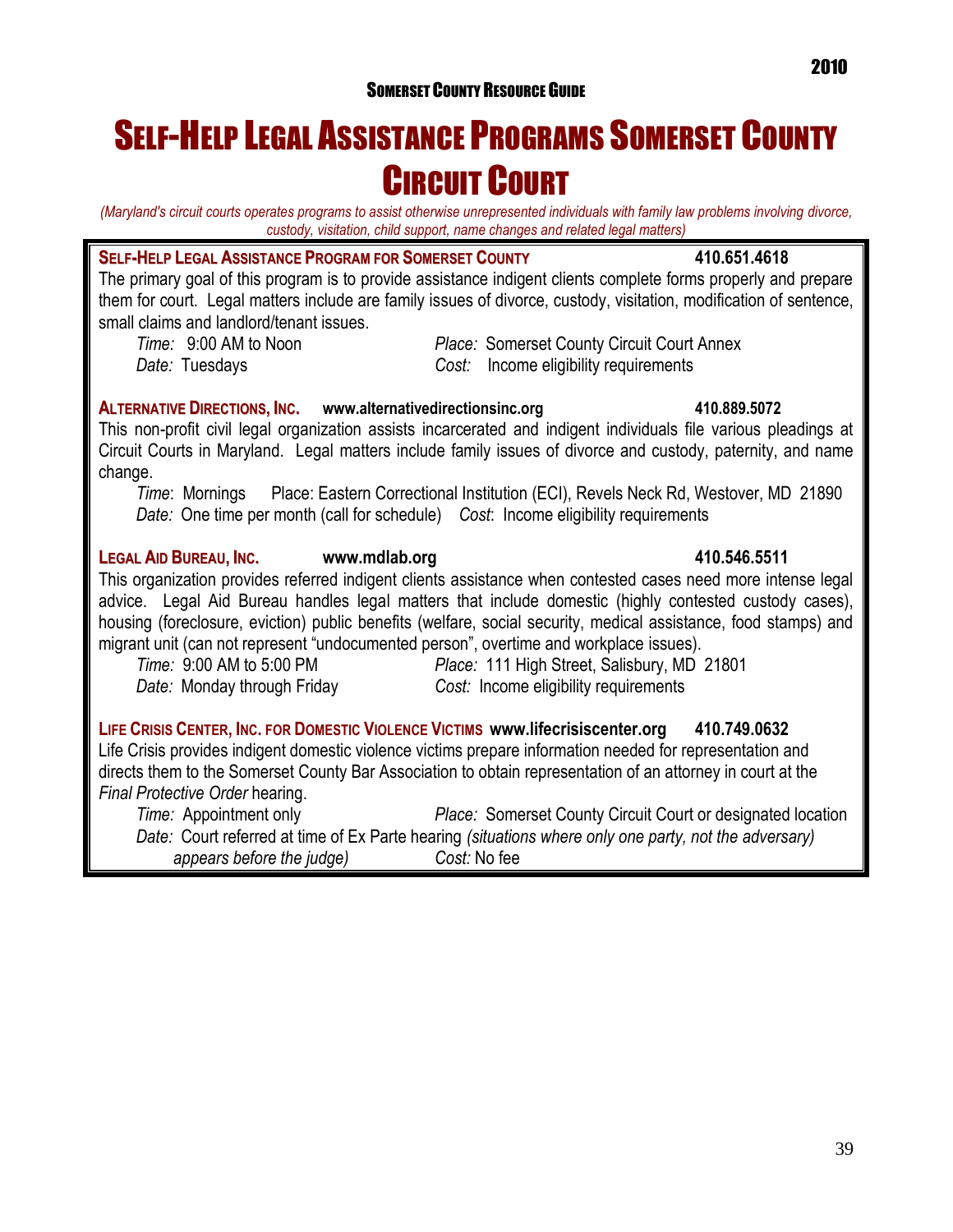# Self-Help Legal Assistance Programs Somerset County Circuit Court

*(Maryland's circuit courts operates programs to assist otherwise unrepresented individuals with family law problems involving divorce, custody, visitation, child support, name changes and related legal matters)*

**Self-Help Legal Assistance Program for Somerset County** **410.651.4618**

The primary goal of this program is to provide assistance indigent clients complete forms properly and prepare them for court. Legal matters include are family issues of divorce, custody, visitation, modification of sentence, small claims and landlord/tenant issues.

*Time:* 9:00 AM to Noon *Place:* Somerset County Circuit Court Annex
*Date:* Tuesdays *Cost:* Income eligibility requirements

**Alternative Directions, Inc.** **www.alternativedirectionsinc.org** **410.889.5072**

This non-profit civil legal organization assists incarcerated and indigent individuals file various pleadings at Circuit Courts in Maryland. Legal matters include family issues of divorce and custody, paternity, and name change.

*Time*: Mornings Place: Eastern Correctional Institution (ECI), Revels Neck Rd, Westover, MD 21890
*Date:* One time per month (call for schedule) *Cost*: Income eligibility requirements

**Legal Aid Bureau, Inc.** **www.mdlab.org** **410.546.5511**

This organization provides referred indigent clients assistance when contested cases need more intense legal advice. Legal Aid Bureau handles legal matters that include domestic (highly contested custody cases), housing (foreclosure, eviction) public benefits (welfare, social security, medical assistance, food stamps) and migrant unit (can not represent "undocumented person", overtime and workplace issues).

*Time:* 9:00 AM to 5:00 PM *Place:* 111 High Street, Salisbury, MD 21801
*Date:* Monday through Friday *Cost:* Income eligibility requirements

**Life Crisis Center, Inc. for Domestic Violence Victims** **www.lifecrisiscenter.org** **410.749.0632**

Life Crisis provides indigent domestic violence victims prepare information needed for representation and directs them to the Somerset County Bar Association to obtain representation of an attorney in court at the *Final Protective Order* hearing.

*Time:* Appointment only *Place:* Somerset County Circuit Court or designated location
*Date:* Court referred at time of Ex Parte hearing *(situations where only one party, not the adversary) appears before the judge)* *Cost:* No fee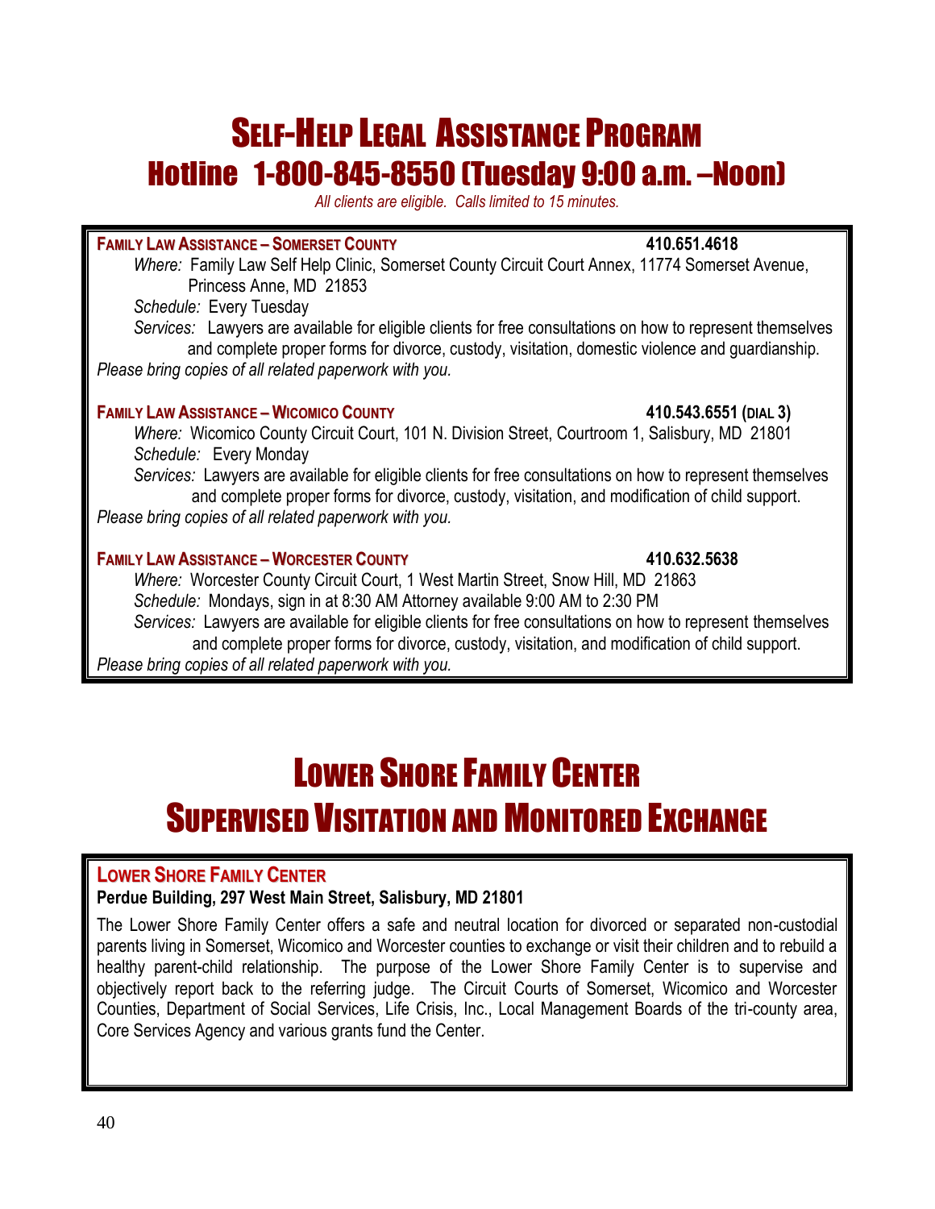# Self-Help Legal Assistance Program

## Hotline 1-800-845-8550 (Tuesday 9:00 a.m. –Noon)

*All clients are eligible. Calls limited to 15 minutes.*

**Family Law Assistance – Somerset County** **410.651.4618**

*Where:* Family Law Self Help Clinic, Somerset County Circuit Court Annex, 11774 Somerset Avenue, Princess Anne, MD 21853

*Schedule:* Every Tuesday

*Services:* Lawyers are available for eligible clients for free consultations on how to represent themselves and complete proper forms for divorce, custody, visitation, domestic violence and guardianship.

*Please bring copies of all related paperwork with you.*

**Family Law Assistance – Wicomico County** **410.543.6551 (dial 3)**

*Where:* Wicomico County Circuit Court, 101 N. Division Street, Courtroom 1, Salisbury, MD 21801

*Schedule:* Every Monday

*Services:* Lawyers are available for eligible clients for free consultations on how to represent themselves and complete proper forms for divorce, custody, visitation, and modification of child support.

*Please bring copies of all related paperwork with you.*

**Family Law Assistance – Worcester County** **410.632.5638**

*Where:* Worcester County Circuit Court, 1 West Martin Street, Snow Hill, MD 21863

*Schedule:* Mondays, sign in at 8:30 AM Attorney available 9:00 AM to 2:30 PM

*Services:* Lawyers are available for eligible clients for free consultations on how to represent themselves and complete proper forms for divorce, custody, visitation, and modification of child support.

*Please bring copies of all related paperwork with you.*

# Lower Shore Family Center

## Supervised Visitation and Monitored Exchange

**Lower Shore Family Center**

**Perdue Building, 297 West Main Street, Salisbury, MD 21801**

The Lower Shore Family Center offers a safe and neutral location for divorced or separated non-custodial parents living in Somerset, Wicomico and Worcester counties to exchange or visit their children and to rebuild a healthy parent-child relationship. The purpose of the Lower Shore Family Center is to supervise and objectively report back to the referring judge. The Circuit Courts of Somerset, Wicomico and Worcester Counties, Department of Social Services, Life Crisis, Inc., Local Management Boards of the tri-county area, Core Services Agency and various grants fund the Center.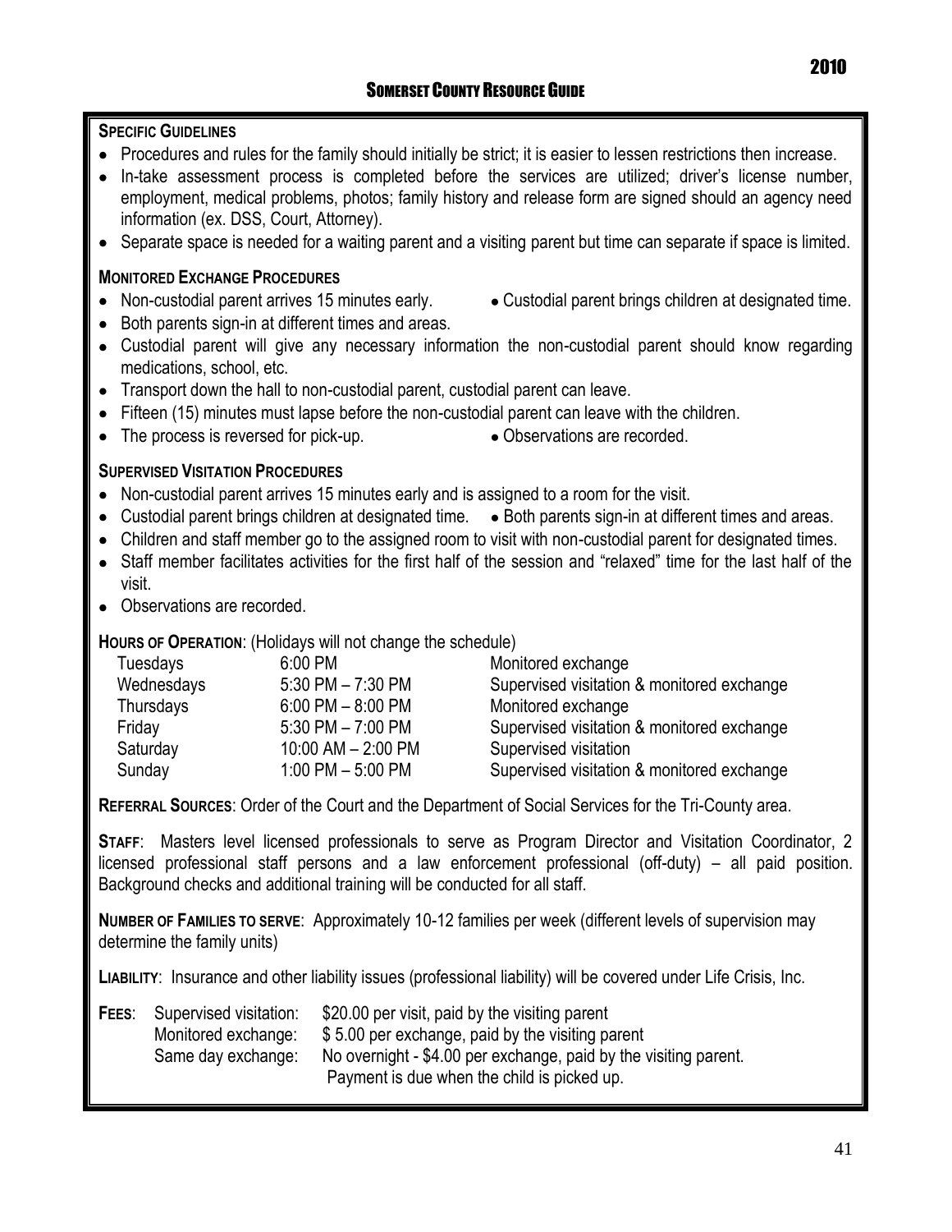**SPECIFIC GUIDELINES**

- Procedures and rules for the family should initially be strict; it is easier to lessen restrictions then increase.
- In-take assessment process is completed before the services are utilized; driver's license number, employment, medical problems, photos; family history and release form are signed should an agency need information (ex. DSS, Court, Attorney).
- Separate space is needed for a waiting parent and a visiting parent but time can separate if space is limited.

**MONITORED EXCHANGE PROCEDURES**

- Non-custodial parent arrives 15 minutes early.
- Custodial parent brings children at designated time.
- Both parents sign-in at different times and areas.
- Custodial parent will give any necessary information the non-custodial parent should know regarding medications, school, etc.
- Transport down the hall to non-custodial parent, custodial parent can leave.
- Fifteen (15) minutes must lapse before the non-custodial parent can leave with the children.
- The process is reversed for pick-up.
- Observations are recorded.

**SUPERVISED VISITATION PROCEDURES**

- Non-custodial parent arrives 15 minutes early and is assigned to a room for the visit.
- Custodial parent brings children at designated time.
- Both parents sign-in at different times and areas.
- Children and staff member go to the assigned room to visit with non-custodial parent for designated times.
- Staff member facilitates activities for the first half of the session and "relaxed" time for the last half of the visit.
- Observations are recorded.

**HOURS OF OPERATION**: (Holidays will not change the schedule)

| | | |
|---|---|---|
| Tuesdays | 6:00 PM | Monitored exchange |
| Wednesdays | 5:30 PM – 7:30 PM | Supervised visitation & monitored exchange |
| Thursdays | 6:00 PM – 8:00 PM | Monitored exchange |
| Friday | 5:30 PM – 7:00 PM | Supervised visitation & monitored exchange |
| Saturday | 10:00 AM – 2:00 PM | Supervised visitation |
| Sunday | 1:00 PM – 5:00 PM | Supervised visitation & monitored exchange |

**REFERRAL SOURCES**: Order of the Court and the Department of Social Services for the Tri-County area.

**STAFF**: Masters level licensed professionals to serve as Program Director and Visitation Coordinator, 2 licensed professional staff persons and a law enforcement professional (off-duty) – all paid position. Background checks and additional training will be conducted for all staff.

**NUMBER OF FAMILIES TO SERVE**: Approximately 10-12 families per week (different levels of supervision may determine the family units)

**LIABILITY**: Insurance and other liability issues (professional liability) will be covered under Life Crisis, Inc.

**FEES**:

| | |
|---|---|
| Supervised visitation: | $20.00 per visit, paid by the visiting parent |
| Monitored exchange: | $ 5.00 per exchange, paid by the visiting parent |
| Same day exchange: | No overnight - $4.00 per exchange, paid by the visiting parent. Payment is due when the child is picked up. |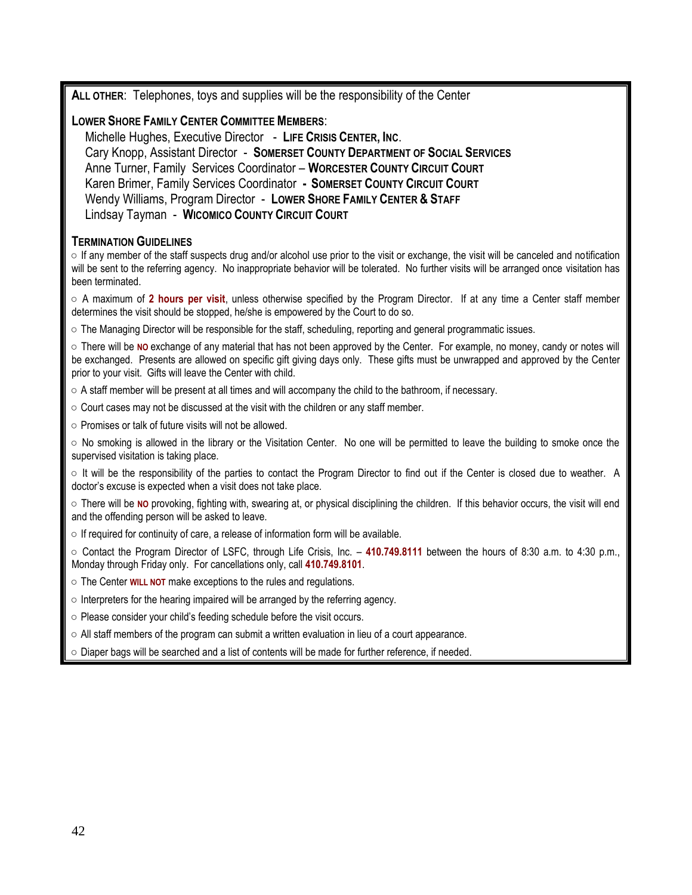**ALL OTHER**: Telephones, toys and supplies will be the responsibility of the Center

**LOWER SHORE FAMILY CENTER COMMITTEE MEMBERS**:

Michelle Hughes, Executive Director - **LIFE CRISIS CENTER, INC**.
Cary Knopp, Assistant Director - **SOMERSET COUNTY DEPARTMENT OF SOCIAL SERVICES**
Anne Turner, Family Services Coordinator – **WORCESTER COUNTY CIRCUIT COURT**
Karen Brimer, Family Services Coordinator **- SOMERSET COUNTY CIRCUIT COURT**
Wendy Williams, Program Director - **LOWER SHORE FAMILY CENTER & STAFF**
Lindsay Tayman - **WICOMICO COUNTY CIRCUIT COURT**

**TERMINATION GUIDELINES**

○ If any member of the staff suspects drug and/or alcohol use prior to the visit or exchange, the visit will be canceled and notification will be sent to the referring agency. No inappropriate behavior will be tolerated. No further visits will be arranged once visitation has been terminated.

○ A maximum of **2 hours per visit**, unless otherwise specified by the Program Director. If at any time a Center staff member determines the visit should be stopped, he/she is empowered by the Court to do so.

○ The Managing Director will be responsible for the staff, scheduling, reporting and general programmatic issues.

○ There will be **NO** exchange of any material that has not been approved by the Center. For example, no money, candy or notes will be exchanged. Presents are allowed on specific gift giving days only. These gifts must be unwrapped and approved by the Center prior to your visit. Gifts will leave the Center with child.

○ A staff member will be present at all times and will accompany the child to the bathroom, if necessary.

○ Court cases may not be discussed at the visit with the children or any staff member.

○ Promises or talk of future visits will not be allowed.

○ No smoking is allowed in the library or the Visitation Center. No one will be permitted to leave the building to smoke once the supervised visitation is taking place.

○ It will be the responsibility of the parties to contact the Program Director to find out if the Center is closed due to weather. A doctor's excuse is expected when a visit does not take place.

○ There will be **NO** provoking, fighting with, swearing at, or physical disciplining the children. If this behavior occurs, the visit will end and the offending person will be asked to leave.

○ If required for continuity of care, a release of information form will be available.

○ Contact the Program Director of LSFC, through Life Crisis, Inc. – **410.749.8111** between the hours of 8:30 a.m. to 4:30 p.m., Monday through Friday only. For cancellations only, call **410.749.8101**.

○ The Center **WILL NOT** make exceptions to the rules and regulations.

○ Interpreters for the hearing impaired will be arranged by the referring agency.

○ Please consider your child's feeding schedule before the visit occurs.

○ All staff members of the program can submit a written evaluation in lieu of a court appearance.

○ Diaper bags will be searched and a list of contents will be made for further reference, if needed.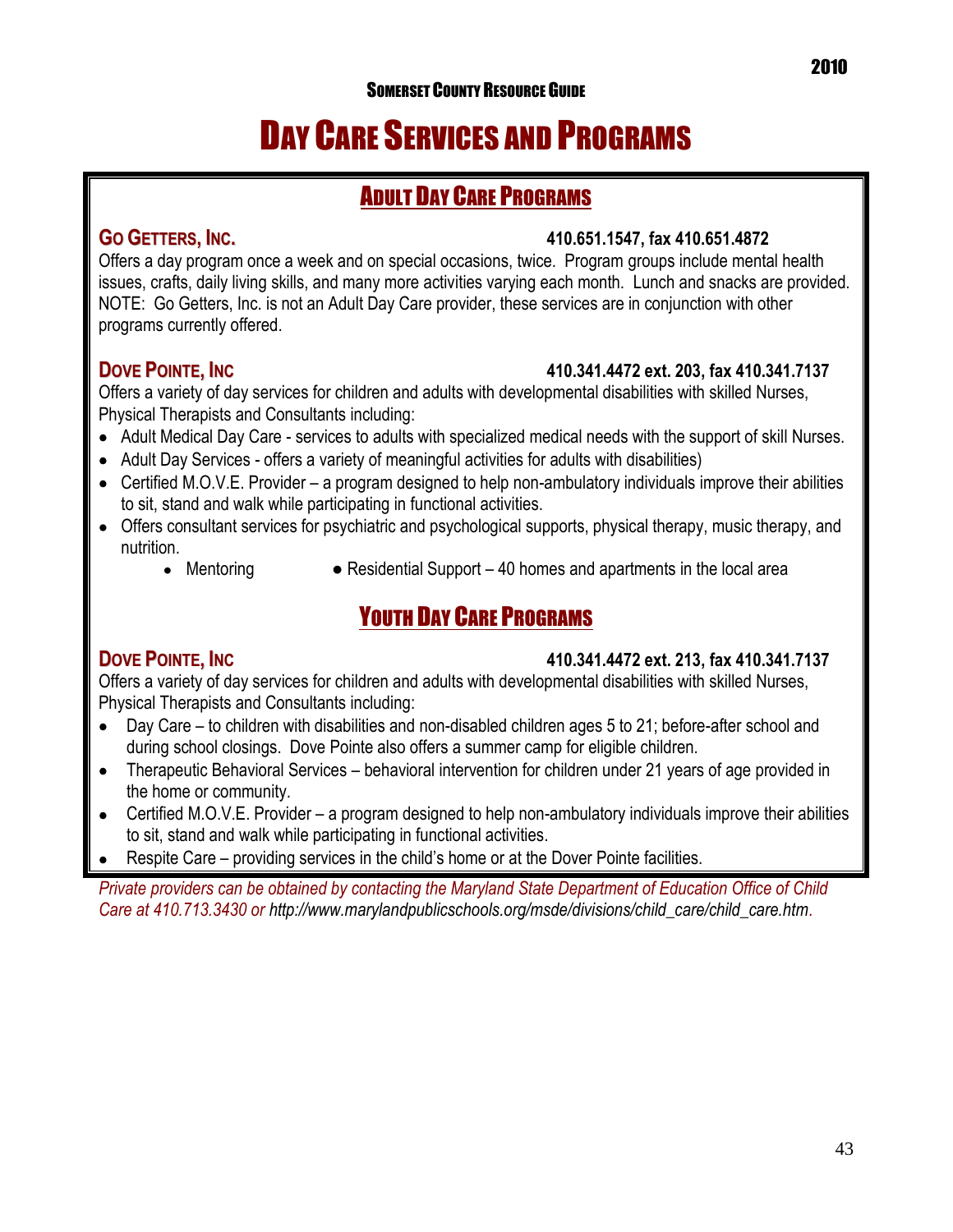# Day Care Services and Programs

## Adult Day Care Programs

**Go Getters, Inc.** — 410.651.1547, fax 410.651.4872

Offers a day program once a week and on special occasions, twice. Program groups include mental health issues, crafts, daily living skills, and many more activities varying each month. Lunch and snacks are provided. NOTE: Go Getters, Inc. is not an Adult Day Care provider, these services are in conjunction with other programs currently offered.

**Dove Pointe, Inc** — 410.341.4472 ext. 203, fax 410.341.7137

Offers a variety of day services for children and adults with developmental disabilities with skilled Nurses, Physical Therapists and Consultants including:

- Adult Medical Day Care - services to adults with specialized medical needs with the support of skill Nurses.
- Adult Day Services - offers a variety of meaningful activities for adults with disabilities)
- Certified M.O.V.E. Provider – a program designed to help non-ambulatory individuals improve their abilities to sit, stand and walk while participating in functional activities.
- Offers consultant services for psychiatric and psychological supports, physical therapy, music therapy, and nutrition.
  - Mentoring
  - Residential Support – 40 homes and apartments in the local area

## Youth Day Care Programs

**Dove Pointe, Inc** — 410.341.4472 ext. 213, fax 410.341.7137

Offers a variety of day services for children and adults with developmental disabilities with skilled Nurses, Physical Therapists and Consultants including:

- Day Care – to children with disabilities and non-disabled children ages 5 to 21; before-after school and during school closings. Dove Pointe also offers a summer camp for eligible children.
- Therapeutic Behavioral Services – behavioral intervention for children under 21 years of age provided in the home or community.
- Certified M.O.V.E. Provider – a program designed to help non-ambulatory individuals improve their abilities to sit, stand and walk while participating in functional activities.
- Respite Care – providing services in the child's home or at the Dover Pointe facilities.

*Private providers can be obtained by contacting the Maryland State Department of Education Office of Child Care at 410.713.3430 or http://www.marylandpublicschools.org/msde/divisions/child_care/child_care.htm.*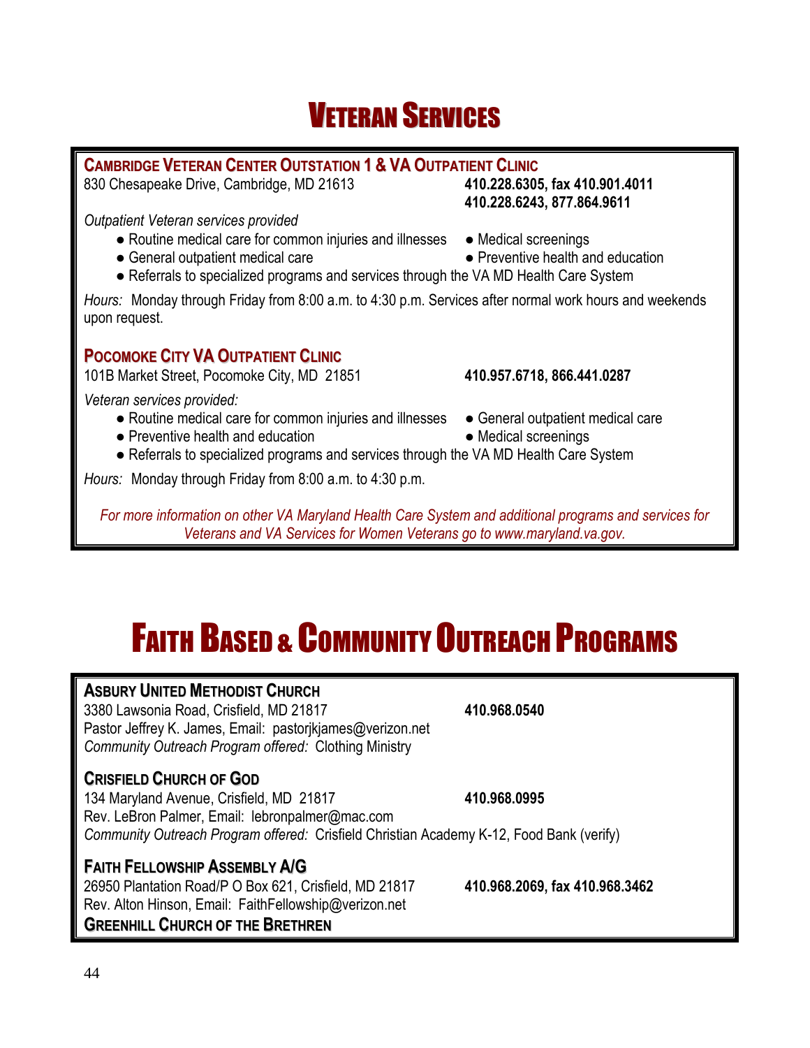# Veteran Services

### Cambridge Veteran Center Outstation 1 & VA Outpatient Clinic

830 Chesapeake Drive, Cambridge, MD 21613 **410.228.6305, fax 410.901.4011**
**410.228.6243, 877.864.9611**

*Outpatient Veteran services provided*

- Routine medical care for common injuries and illnesses
- Medical screenings
- General outpatient medical care
- Preventive health and education
- Referrals to specialized programs and services through the VA MD Health Care System

*Hours:* Monday through Friday from 8:00 a.m. to 4:30 p.m. Services after normal work hours and weekends upon request.

### Pocomoke City VA Outpatient Clinic

101B Market Street, Pocomoke City, MD 21851 **410.957.6718, 866.441.0287**

*Veteran services provided:*

- Routine medical care for common injuries and illnesses
- General outpatient medical care
- Preventive health and education
- Medical screenings
- Referrals to specialized programs and services through the VA MD Health Care System

*Hours:* Monday through Friday from 8:00 a.m. to 4:30 p.m.

*For more information on other VA Maryland Health Care System and additional programs and services for Veterans and VA Services for Women Veterans go to www.maryland.va.gov.*

# Faith Based & Community Outreach Programs

### Asbury United Methodist Church

3380 Lawsonia Road, Crisfield, MD 21817 **410.968.0540**
Pastor Jeffrey K. James, Email: pastorjkjames@verizon.net
*Community Outreach Program offered:* Clothing Ministry

### Crisfield Church of God

134 Maryland Avenue, Crisfield, MD 21817 **410.968.0995**
Rev. LeBron Palmer, Email: lebronpalmer@mac.com
*Community Outreach Program offered:* Crisfield Christian Academy K-12, Food Bank (verify)

### Faith Fellowship Assembly A/G

26950 Plantation Road/P O Box 621, Crisfield, MD 21817 **410.968.2069, fax 410.968.3462**
Rev. Alton Hinson, Email: FaithFellowship@verizon.net

### Greenhill Church of the Brethren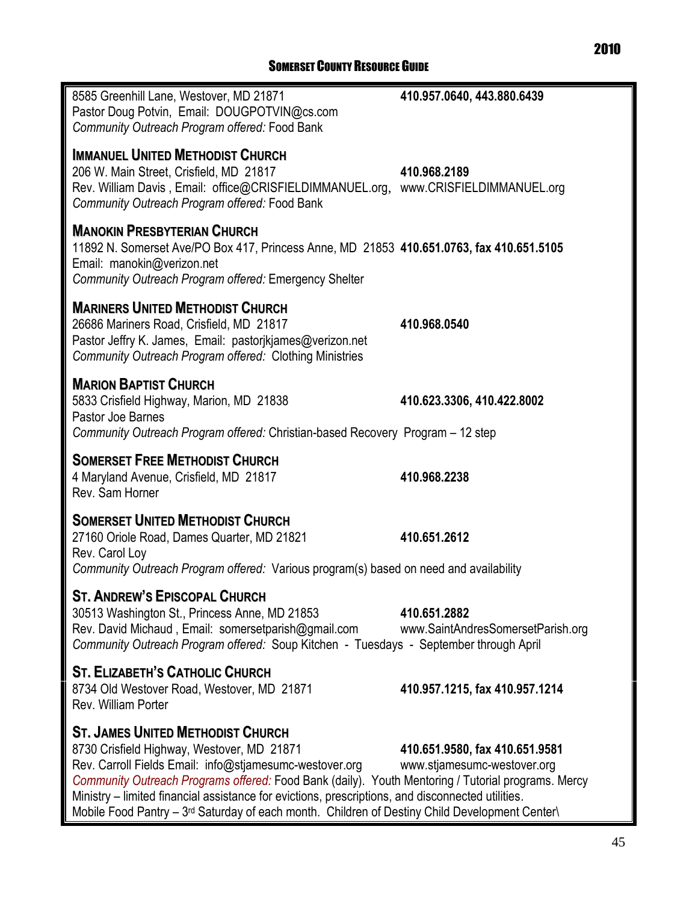8585 Greenhill Lane, Westover, MD 21871 **410.957.0640, 443.880.6439**
Pastor Doug Potvin, Email: DOUGPOTVIN@cs.com
*Community Outreach Program offered:* Food Bank

### IMMANUEL UNITED METHODIST CHURCH

206 W. Main Street, Crisfield, MD 21817 **410.968.2189**
Rev. William Davis , Email: office@CRISFIELDIMMANUEL.org, www.CRISFIELDIMMANUEL.org
*Community Outreach Program offered:* Food Bank

### MANOKIN PRESBYTERIAN CHURCH

11892 N. Somerset Ave/PO Box 417, Princess Anne, MD 21853 **410.651.0763, fax 410.651.5105**
Email: manokin@verizon.net
*Community Outreach Program offered:* Emergency Shelter

### MARINERS UNITED METHODIST CHURCH

26686 Mariners Road, Crisfield, MD 21817 **410.968.0540**
Pastor Jeffry K. James, Email: pastorjkjames@verizon.net
*Community Outreach Program offered:* Clothing Ministries

### MARION BAPTIST CHURCH

5833 Crisfield Highway, Marion, MD 21838 **410.623.3306, 410.422.8002**
Pastor Joe Barnes
*Community Outreach Program offered:* Christian-based Recovery Program – 12 step

### SOMERSET FREE METHODIST CHURCH

4 Maryland Avenue, Crisfield, MD 21817 **410.968.2238**
Rev. Sam Horner

### SOMERSET UNITED METHODIST CHURCH

27160 Oriole Road, Dames Quarter, MD 21821 **410.651.2612**
Rev. Carol Loy
*Community Outreach Program offered:* Various program(s) based on need and availability

### ST. ANDREW'S EPISCOPAL CHURCH

30513 Washington St., Princess Anne, MD 21853 **410.651.2882**
Rev. David Michaud , Email: somersetparish@gmail.com www.SaintAndresSomersetParish.org
*Community Outreach Program offered:* Soup Kitchen - Tuesdays - September through April

### ST. ELIZABETH'S CATHOLIC CHURCH

8734 Old Westover Road, Westover, MD 21871 **410.957.1215, fax 410.957.1214**
Rev. William Porter

### ST. JAMES UNITED METHODIST CHURCH

8730 Crisfield Highway, Westover, MD 21871 **410.651.9580, fax 410.651.9581**
Rev. Carroll Fields Email: info@stjamesumc-westover.org www.stjamesumc-westover.org
*Community Outreach Programs offered:* Food Bank (daily). Youth Mentoring / Tutorial programs. Mercy Ministry – limited financial assistance for evictions, prescriptions, and disconnected utilities. Mobile Food Pantry – 3rd Saturday of each month. Children of Destiny Child Development Center\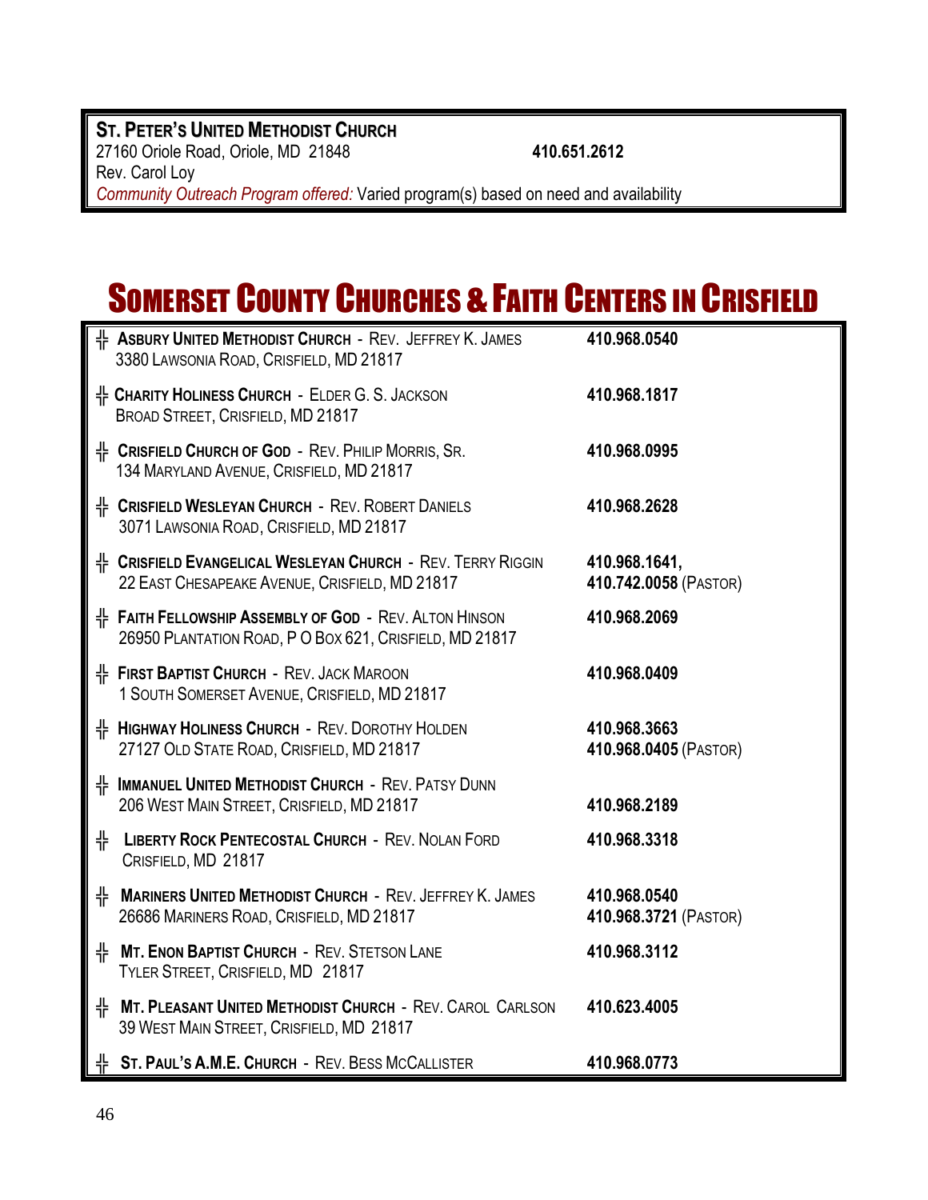**ST. PETER'S UNITED METHODIST CHURCH**
27160 Oriole Road, Oriole, MD 21848 **410.651.2612**
Rev. Carol Loy
*Community Outreach Program offered:* Varied program(s) based on need and availability

# SOMERSET COUNTY CHURCHES & FAITH CENTERS IN CRISFIELD

╬ **ASBURY UNITED METHODIST CHURCH** - REV. JEFFREY K. JAMES — **410.968.0540**
3380 LAWSONIA ROAD, CRISFIELD, MD 21817

╬ **CHARITY HOLINESS CHURCH** - ELDER G. S. JACKSON — **410.968.1817**
BROAD STREET, CRISFIELD, MD 21817

╬ **CRISFIELD CHURCH OF GOD** - REV. PHILIP MORRIS, SR. — **410.968.0995**
134 MARYLAND AVENUE, CRISFIELD, MD 21817

╬ **CRISFIELD WESLEYAN CHURCH** - REV. ROBERT DANIELS — **410.968.2628**
3071 LAWSONIA ROAD, CRISFIELD, MD 21817

╬ **CRISFIELD EVANGELICAL WESLEYAN CHURCH** - REV. TERRY RIGGIN — **410.968.1641**, **410.742.0058** (PASTOR)
22 EAST CHESAPEAKE AVENUE, CRISFIELD, MD 21817

╬ **FAITH FELLOWSHIP ASSEMBLY OF GOD** - REV. ALTON HINSON — **410.968.2069**
26950 PLANTATION ROAD, P O BOX 621, CRISFIELD, MD 21817

╬ **FIRST BAPTIST CHURCH** - REV. JACK MAROON — **410.968.0409**
1 SOUTH SOMERSET AVENUE, CRISFIELD, MD 21817

╬ **HIGHWAY HOLINESS CHURCH** - REV. DOROTHY HOLDEN — **410.968.3663**, **410.968.0405** (PASTOR)
27127 OLD STATE ROAD, CRISFIELD, MD 21817

╬ **IMMANUEL UNITED METHODIST CHURCH** - REV. PATSY DUNN — **410.968.2189**
206 WEST MAIN STREET, CRISFIELD, MD 21817

╬ **LIBERTY ROCK PENTECOSTAL CHURCH** - REV. NOLAN FORD — **410.968.3318**
CRISFIELD, MD 21817

╬ **MARINERS UNITED METHODIST CHURCH** - REV. JEFFREY K. JAMES — **410.968.0540**, **410.968.3721** (PASTOR)
26686 MARINERS ROAD, CRISFIELD, MD 21817

╬ **MT. ENON BAPTIST CHURCH** - REV. STETSON LANE — **410.968.3112**
TYLER STREET, CRISFIELD, MD 21817

╬ **MT. PLEASANT UNITED METHODIST CHURCH** - REV. CAROL CARLSON — **410.623.4005**
39 WEST MAIN STREET, CRISFIELD, MD 21817

╬ **ST. PAUL'S A.M.E. CHURCH** - REV. BESS MCCALLISTER — **410.968.0773**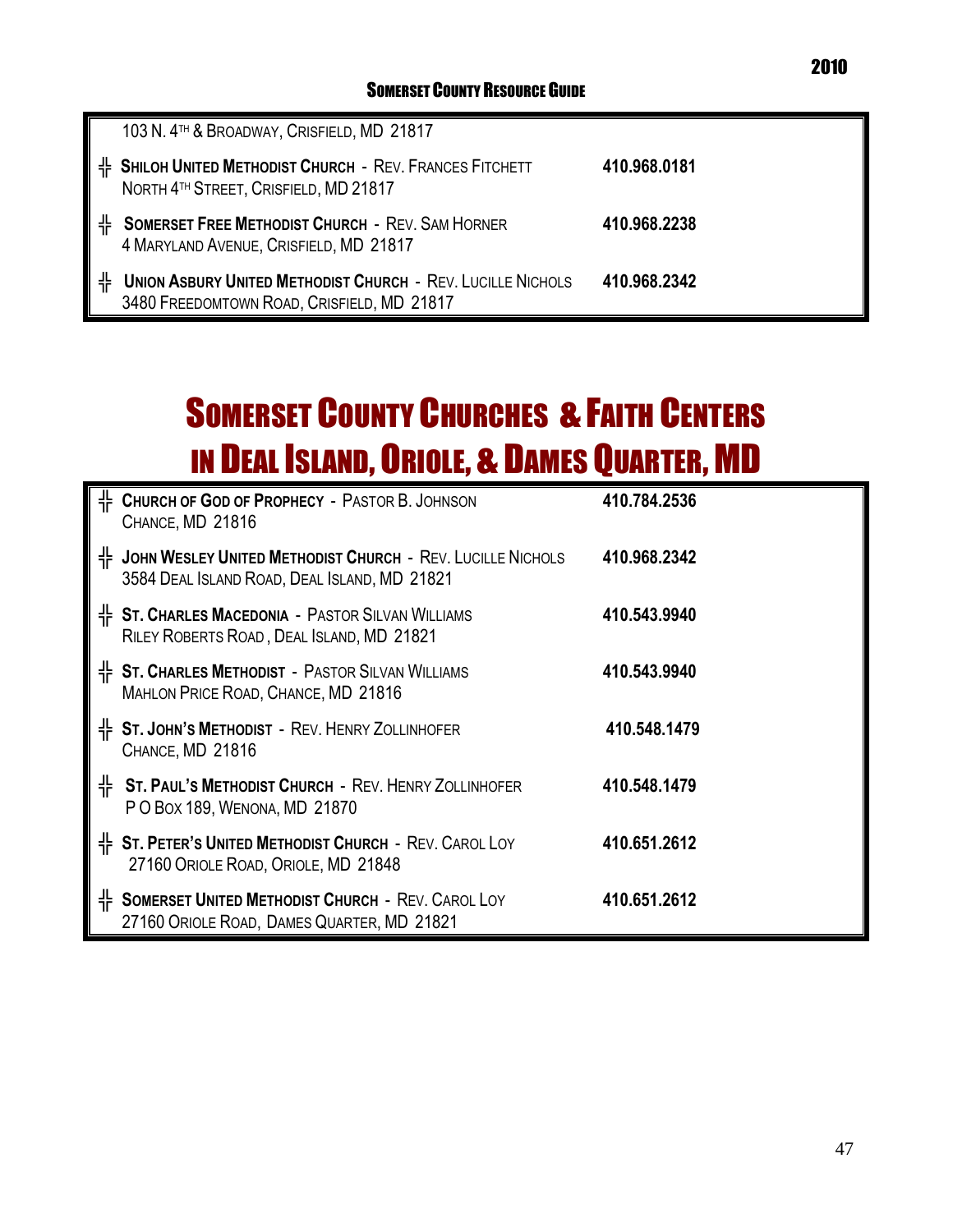103 N. 4TH & BROADWAY, CRISFIELD, MD 21817

| | |
|---|---|
| ╬ **SHILOH UNITED METHODIST CHURCH** - REV. FRANCES FITCHETT<br>NORTH 4TH STREET, CRISFIELD, MD 21817 | **410.968.0181** |
| ╬ **SOMERSET FREE METHODIST CHURCH** - REV. SAM HORNER<br>4 MARYLAND AVENUE, CRISFIELD, MD 21817 | **410.968.2238** |
| ╬ **UNION ASBURY UNITED METHODIST CHURCH** - REV. LUCILLE NICHOLS<br>3480 FREEDOMTOWN ROAD, CRISFIELD, MD 21817 | **410.968.2342** |

# SOMERSET COUNTY CHURCHES & FAITH CENTERS IN DEAL ISLAND, ORIOLE, & DAMES QUARTER, MD

| | |
|---|---|
| ╬ **CHURCH OF GOD OF PROPHECY** - PASTOR B. JOHNSON<br>CHANCE, MD 21816 | **410.784.2536** |
| ╬ **JOHN WESLEY UNITED METHODIST CHURCH** - REV. LUCILLE NICHOLS<br>3584 DEAL ISLAND ROAD, DEAL ISLAND, MD 21821 | **410.968.2342** |
| ╬ **ST. CHARLES MACEDONIA** - PASTOR SILVAN WILLIAMS<br>RILEY ROBERTS ROAD , DEAL ISLAND, MD 21821 | **410.543.9940** |
| ╬ **ST. CHARLES METHODIST** - PASTOR SILVAN WILLIAMS<br>MAHLON PRICE ROAD, CHANCE, MD 21816 | **410.543.9940** |
| ╬ **ST. JOHN'S METHODIST** - REV. HENRY ZOLLINHOFER<br>CHANCE, MD 21816 | **410.548.1479** |
| ╬ **ST. PAUL'S METHODIST CHURCH** - REV. HENRY ZOLLINHOFER<br>P O BOX 189, WENONA, MD 21870 | **410.548.1479** |
| ╬ **ST. PETER'S UNITED METHODIST CHURCH** - REV. CAROL LOY<br>27160 ORIOLE ROAD, ORIOLE, MD 21848 | **410.651.2612** |
| ╬ **SOMERSET UNITED METHODIST CHURCH** - REV. CAROL LOY<br>27160 ORIOLE ROAD, DAMES QUARTER, MD 21821 | **410.651.2612** |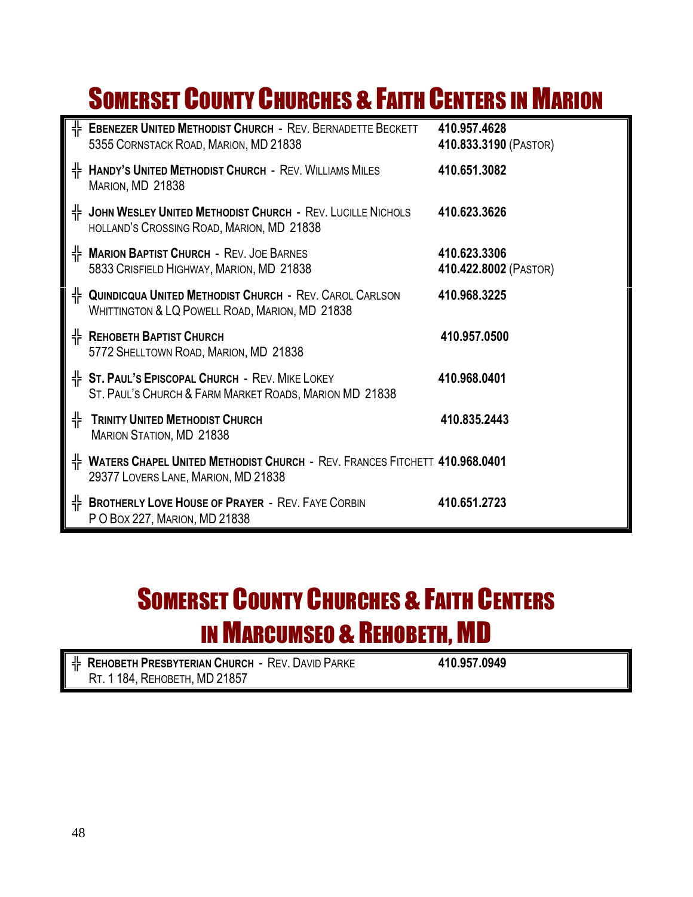# Somerset County Churches & Faith Centers in Marion

| Church | Phone |
|---|---|
| **Ebenezer United Methodist Church** - Rev. Bernadette Beckett<br>5355 Cornstack Road, Marion, MD 21838 | **410.957.4628**<br>**410.833.3190** (Pastor) |
| **Handy's United Methodist Church** - Rev. Williams Miles<br>Marion, MD 21838 | **410.651.3082** |
| **John Wesley United Methodist Church** - Rev. Lucille Nichols<br>Holland's Crossing Road, Marion, MD 21838 | **410.623.3626** |
| **Marion Baptist Church** - Rev. Joe Barnes<br>5833 Crisfield Highway, Marion, MD 21838 | **410.623.3306**<br>**410.422.8002** (Pastor) |
| **Quindicqua United Methodist Church** - Rev. Carol Carlson<br>Whittington & LQ Powell Road, Marion, MD 21838 | **410.968.3225** |
| **Rehobeth Baptist Church**<br>5772 Shelltown Road, Marion, MD 21838 | **410.957.0500** |
| **St. Paul's Episcopal Church** - Rev. Mike Lokey<br>St. Paul's Church & Farm Market Roads, Marion MD 21838 | **410.968.0401** |
| **Trinity United Methodist Church**<br>Marion Station, MD 21838 | **410.835.2443** |
| **Waters Chapel United Methodist Church** - Rev. Frances Fitchett<br>29377 Lovers Lane, Marion, MD 21838 | **410.968.0401** |
| **Brotherly Love House of Prayer** - Rev. Faye Corbin<br>P O Box 227, Marion, MD 21838 | **410.651.2723** |

# Somerset County Churches & Faith Centers in Marcumseo & Rehobeth, MD

| Church | Phone |
|---|---|
| **Rehobeth Presbyterian Church** - Rev. David Parke<br>Rt. 1 184, Rehobeth, MD 21857 | **410.957.0949** |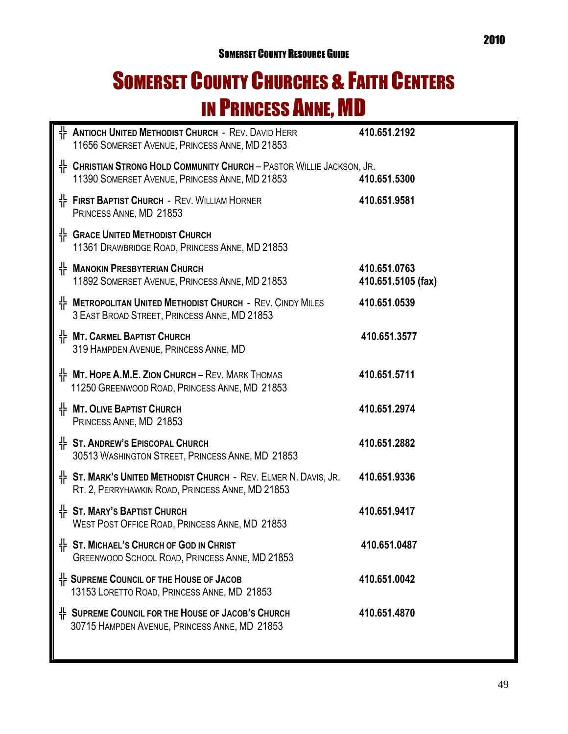# Somerset County Churches & Faith Centers in Princess Anne, MD

- **Antioch United Methodist Church** - Rev. David Herr — **410.651.2192**
  11656 Somerset Avenue, Princess Anne, MD 21853

- **Christian Strong Hold Community Church** – Pastor Willie Jackson, Jr. — **410.651.5300**
  11390 Somerset Avenue, Princess Anne, MD 21853

- **First Baptist Church** - Rev. William Horner — **410.651.9581**
  Princess Anne, MD 21853

- **Grace United Methodist Church**
  11361 Drawbridge Road, Princess Anne, MD 21853

- **Manokin Presbyterian Church** — **410.651.0763**, **410.651.5105 (fax)**
  11892 Somerset Avenue, Princess Anne, MD 21853

- **Metropolitan United Methodist Church** - Rev. Cindy Miles — **410.651.0539**
  3 East Broad Street, Princess Anne, MD 21853

- **Mt. Carmel Baptist Church** — **410.651.3577**
  319 Hampden Avenue, Princess Anne, MD

- **Mt. Hope A.M.E. Zion Church** – Rev. Mark Thomas — **410.651.5711**
  11250 Greenwood Road, Princess Anne, MD 21853

- **Mt. Olive Baptist Church** — **410.651.2974**
  Princess Anne, MD 21853

- **St. Andrew's Episcopal Church** — **410.651.2882**
  30513 Washington Street, Princess Anne, MD 21853

- **St. Mark's United Methodist Church** - Rev. Elmer N. Davis, Jr. — **410.651.9336**
  Rt. 2, Perryhawkin Road, Princess Anne, MD 21853

- **St. Mary's Baptist Church** — **410.651.9417**
  West Post Office Road, Princess Anne, MD 21853

- **St. Michael's Church of God in Christ** — **410.651.0487**
  Greenwood School Road, Princess Anne, MD 21853

- **Supreme Council of the House of Jacob** — **410.651.0042**
  13153 Loretto Road, Princess Anne, MD 21853

- **Supreme Council for the House of Jacob's Church** — **410.651.4870**
  30715 Hampden Avenue, Princess Anne, MD 21853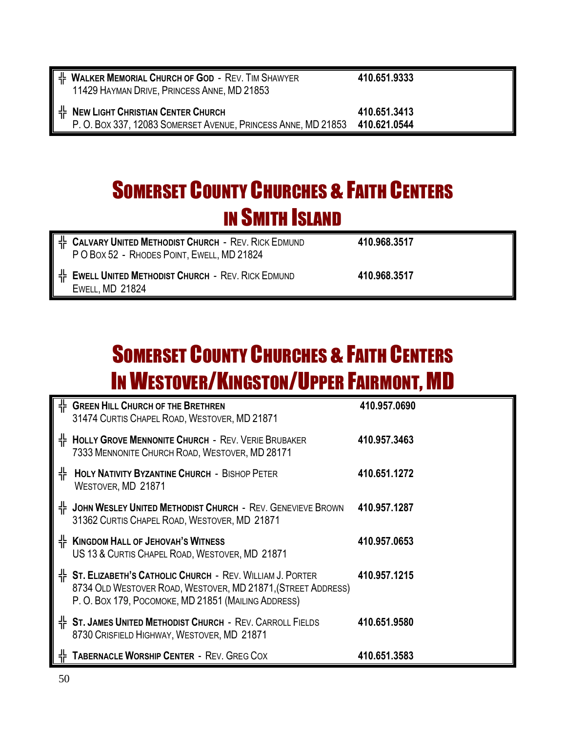| | |
|---|---|
| ╬ **Walker Memorial Church of God** - Rev. Tim Shawyer<br>11429 Hayman Drive, Princess Anne, MD 21853 | **410.651.9333** |
| ╬ **New Light Christian Center Church**<br>P. O. Box 337, 12083 Somerset Avenue, Princess Anne, MD 21853 | **410.651.3413**<br>**410.621.0544** |

# Somerset County Churches & Faith Centers in Smith Island

| | |
|---|---|
| ╬ **Calvary United Methodist Church** - Rev. Rick Edmund<br>P O Box 52 - Rhodes Point, Ewell, MD 21824 | **410.968.3517** |
| ╬ **Ewell United Methodist Church** - Rev. Rick Edmund<br>Ewell, MD 21824 | **410.968.3517** |

# Somerset County Churches & Faith Centers In Westover/Kingston/Upper Fairmont, MD

| | |
|---|---|
| ╬ **Green Hill Church of the Brethren**<br>31474 Curtis Chapel Road, Westover, MD 21871 | **410.957.0690** |
| ╬ **Holly Grove Mennonite Church** - Rev. Verie Brubaker<br>7333 Mennonite Church Road, Westover, MD 28171 | **410.957.3463** |
| ╬ **Holy Nativity Byzantine Church** - Bishop Peter<br>Westover, MD 21871 | **410.651.1272** |
| ╬ **John Wesley United Methodist Church** - Rev. Genevieve Brown<br>31362 Curtis Chapel Road, Westover, MD 21871 | **410.957.1287** |
| ╬ **Kingdom Hall of Jehovah's Witness**<br>US 13 & Curtis Chapel Road, Westover, MD 21871 | **410.957.0653** |
| ╬ **St. Elizabeth's Catholic Church** - Rev. William J. Porter<br>8734 Old Westover Road, Westover, MD 21871,(Street Address)<br>P. O. Box 179, Pocomoke, MD 21851 (Mailing Address) | **410.957.1215** |
| ╬ **St. James United Methodist Church** - Rev. Carroll Fields<br>8730 Crisfield Highway, Westover, MD 21871 | **410.651.9580** |
| ╬ **Tabernacle Worship Center** - Rev. Greg Cox | **410.651.3583** |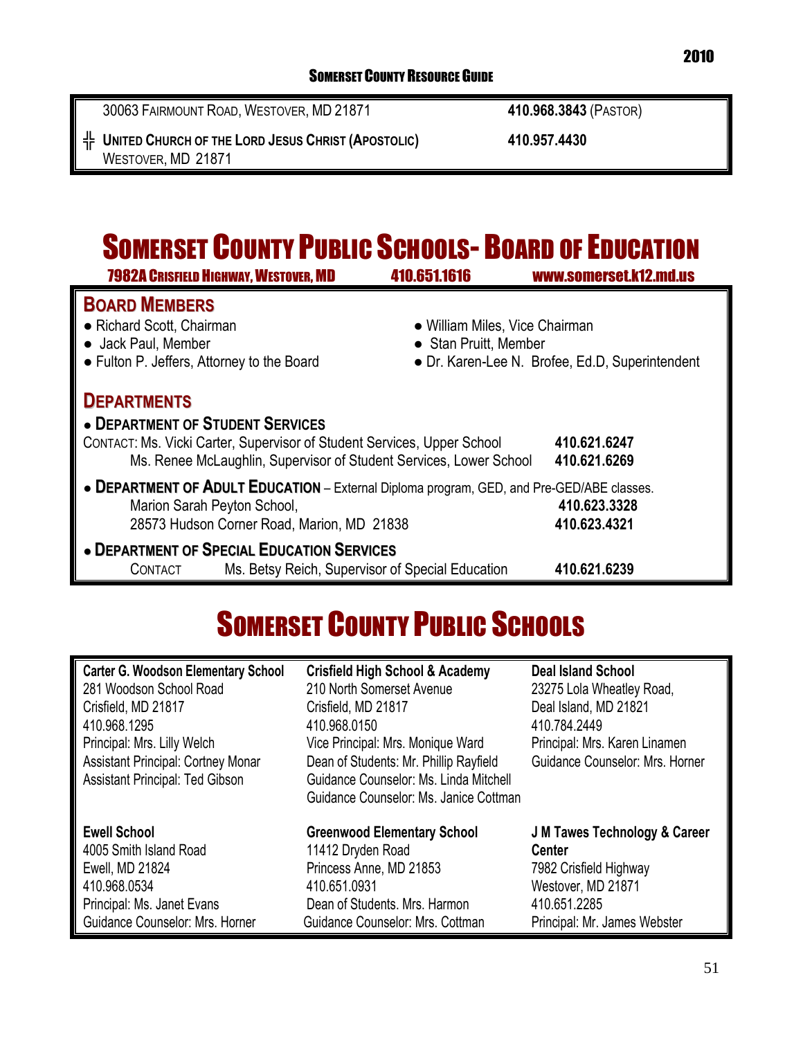30063 Fairmount Road, Westover, MD 21871 — **410.968.3843** (Pastor)

╬ **United Church of the Lord Jesus Christ (Apostolic)** — **410.957.4430**
Westover, MD 21871

# Somerset County Public Schools- Board of Education

**7982A Crisfield Highway, Westover, MD** | **410.651.1616** | **www.somerset.k12.md.us**

## Board Members

- Richard Scott, Chairman
- William Miles, Vice Chairman
- Jack Paul, Member
- Stan Pruitt, Member
- Fulton P. Jeffers, Attorney to the Board
- Dr. Karen-Lee N. Brofee, Ed.D, Superintendent

## Departments

- **Department of Student Services**

Contact: Ms. Vicki Carter, Supervisor of Student Services, Upper School — **410.621.6247**
Ms. Renee McLaughlin, Supervisor of Student Services, Lower School — **410.621.6269**

- **Department of Adult Education** – External Diploma program, GED, and Pre-GED/ABE classes.

Marion Sarah Peyton School, — **410.623.3328**
28573 Hudson Corner Road, Marion, MD 21838 — **410.623.4321**

- **Department of Special Education Services**

Contact Ms. Betsy Reich, Supervisor of Special Education — **410.621.6239**

# Somerset County Public Schools

**Carter G. Woodson Elementary School**
281 Woodson School Road
Crisfield, MD 21817
410.968.1295
Principal: Mrs. Lilly Welch
Assistant Principal: Cortney Monar
Assistant Principal: Ted Gibson

**Crisfield High School & Academy**
210 North Somerset Avenue
Crisfield, MD 21817
410.968.0150
Vice Principal: Mrs. Monique Ward
Dean of Students: Mr. Phillip Rayfield
Guidance Counselor: Ms. Linda Mitchell
Guidance Counselor: Ms. Janice Cottman

**Deal Island School**
23275 Lola Wheatley Road,
Deal Island, MD 21821
410.784.2449
Principal: Mrs. Karen Linamen
Guidance Counselor: Mrs. Horner

**Ewell School**
4005 Smith Island Road
Ewell, MD 21824
410.968.0534
Principal: Ms. Janet Evans
Guidance Counselor: Mrs. Horner

**Greenwood Elementary School**
11412 Dryden Road
Princess Anne, MD 21853
410.651.0931
Dean of Students. Mrs. Harmon
Guidance Counselor: Mrs. Cottman

**J M Tawes Technology & Career Center**
7982 Crisfield Highway
Westover, MD 21871
410.651.2285
Principal: Mr. James Webster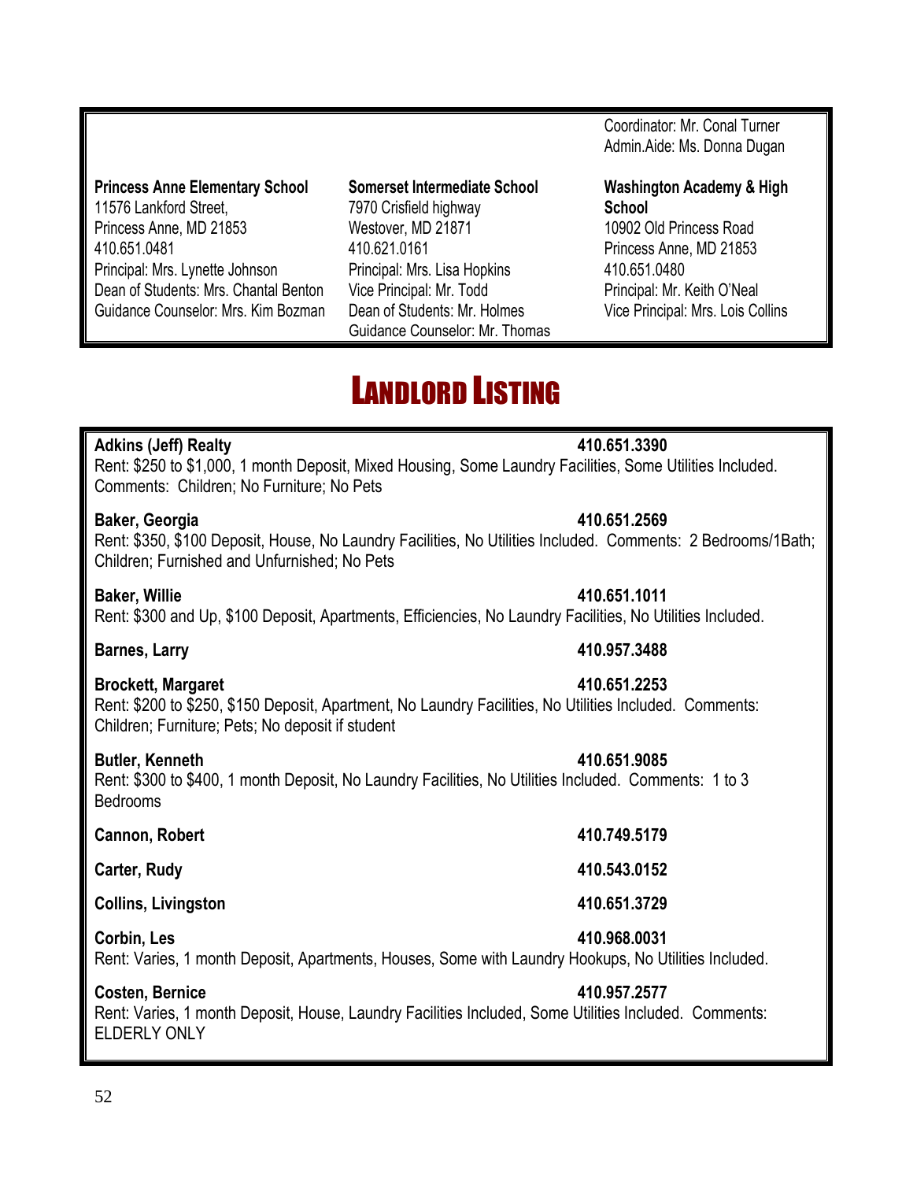Coordinator: Mr. Conal Turner
Admin.Aide: Ms. Donna Dugan

**Princess Anne Elementary School**
11576 Lankford Street,
Princess Anne, MD 21853
410.651.0481
Principal: Mrs. Lynette Johnson
Dean of Students: Mrs. Chantal Benton
Guidance Counselor: Mrs. Kim Bozman

**Somerset Intermediate School**
7970 Crisfield highway
Westover, MD 21871
410.621.0161
Principal: Mrs. Lisa Hopkins
Vice Principal: Mr. Todd
Dean of Students: Mr. Holmes
Guidance Counselor: Mr. Thomas

**Washington Academy & High School**
10902 Old Princess Road
Princess Anne, MD 21853
410.651.0480
Principal: Mr. Keith O'Neal
Vice Principal: Mrs. Lois Collins

# LANDLORD LISTING

**Adkins (Jeff) Realty** **410.651.3390**
Rent: $250 to $1,000, 1 month Deposit, Mixed Housing, Some Laundry Facilities, Some Utilities Included. Comments: Children; No Furniture; No Pets

**Baker, Georgia** **410.651.2569**
Rent: $350, $100 Deposit, House, No Laundry Facilities, No Utilities Included. Comments: 2 Bedrooms/1Bath; Children; Furnished and Unfurnished; No Pets

**Baker, Willie** **410.651.1011**
Rent: $300 and Up, $100 Deposit, Apartments, Efficiencies, No Laundry Facilities, No Utilities Included.

**Barnes, Larry** **410.957.3488**

**Brockett, Margaret** **410.651.2253**
Rent: $200 to $250, $150 Deposit, Apartment, No Laundry Facilities, No Utilities Included. Comments: Children; Furniture; Pets; No deposit if student

**Butler, Kenneth** **410.651.9085**
Rent: $300 to $400, 1 month Deposit, No Laundry Facilities, No Utilities Included. Comments: 1 to 3 Bedrooms

**Cannon, Robert** **410.749.5179**

**Carter, Rudy** **410.543.0152**

**Collins, Livingston** **410.651.3729**

**Corbin, Les** **410.968.0031**
Rent: Varies, 1 month Deposit, Apartments, Houses, Some with Laundry Hookups, No Utilities Included.

**Costen, Bernice** **410.957.2577**
Rent: Varies, 1 month Deposit, House, Laundry Facilities Included, Some Utilities Included. Comments: ELDERLY ONLY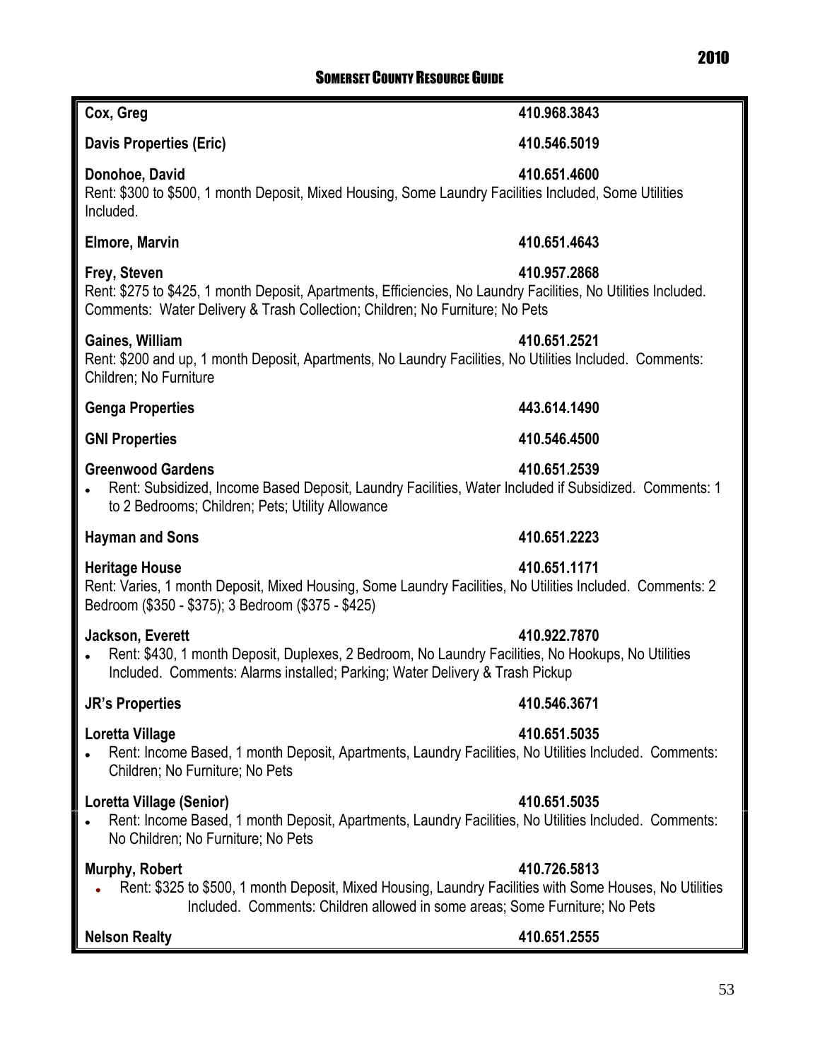**Cox, Greg** 410.968.3843

**Davis Properties (Eric)** 410.546.5019

**Donohoe, David** 410.651.4600
Rent: $300 to $500, 1 month Deposit, Mixed Housing, Some Laundry Facilities Included, Some Utilities Included.

**Elmore, Marvin** 410.651.4643

**Frey, Steven** 410.957.2868
Rent: $275 to $425, 1 month Deposit, Apartments, Efficiencies, No Laundry Facilities, No Utilities Included. Comments: Water Delivery & Trash Collection; Children; No Furniture; No Pets

**Gaines, William** 410.651.2521
Rent: $200 and up, 1 month Deposit, Apartments, No Laundry Facilities, No Utilities Included. Comments: Children; No Furniture

**Genga Properties** 443.614.1490

**GNI Properties** 410.546.4500

**Greenwood Gardens** 410.651.2539

- Rent: Subsidized, Income Based Deposit, Laundry Facilities, Water Included if Subsidized. Comments: 1 to 2 Bedrooms; Children; Pets; Utility Allowance

**Hayman and Sons** 410.651.2223

**Heritage House** 410.651.1171
Rent: Varies, 1 month Deposit, Mixed Housing, Some Laundry Facilities, No Utilities Included. Comments: 2 Bedroom ($350 - $375); 3 Bedroom ($375 - $425)

**Jackson, Everett** 410.922.7870

- Rent: $430, 1 month Deposit, Duplexes, 2 Bedroom, No Laundry Facilities, No Hookups, No Utilities Included. Comments: Alarms installed; Parking; Water Delivery & Trash Pickup

**JR's Properties** 410.546.3671

**Loretta Village** 410.651.5035

- Rent: Income Based, 1 month Deposit, Apartments, Laundry Facilities, No Utilities Included. Comments: Children; No Furniture; No Pets

**Loretta Village (Senior)** 410.651.5035

- Rent: Income Based, 1 month Deposit, Apartments, Laundry Facilities, No Utilities Included. Comments: No Children; No Furniture; No Pets

**Murphy, Robert** 410.726.5813

- Rent: $325 to $500, 1 month Deposit, Mixed Housing, Laundry Facilities with Some Houses, No Utilities Included. Comments: Children allowed in some areas; Some Furniture; No Pets

**Nelson Realty** 410.651.2555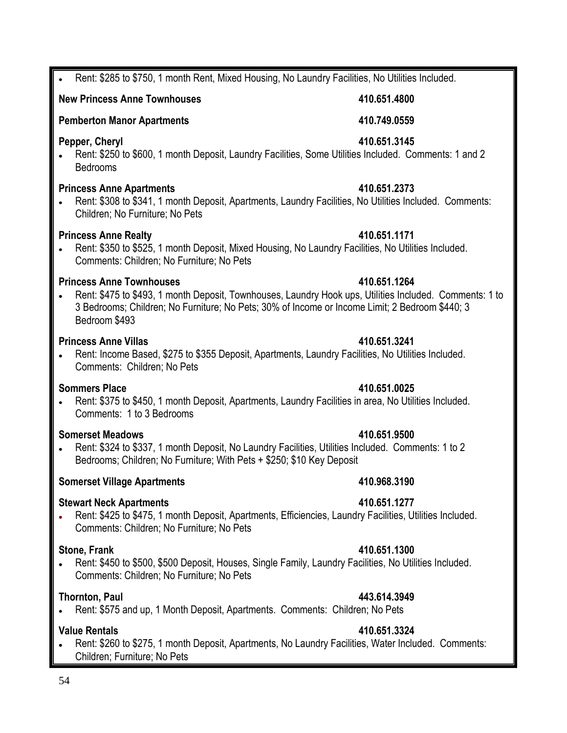- Rent: $285 to $750, 1 month Rent, Mixed Housing, No Laundry Facilities, No Utilities Included.

**New Princess Anne Townhouses** **410.651.4800**

**Pemberton Manor Apartments** **410.749.0559**

**Pepper, Cheryl** **410.651.3145**

- Rent: $250 to $600, 1 month Deposit, Laundry Facilities, Some Utilities Included. Comments: 1 and 2 Bedrooms

**Princess Anne Apartments** **410.651.2373**

- Rent: $308 to $341, 1 month Deposit, Apartments, Laundry Facilities, No Utilities Included. Comments: Children; No Furniture; No Pets

**Princess Anne Realty** **410.651.1171**

- Rent: $350 to $525, 1 month Deposit, Mixed Housing, No Laundry Facilities, No Utilities Included. Comments: Children; No Furniture; No Pets

**Princess Anne Townhouses** **410.651.1264**

- Rent: $475 to $493, 1 month Deposit, Townhouses, Laundry Hook ups, Utilities Included. Comments: 1 to 3 Bedrooms; Children; No Furniture; No Pets; 30% of Income or Income Limit; 2 Bedroom $440; 3 Bedroom $493

**Princess Anne Villas** **410.651.3241**

- Rent: Income Based, $275 to $355 Deposit, Apartments, Laundry Facilities, No Utilities Included. Comments: Children; No Pets

**Sommers Place** **410.651.0025**

- Rent: $375 to $450, 1 month Deposit, Apartments, Laundry Facilities in area, No Utilities Included. Comments: 1 to 3 Bedrooms

**Somerset Meadows** **410.651.9500**

- Rent: $324 to $337, 1 month Deposit, No Laundry Facilities, Utilities Included. Comments: 1 to 2 Bedrooms; Children; No Furniture; With Pets + $250; $10 Key Deposit

**Somerset Village Apartments** **410.968.3190**

**Stewart Neck Apartments** **410.651.1277**

- Rent: $425 to $475, 1 month Deposit, Apartments, Efficiencies, Laundry Facilities, Utilities Included. Comments: Children; No Furniture; No Pets

**Stone, Frank** **410.651.1300**

- Rent: $450 to $500, $500 Deposit, Houses, Single Family, Laundry Facilities, No Utilities Included. Comments: Children; No Furniture; No Pets

**Thornton, Paul** **443.614.3949**

- Rent: $575 and up, 1 Month Deposit, Apartments. Comments: Children; No Pets

**Value Rentals** **410.651.3324**

- Rent: $260 to $275, 1 month Deposit, Apartments, No Laundry Facilities, Water Included. Comments: Children; Furniture; No Pets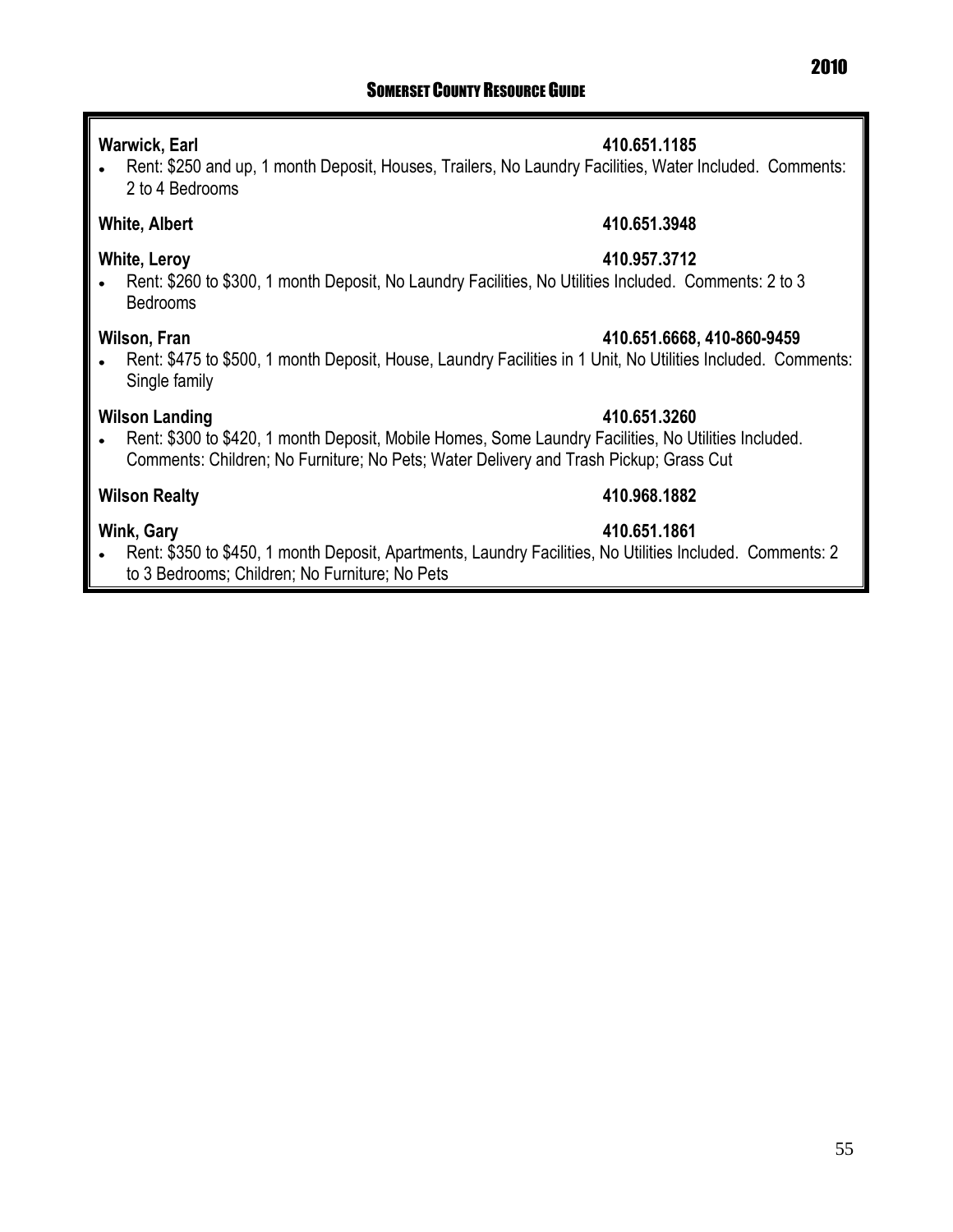**Warwick, Earl** 410.651.1185

- Rent: $250 and up, 1 month Deposit, Houses, Trailers, No Laundry Facilities, Water Included. Comments: 2 to 4 Bedrooms

**White, Albert** 410.651.3948

**White, Leroy** 410.957.3712

- Rent: $260 to $300, 1 month Deposit, No Laundry Facilities, No Utilities Included. Comments: 2 to 3 Bedrooms

**Wilson, Fran** 410.651.6668, 410-860-9459

- Rent: $475 to $500, 1 month Deposit, House, Laundry Facilities in 1 Unit, No Utilities Included. Comments: Single family

**Wilson Landing** 410.651.3260

- Rent: $300 to $420, 1 month Deposit, Mobile Homes, Some Laundry Facilities, No Utilities Included. Comments: Children; No Furniture; No Pets; Water Delivery and Trash Pickup; Grass Cut

**Wilson Realty** 410.968.1882

**Wink, Gary** 410.651.1861

- Rent: $350 to $450, 1 month Deposit, Apartments, Laundry Facilities, No Utilities Included. Comments: 2 to 3 Bedrooms; Children; No Furniture; No Pets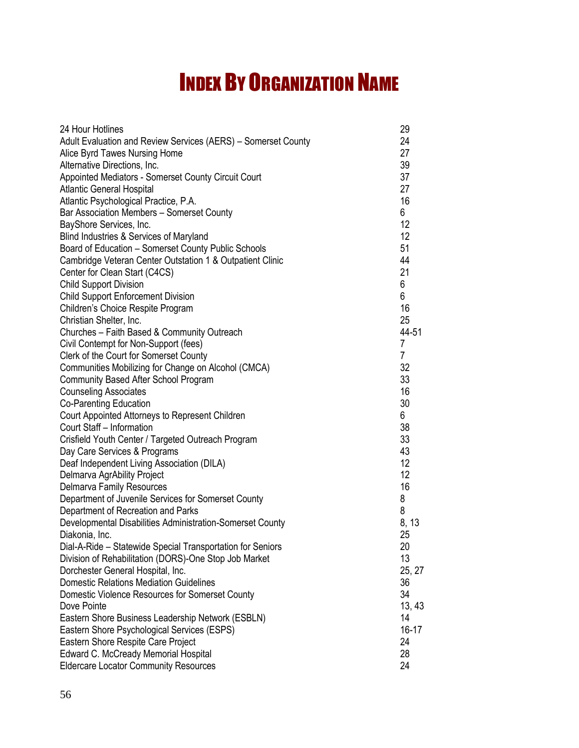# Index By Organization Name

| | |
|---|---|
| 24 Hour Hotlines | 29 |
| Adult Evaluation and Review Services (AERS) – Somerset County | 24 |
| Alice Byrd Tawes Nursing Home | 27 |
| Alternative Directions, Inc. | 39 |
| Appointed Mediators - Somerset County Circuit Court | 37 |
| Atlantic General Hospital | 27 |
| Atlantic Psychological Practice, P.A. | 16 |
| Bar Association Members – Somerset County | 6 |
| BayShore Services, Inc. | 12 |
| Blind Industries & Services of Maryland | 12 |
| Board of Education – Somerset County Public Schools | 51 |
| Cambridge Veteran Center Outstation 1 & Outpatient Clinic | 44 |
| Center for Clean Start (C4CS) | 21 |
| Child Support Division | 6 |
| Child Support Enforcement Division | 6 |
| Children's Choice Respite Program | 16 |
| Christian Shelter, Inc. | 25 |
| Churches – Faith Based & Community Outreach | 44-51 |
| Civil Contempt for Non-Support (fees) | 7 |
| Clerk of the Court for Somerset County | 7 |
| Communities Mobilizing for Change on Alcohol (CMCA) | 32 |
| Community Based After School Program | 33 |
| Counseling Associates | 16 |
| Co-Parenting Education | 30 |
| Court Appointed Attorneys to Represent Children | 6 |
| Court Staff – Information | 38 |
| Crisfield Youth Center / Targeted Outreach Program | 33 |
| Day Care Services & Programs | 43 |
| Deaf Independent Living Association (DILA) | 12 |
| Delmarva AgrAbility Project | 12 |
| Delmarva Family Resources | 16 |
| Department of Juvenile Services for Somerset County | 8 |
| Department of Recreation and Parks | 8 |
| Developmental Disabilities Administration-Somerset County | 8, 13 |
| Diakonia, Inc. | 25 |
| Dial-A-Ride – Statewide Special Transportation for Seniors | 20 |
| Division of Rehabilitation (DORS)-One Stop Job Market | 13 |
| Dorchester General Hospital, Inc. | 25, 27 |
| Domestic Relations Mediation Guidelines | 36 |
| Domestic Violence Resources for Somerset County | 34 |
| Dove Pointe | 13, 43 |
| Eastern Shore Business Leadership Network (ESBLN) | 14 |
| Eastern Shore Psychological Services (ESPS) | 16-17 |
| Eastern Shore Respite Care Project | 24 |
| Edward C. McCready Memorial Hospital | 28 |
| Eldercare Locator Community Resources | 24 |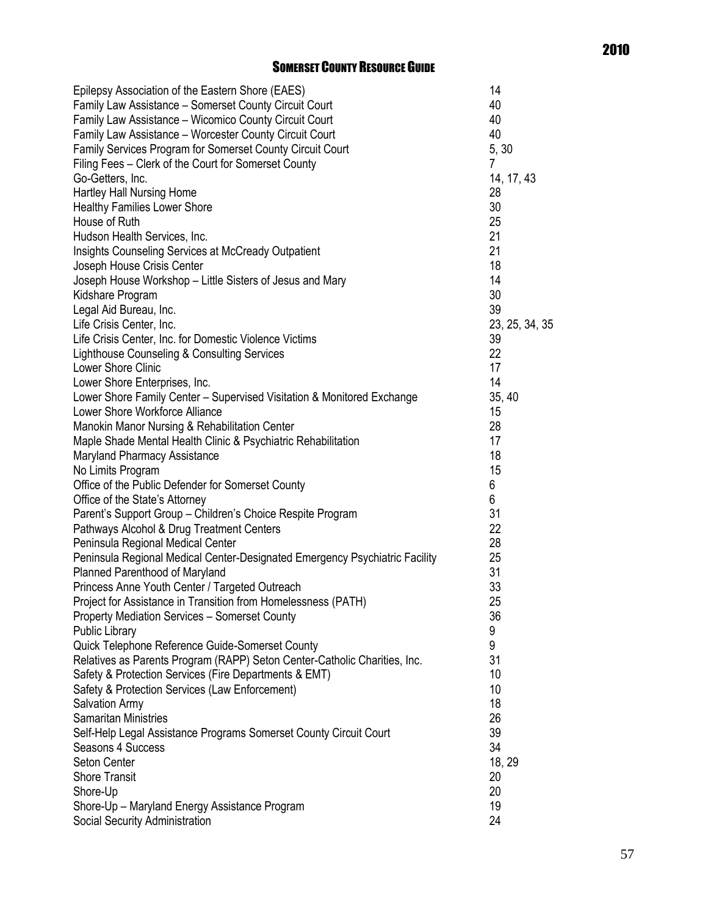| | |
|---|---|
| Epilepsy Association of the Eastern Shore (EAES) | 14 |
| Family Law Assistance – Somerset County Circuit Court | 40 |
| Family Law Assistance – Wicomico County Circuit Court | 40 |
| Family Law Assistance – Worcester County Circuit Court | 40 |
| Family Services Program for Somerset County Circuit Court | 5, 30 |
| Filing Fees – Clerk of the Court for Somerset County | 7 |
| Go-Getters, Inc. | 14, 17, 43 |
| Hartley Hall Nursing Home | 28 |
| Healthy Families Lower Shore | 30 |
| House of Ruth | 25 |
| Hudson Health Services, Inc. | 21 |
| Insights Counseling Services at McCready Outpatient | 21 |
| Joseph House Crisis Center | 18 |
| Joseph House Workshop – Little Sisters of Jesus and Mary | 14 |
| Kidshare Program | 30 |
| Legal Aid Bureau, Inc. | 39 |
| Life Crisis Center, Inc. | 23, 25, 34, 35 |
| Life Crisis Center, Inc. for Domestic Violence Victims | 39 |
| Lighthouse Counseling & Consulting Services | 22 |
| Lower Shore Clinic | 17 |
| Lower Shore Enterprises, Inc. | 14 |
| Lower Shore Family Center – Supervised Visitation & Monitored Exchange | 35, 40 |
| Lower Shore Workforce Alliance | 15 |
| Manokin Manor Nursing & Rehabilitation Center | 28 |
| Maple Shade Mental Health Clinic & Psychiatric Rehabilitation | 17 |
| Maryland Pharmacy Assistance | 18 |
| No Limits Program | 15 |
| Office of the Public Defender for Somerset County | 6 |
| Office of the State's Attorney | 6 |
| Parent's Support Group – Children's Choice Respite Program | 31 |
| Pathways Alcohol & Drug Treatment Centers | 22 |
| Peninsula Regional Medical Center | 28 |
| Peninsula Regional Medical Center-Designated Emergency Psychiatric Facility | 25 |
| Planned Parenthood of Maryland | 31 |
| Princess Anne Youth Center / Targeted Outreach | 33 |
| Project for Assistance in Transition from Homelessness (PATH) | 25 |
| Property Mediation Services – Somerset County | 36 |
| Public Library | 9 |
| Quick Telephone Reference Guide-Somerset County | 9 |
| Relatives as Parents Program (RAPP) Seton Center-Catholic Charities, Inc. | 31 |
| Safety & Protection Services (Fire Departments & EMT) | 10 |
| Safety & Protection Services (Law Enforcement) | 10 |
| Salvation Army | 18 |
| Samaritan Ministries | 26 |
| Self-Help Legal Assistance Programs Somerset County Circuit Court | 39 |
| Seasons 4 Success | 34 |
| Seton Center | 18, 29 |
| Shore Transit | 20 |
| Shore-Up | 20 |
| Shore-Up – Maryland Energy Assistance Program | 19 |
| Social Security Administration | 24 |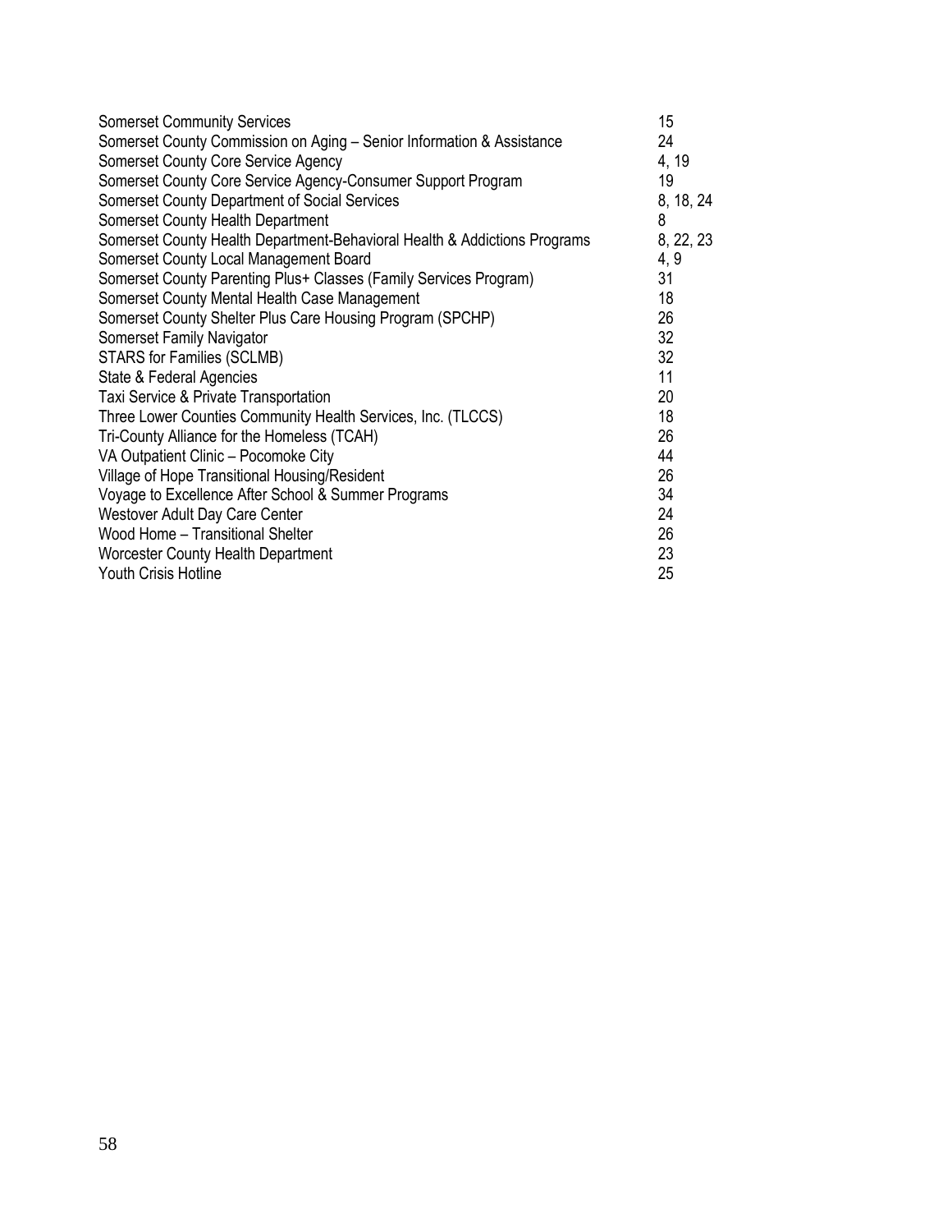| | |
|---|---|
| Somerset Community Services | 15 |
| Somerset County Commission on Aging – Senior Information & Assistance | 24 |
| Somerset County Core Service Agency | 4, 19 |
| Somerset County Core Service Agency-Consumer Support Program | 19 |
| Somerset County Department of Social Services | 8, 18, 24 |
| Somerset County Health Department | 8 |
| Somerset County Health Department-Behavioral Health & Addictions Programs | 8, 22, 23 |
| Somerset County Local Management Board | 4, 9 |
| Somerset County Parenting Plus+ Classes (Family Services Program) | 31 |
| Somerset County Mental Health Case Management | 18 |
| Somerset County Shelter Plus Care Housing Program (SPCHP) | 26 |
| Somerset Family Navigator | 32 |
| STARS for Families (SCLMB) | 32 |
| State & Federal Agencies | 11 |
| Taxi Service & Private Transportation | 20 |
| Three Lower Counties Community Health Services, Inc. (TLCCS) | 18 |
| Tri-County Alliance for the Homeless (TCAH) | 26 |
| VA Outpatient Clinic – Pocomoke City | 44 |
| Village of Hope Transitional Housing/Resident | 26 |
| Voyage to Excellence After School & Summer Programs | 34 |
| Westover Adult Day Care Center | 24 |
| Wood Home – Transitional Shelter | 26 |
| Worcester County Health Department | 23 |
| Youth Crisis Hotline | 25 |